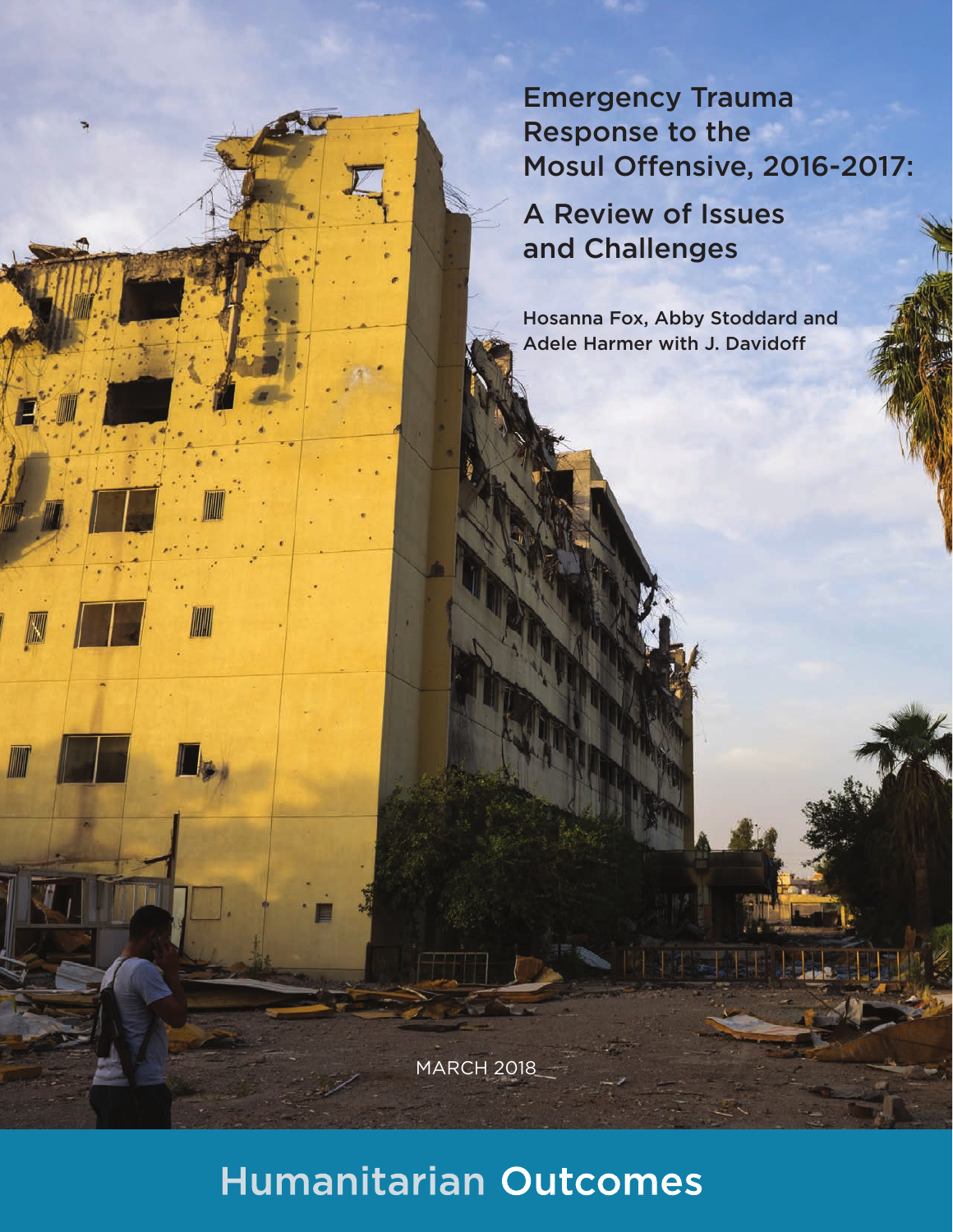# Emergency Trauma Response to the Mosul Offensive, 2016-2017:

## A Review of Issues and Challenges

Hosanna Fox, Abby Stoddard and Adele Harmer with J. Davidoff

MARCH 2018

Humanitarian Outcomes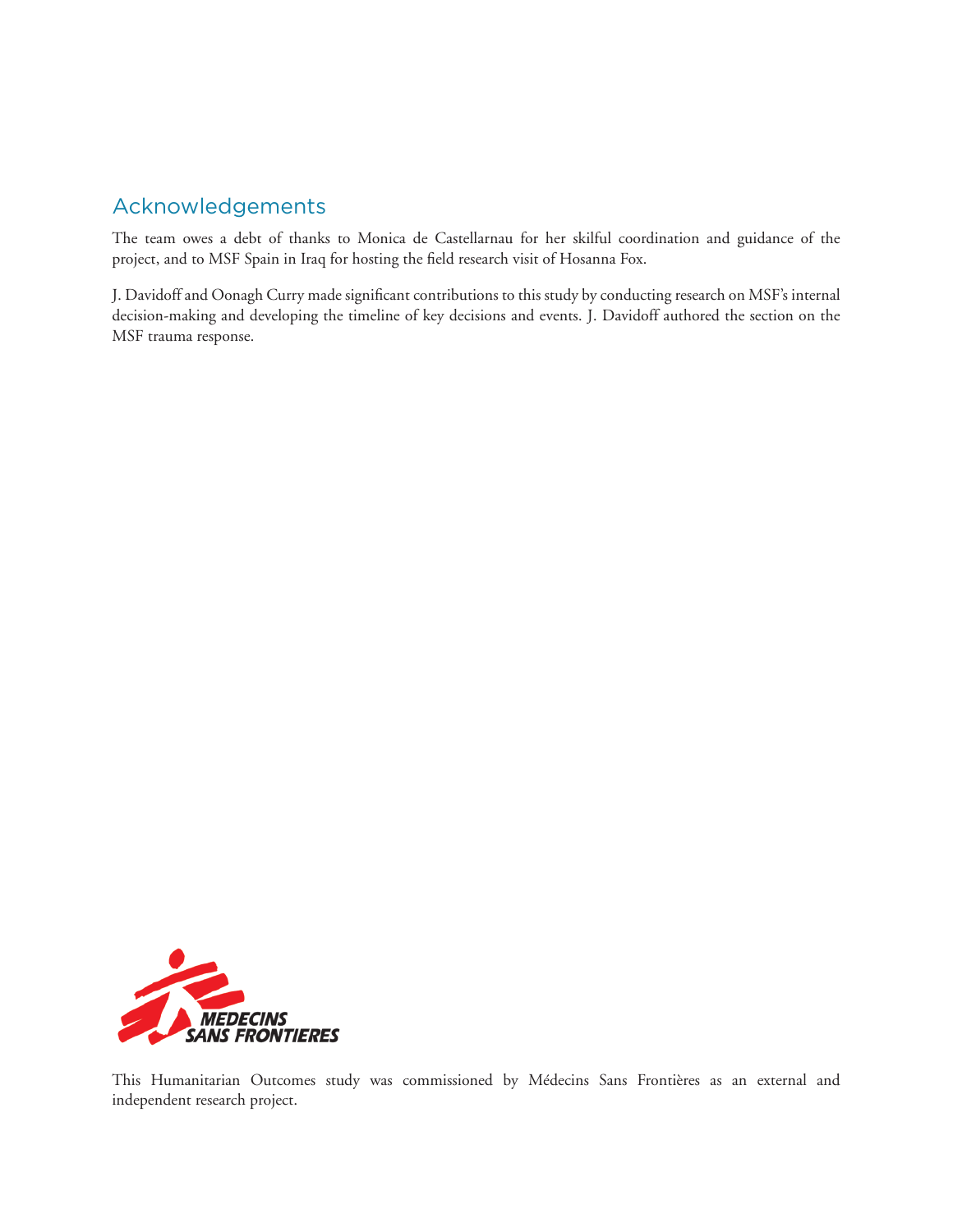## Acknowledgements

The team owes a debt of thanks to Monica de Castellarnau for her skilful coordination and guidance of the project, and to MSF Spain in Iraq for hosting the field research visit of Hosanna Fox.

J. Davidoff and Oonagh Curry made significant contributions to this study by conducting research on MSF's internal decision-making and developing the timeline of key decisions and events. J. Davidoff authored the section on the MSF trauma response.

MEDECINS SANS FRONTIERES

This Humanitarian Outcomes study was commissioned by Médecins Sans Frontières as an external and independent research project.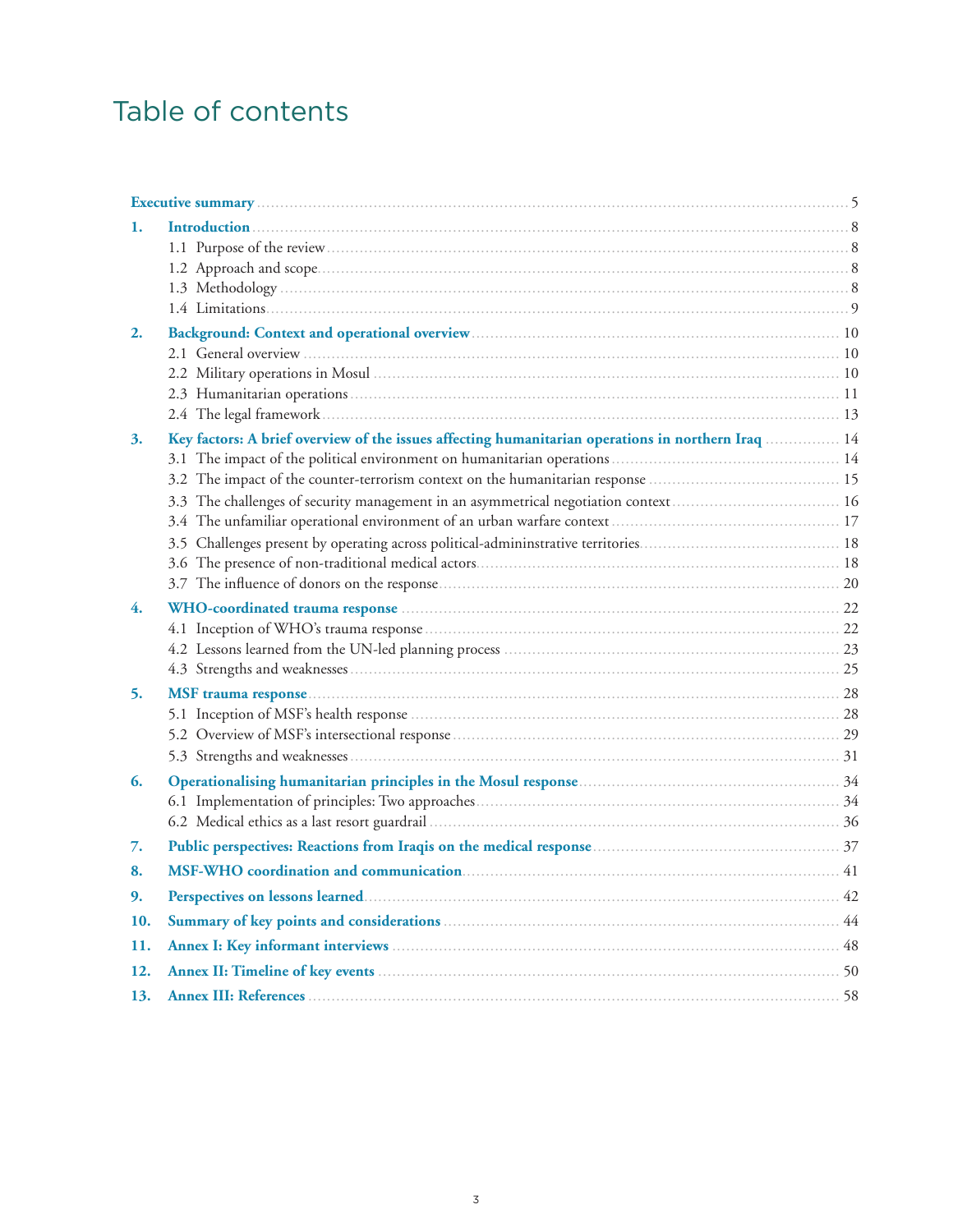# Table of contents

| | | |
|---|---|---|
| **Executive summary** | | 5 |
| **1.** | **Introduction** | 8 |
| | 1.1 Purpose of the review | 8 |
| | 1.2 Approach and scope | 8 |
| | 1.3 Methodology | 8 |
| | 1.4 Limitations | 9 |
| **2.** | **Background: Context and operational overview** | 10 |
| | 2.1 General overview | 10 |
| | 2.2 Military operations in Mosul | 10 |
| | 2.3 Humanitarian operations | 11 |
| | 2.4 The legal framework | 13 |
| **3.** | **Key factors: A brief overview of the issues affecting humanitarian operations in northern Iraq** | 14 |
| | 3.1 The impact of the political environment on humanitarian operations | 14 |
| | 3.2 The impact of the counter-terrorism context on the humanitarian response | 15 |
| | 3.3 The challenges of security management in an asymmetrical negotiation context | 16 |
| | 3.4 The unfamiliar operational environment of an urban warfare context | 17 |
| | 3.5 Challenges present by operating across political-admininstrative territories | 18 |
| | 3.6 The presence of non-traditional medical actors | 18 |
| | 3.7 The influence of donors on the response | 20 |
| **4.** | **WHO-coordinated trauma response** | 22 |
| | 4.1 Inception of WHO's trauma response | 22 |
| | 4.2 Lessons learned from the UN-led planning process | 23 |
| | 4.3 Strengths and weaknesses | 25 |
| **5.** | **MSF trauma response** | 28 |
| | 5.1 Inception of MSF's health response | 28 |
| | 5.2 Overview of MSF's intersectional response | 29 |
| | 5.3 Strengths and weaknesses | 31 |
| **6.** | **Operationalising humanitarian principles in the Mosul response** | 34 |
| | 6.1 Implementation of principles: Two approaches | 34 |
| | 6.2 Medical ethics as a last resort guardrail | 36 |
| **7.** | **Public perspectives: Reactions from Iraqis on the medical response** | 37 |
| **8.** | **MSF-WHO coordination and communication** | 41 |
| **9.** | **Perspectives on lessons learned** | 42 |
| **10.** | **Summary of key points and considerations** | 44 |
| **11.** | **Annex I: Key informant interviews** | 48 |
| **12.** | **Annex II: Timeline of key events** | 50 |
| **13.** | **Annex III: References** | 58 |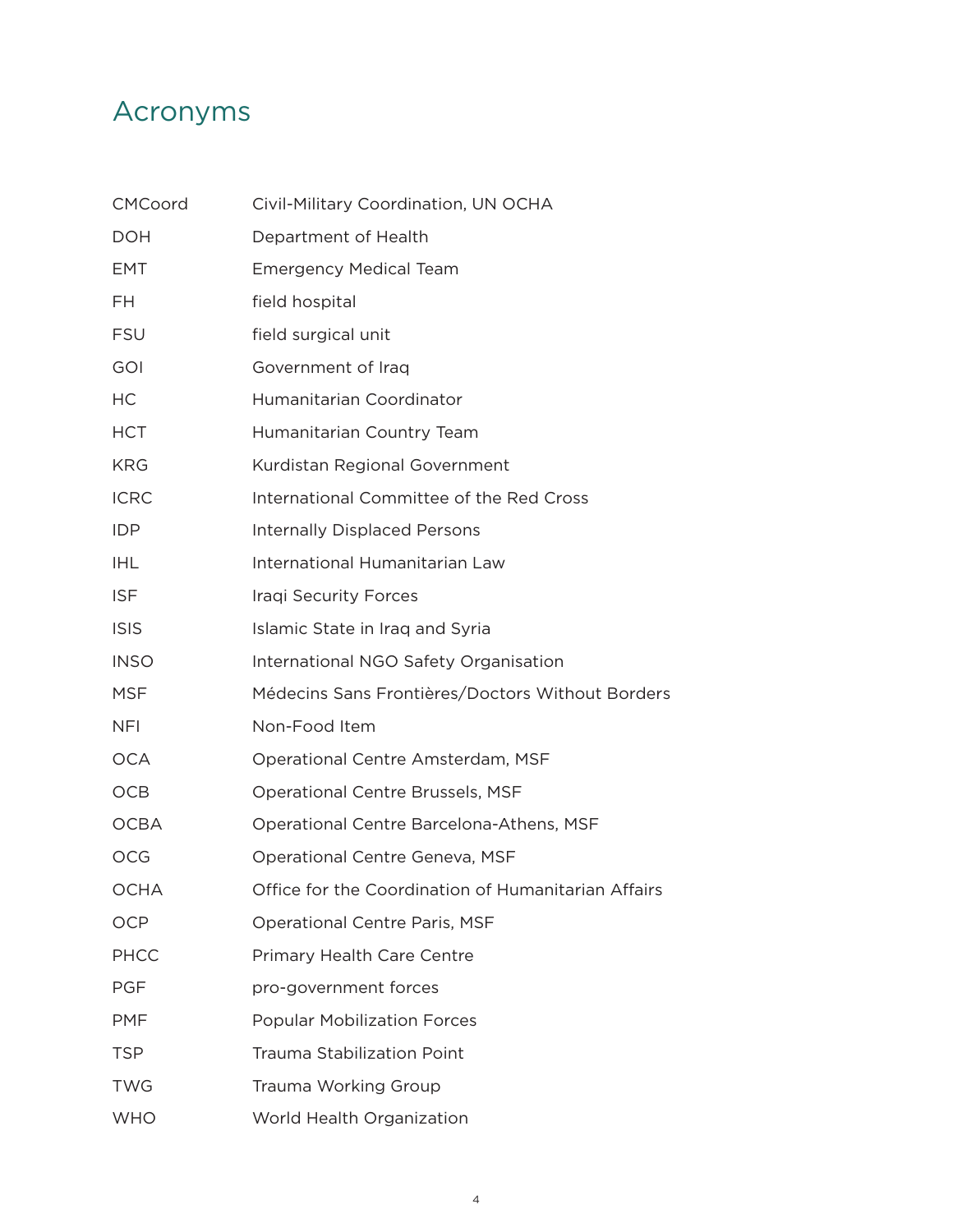# Acronyms

| | |
|---|---|
| CMCoord | Civil-Military Coordination, UN OCHA |
| DOH | Department of Health |
| EMT | Emergency Medical Team |
| FH | field hospital |
| FSU | field surgical unit |
| GOI | Government of Iraq |
| HC | Humanitarian Coordinator |
| HCT | Humanitarian Country Team |
| KRG | Kurdistan Regional Government |
| ICRC | International Committee of the Red Cross |
| IDP | Internally Displaced Persons |
| IHL | International Humanitarian Law |
| ISF | Iraqi Security Forces |
| ISIS | Islamic State in Iraq and Syria |
| INSO | International NGO Safety Organisation |
| MSF | Médecins Sans Frontières/Doctors Without Borders |
| NFI | Non-Food Item |
| OCA | Operational Centre Amsterdam, MSF |
| OCB | Operational Centre Brussels, MSF |
| OCBA | Operational Centre Barcelona-Athens, MSF |
| OCG | Operational Centre Geneva, MSF |
| OCHA | Office for the Coordination of Humanitarian Affairs |
| OCP | Operational Centre Paris, MSF |
| PHCC | Primary Health Care Centre |
| PGF | pro-government forces |
| PMF | Popular Mobilization Forces |
| TSP | Trauma Stabilization Point |
| TWG | Trauma Working Group |
| WHO | World Health Organization |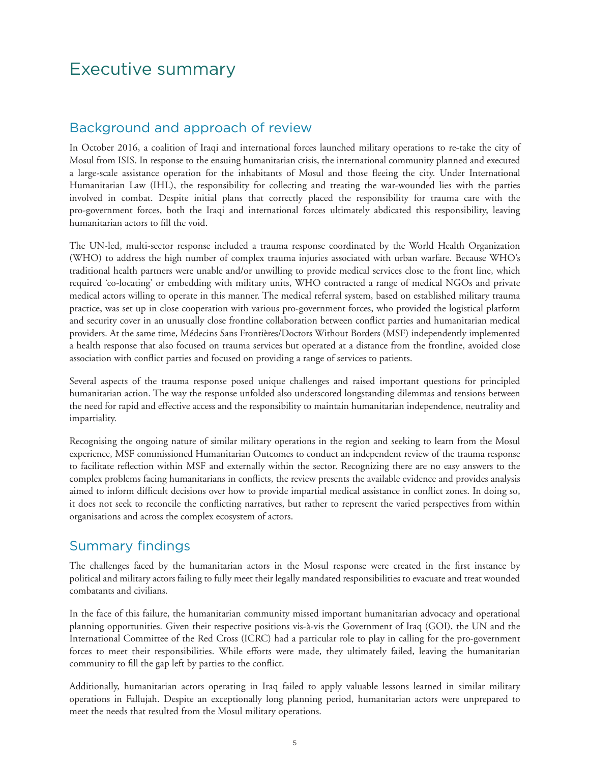# Executive summary

## Background and approach of review

In October 2016, a coalition of Iraqi and international forces launched military operations to re-take the city of Mosul from ISIS. In response to the ensuing humanitarian crisis, the international community planned and executed a large-scale assistance operation for the inhabitants of Mosul and those fleeing the city. Under International Humanitarian Law (IHL), the responsibility for collecting and treating the war-wounded lies with the parties involved in combat. Despite initial plans that correctly placed the responsibility for trauma care with the pro-government forces, both the Iraqi and international forces ultimately abdicated this responsibility, leaving humanitarian actors to fill the void.

The UN-led, multi-sector response included a trauma response coordinated by the World Health Organization (WHO) to address the high number of complex trauma injuries associated with urban warfare. Because WHO's traditional health partners were unable and/or unwilling to provide medical services close to the front line, which required 'co-locating' or embedding with military units, WHO contracted a range of medical NGOs and private medical actors willing to operate in this manner. The medical referral system, based on established military trauma practice, was set up in close cooperation with various pro-government forces, who provided the logistical platform and security cover in an unusually close frontline collaboration between conflict parties and humanitarian medical providers. At the same time, Médecins Sans Frontières/Doctors Without Borders (MSF) independently implemented a health response that also focused on trauma services but operated at a distance from the frontline, avoided close association with conflict parties and focused on providing a range of services to patients.

Several aspects of the trauma response posed unique challenges and raised important questions for principled humanitarian action. The way the response unfolded also underscored longstanding dilemmas and tensions between the need for rapid and effective access and the responsibility to maintain humanitarian independence, neutrality and impartiality.

Recognising the ongoing nature of similar military operations in the region and seeking to learn from the Mosul experience, MSF commissioned Humanitarian Outcomes to conduct an independent review of the trauma response to facilitate reflection within MSF and externally within the sector. Recognizing there are no easy answers to the complex problems facing humanitarians in conflicts, the review presents the available evidence and provides analysis aimed to inform difficult decisions over how to provide impartial medical assistance in conflict zones. In doing so, it does not seek to reconcile the conflicting narratives, but rather to represent the varied perspectives from within organisations and across the complex ecosystem of actors.

## Summary findings

The challenges faced by the humanitarian actors in the Mosul response were created in the first instance by political and military actors failing to fully meet their legally mandated responsibilities to evacuate and treat wounded combatants and civilians.

In the face of this failure, the humanitarian community missed important humanitarian advocacy and operational planning opportunities. Given their respective positions vis-à-vis the Government of Iraq (GOI), the UN and the International Committee of the Red Cross (ICRC) had a particular role to play in calling for the pro-government forces to meet their responsibilities. While efforts were made, they ultimately failed, leaving the humanitarian community to fill the gap left by parties to the conflict.

Additionally, humanitarian actors operating in Iraq failed to apply valuable lessons learned in similar military operations in Fallujah. Despite an exceptionally long planning period, humanitarian actors were unprepared to meet the needs that resulted from the Mosul military operations.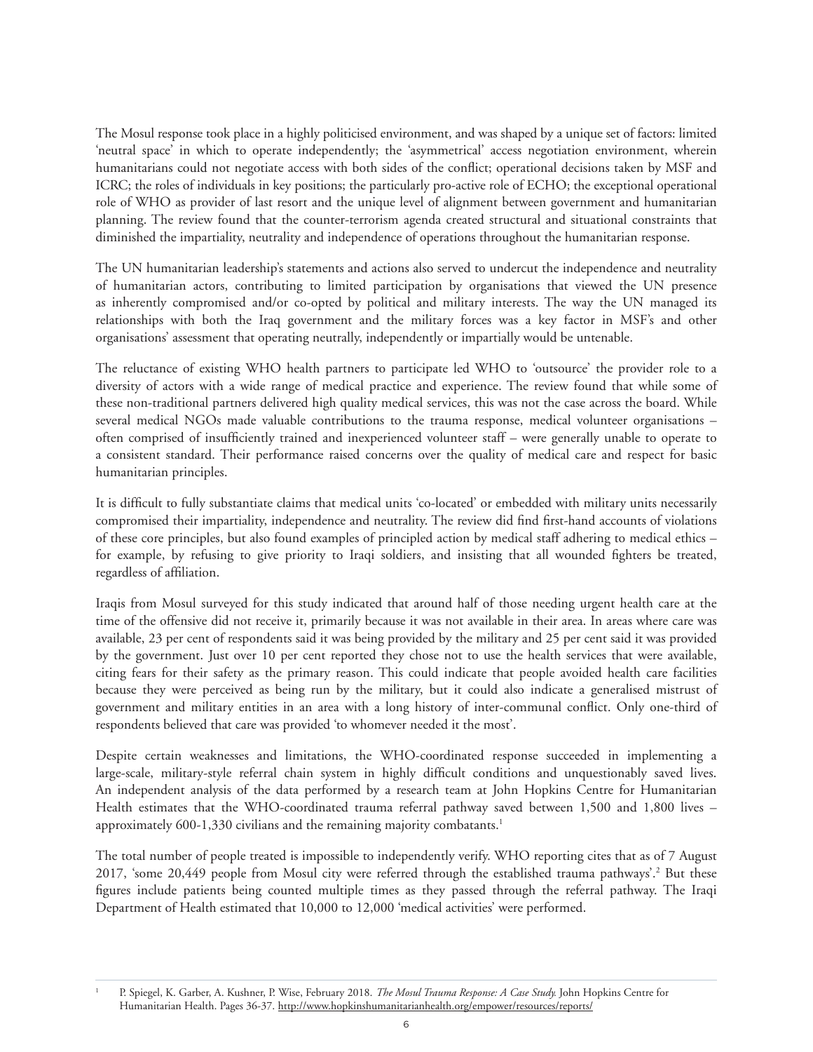The Mosul response took place in a highly politicised environment, and was shaped by a unique set of factors: limited 'neutral space' in which to operate independently; the 'asymmetrical' access negotiation environment, wherein humanitarians could not negotiate access with both sides of the conflict; operational decisions taken by MSF and ICRC; the roles of individuals in key positions; the particularly pro-active role of ECHO; the exceptional operational role of WHO as provider of last resort and the unique level of alignment between government and humanitarian planning. The review found that the counter-terrorism agenda created structural and situational constraints that diminished the impartiality, neutrality and independence of operations throughout the humanitarian response.

The UN humanitarian leadership's statements and actions also served to undercut the independence and neutrality of humanitarian actors, contributing to limited participation by organisations that viewed the UN presence as inherently compromised and/or co-opted by political and military interests. The way the UN managed its relationships with both the Iraq government and the military forces was a key factor in MSF's and other organisations' assessment that operating neutrally, independently or impartially would be untenable.

The reluctance of existing WHO health partners to participate led WHO to 'outsource' the provider role to a diversity of actors with a wide range of medical practice and experience. The review found that while some of these non-traditional partners delivered high quality medical services, this was not the case across the board. While several medical NGOs made valuable contributions to the trauma response, medical volunteer organisations – often comprised of insufficiently trained and inexperienced volunteer staff – were generally unable to operate to a consistent standard. Their performance raised concerns over the quality of medical care and respect for basic humanitarian principles.

It is difficult to fully substantiate claims that medical units 'co-located' or embedded with military units necessarily compromised their impartiality, independence and neutrality. The review did find first-hand accounts of violations of these core principles, but also found examples of principled action by medical staff adhering to medical ethics – for example, by refusing to give priority to Iraqi soldiers, and insisting that all wounded fighters be treated, regardless of affiliation.

Iraqis from Mosul surveyed for this study indicated that around half of those needing urgent health care at the time of the offensive did not receive it, primarily because it was not available in their area. In areas where care was available, 23 per cent of respondents said it was being provided by the military and 25 per cent said it was provided by the government. Just over 10 per cent reported they chose not to use the health services that were available, citing fears for their safety as the primary reason. This could indicate that people avoided health care facilities because they were perceived as being run by the military, but it could also indicate a generalised mistrust of government and military entities in an area with a long history of inter-communal conflict. Only one-third of respondents believed that care was provided 'to whomever needed it the most'.

Despite certain weaknesses and limitations, the WHO-coordinated response succeeded in implementing a large-scale, military-style referral chain system in highly difficult conditions and unquestionably saved lives. An independent analysis of the data performed by a research team at John Hopkins Centre for Humanitarian Health estimates that the WHO-coordinated trauma referral pathway saved between 1,500 and 1,800 lives – approximately 600-1,330 civilians and the remaining majority combatants.[1]

The total number of people treated is impossible to independently verify. WHO reporting cites that as of 7 August 2017, 'some 20,449 people from Mosul city were referred through the established trauma pathways'.[2] But these figures include patients being counted multiple times as they passed through the referral pathway. The Iraqi Department of Health estimated that 10,000 to 12,000 'medical activities' were performed.

---

[1] P. Spiegel, K. Garber, A. Kushner, P. Wise, February 2018. *The Mosul Trauma Response: A Case Study.* John Hopkins Centre for Humanitarian Health. Pages 36-37. http://www.hopkinshumanitarianhealth.org/empower/resources/reports/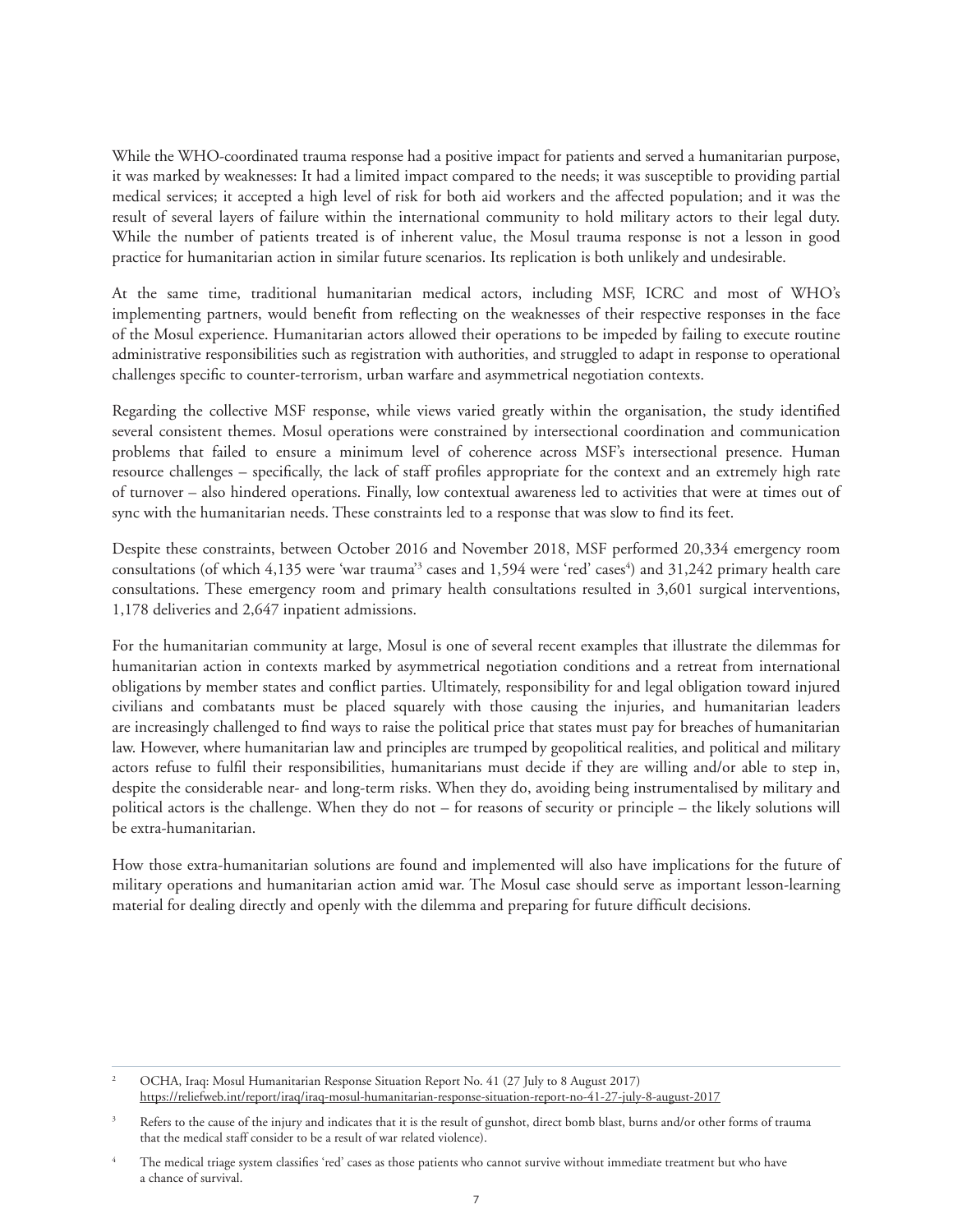While the WHO-coordinated trauma response had a positive impact for patients and served a humanitarian purpose, it was marked by weaknesses: It had a limited impact compared to the needs; it was susceptible to providing partial medical services; it accepted a high level of risk for both aid workers and the affected population; and it was the result of several layers of failure within the international community to hold military actors to their legal duty. While the number of patients treated is of inherent value, the Mosul trauma response is not a lesson in good practice for humanitarian action in similar future scenarios. Its replication is both unlikely and undesirable.

At the same time, traditional humanitarian medical actors, including MSF, ICRC and most of WHO's implementing partners, would benefit from reflecting on the weaknesses of their respective responses in the face of the Mosul experience. Humanitarian actors allowed their operations to be impeded by failing to execute routine administrative responsibilities such as registration with authorities, and struggled to adapt in response to operational challenges specific to counter-terrorism, urban warfare and asymmetrical negotiation contexts.

Regarding the collective MSF response, while views varied greatly within the organisation, the study identified several consistent themes. Mosul operations were constrained by intersectional coordination and communication problems that failed to ensure a minimum level of coherence across MSF's intersectional presence. Human resource challenges – specifically, the lack of staff profiles appropriate for the context and an extremely high rate of turnover – also hindered operations. Finally, low contextual awareness led to activities that were at times out of sync with the humanitarian needs. These constraints led to a response that was slow to find its feet.

Despite these constraints, between October 2016 and November 2018, MSF performed 20,334 emergency room consultations (of which 4,135 were 'war trauma'[3] cases and 1,594 were 'red' cases[4]) and 31,242 primary health care consultations. These emergency room and primary health consultations resulted in 3,601 surgical interventions, 1,178 deliveries and 2,647 inpatient admissions.

For the humanitarian community at large, Mosul is one of several recent examples that illustrate the dilemmas for humanitarian action in contexts marked by asymmetrical negotiation conditions and a retreat from international obligations by member states and conflict parties. Ultimately, responsibility for and legal obligation toward injured civilians and combatants must be placed squarely with those causing the injuries, and humanitarian leaders are increasingly challenged to find ways to raise the political price that states must pay for breaches of humanitarian law. However, where humanitarian law and principles are trumped by geopolitical realities, and political and military actors refuse to fulfil their responsibilities, humanitarians must decide if they are willing and/or able to step in, despite the considerable near- and long-term risks. When they do, avoiding being instrumentalised by military and political actors is the challenge. When they do not – for reasons of security or principle – the likely solutions will be extra-humanitarian.

How those extra-humanitarian solutions are found and implemented will also have implications for the future of military operations and humanitarian action amid war. The Mosul case should serve as important lesson-learning material for dealing directly and openly with the dilemma and preparing for future difficult decisions.

---

[2] OCHA, Iraq: Mosul Humanitarian Response Situation Report No. 41 (27 July to 8 August 2017) https://reliefweb.int/report/iraq/iraq-mosul-humanitarian-response-situation-report-no-41-27-july-8-august-2017

[3] Refers to the cause of the injury and indicates that it is the result of gunshot, direct bomb blast, burns and/or other forms of trauma that the medical staff consider to be a result of war related violence).

[4] The medical triage system classifies 'red' cases as those patients who cannot survive without immediate treatment but who have a chance of survival.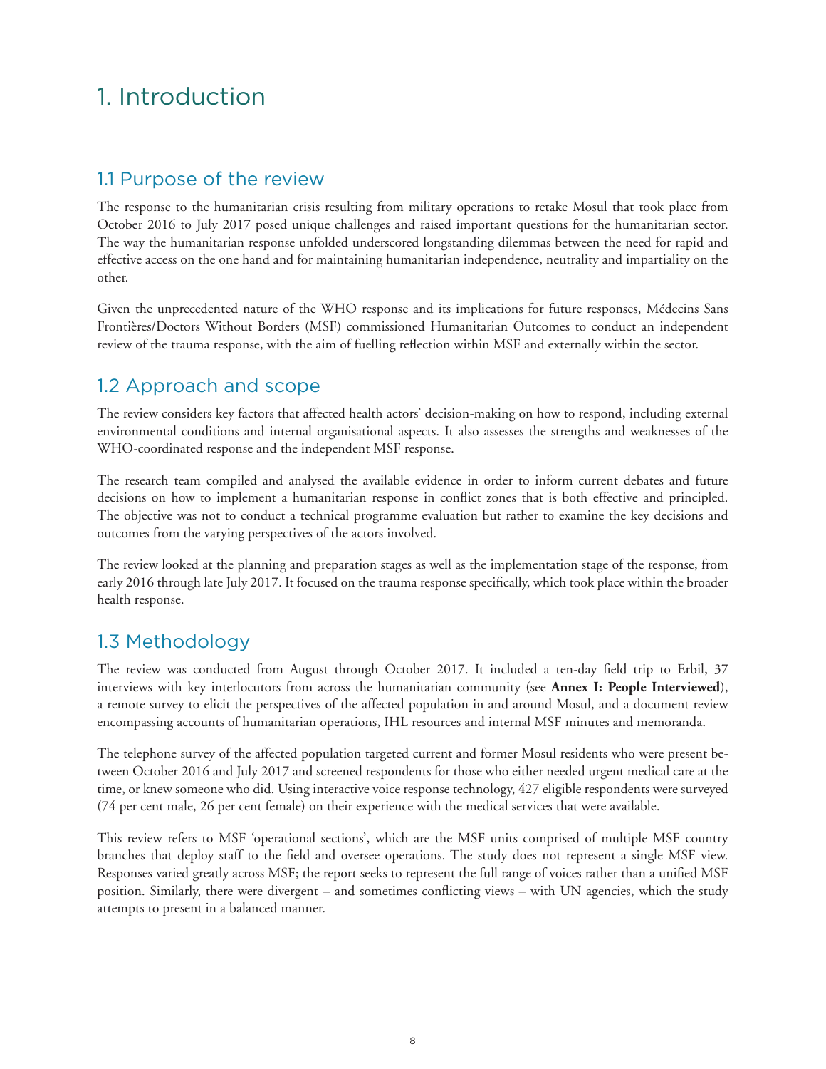# 1. Introduction

## 1.1 Purpose of the review

The response to the humanitarian crisis resulting from military operations to retake Mosul that took place from October 2016 to July 2017 posed unique challenges and raised important questions for the humanitarian sector. The way the humanitarian response unfolded underscored longstanding dilemmas between the need for rapid and effective access on the one hand and for maintaining humanitarian independence, neutrality and impartiality on the other.

Given the unprecedented nature of the WHO response and its implications for future responses, Médecins Sans Frontières/Doctors Without Borders (MSF) commissioned Humanitarian Outcomes to conduct an independent review of the trauma response, with the aim of fuelling reflection within MSF and externally within the sector.

## 1.2 Approach and scope

The review considers key factors that affected health actors' decision-making on how to respond, including external environmental conditions and internal organisational aspects. It also assesses the strengths and weaknesses of the WHO-coordinated response and the independent MSF response.

The research team compiled and analysed the available evidence in order to inform current debates and future decisions on how to implement a humanitarian response in conflict zones that is both effective and principled. The objective was not to conduct a technical programme evaluation but rather to examine the key decisions and outcomes from the varying perspectives of the actors involved.

The review looked at the planning and preparation stages as well as the implementation stage of the response, from early 2016 through late July 2017. It focused on the trauma response specifically, which took place within the broader health response.

## 1.3 Methodology

The review was conducted from August through October 2017. It included a ten-day field trip to Erbil, 37 interviews with key interlocutors from across the humanitarian community (see **Annex I: People Interviewed**), a remote survey to elicit the perspectives of the affected population in and around Mosul, and a document review encompassing accounts of humanitarian operations, IHL resources and internal MSF minutes and memoranda.

The telephone survey of the affected population targeted current and former Mosul residents who were present between October 2016 and July 2017 and screened respondents for those who either needed urgent medical care at the time, or knew someone who did. Using interactive voice response technology, 427 eligible respondents were surveyed (74 per cent male, 26 per cent female) on their experience with the medical services that were available.

This review refers to MSF 'operational sections', which are the MSF units comprised of multiple MSF country branches that deploy staff to the field and oversee operations. The study does not represent a single MSF view. Responses varied greatly across MSF; the report seeks to represent the full range of voices rather than a unified MSF position. Similarly, there were divergent – and sometimes conflicting views – with UN agencies, which the study attempts to present in a balanced manner.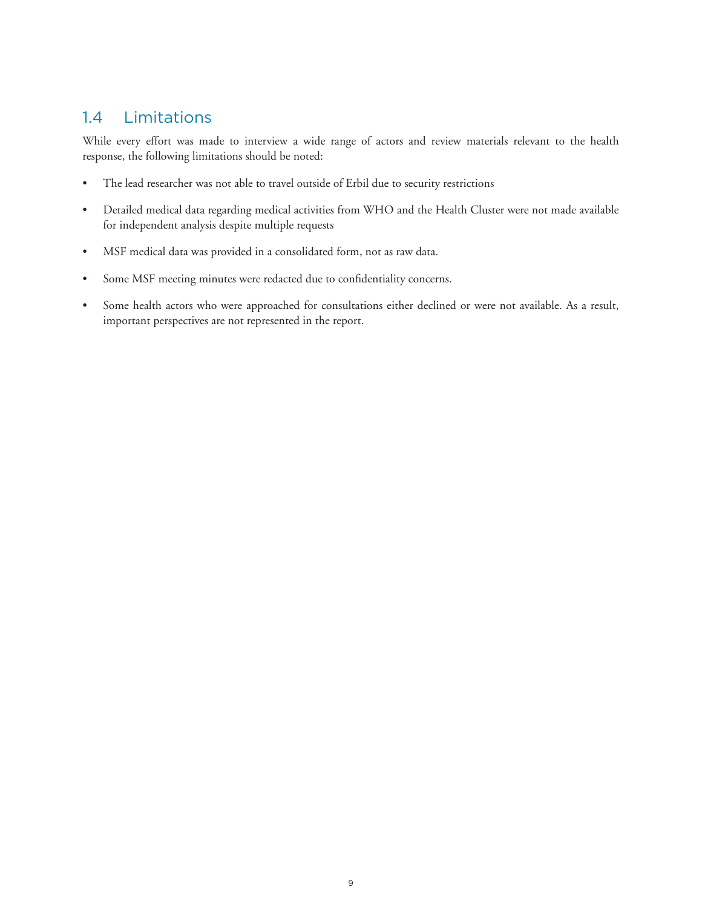## 1.4 Limitations

While every effort was made to interview a wide range of actors and review materials relevant to the health response, the following limitations should be noted:

- The lead researcher was not able to travel outside of Erbil due to security restrictions
- Detailed medical data regarding medical activities from WHO and the Health Cluster were not made available for independent analysis despite multiple requests
- MSF medical data was provided in a consolidated form, not as raw data.
- Some MSF meeting minutes were redacted due to confidentiality concerns.
- Some health actors who were approached for consultations either declined or were not available. As a result, important perspectives are not represented in the report.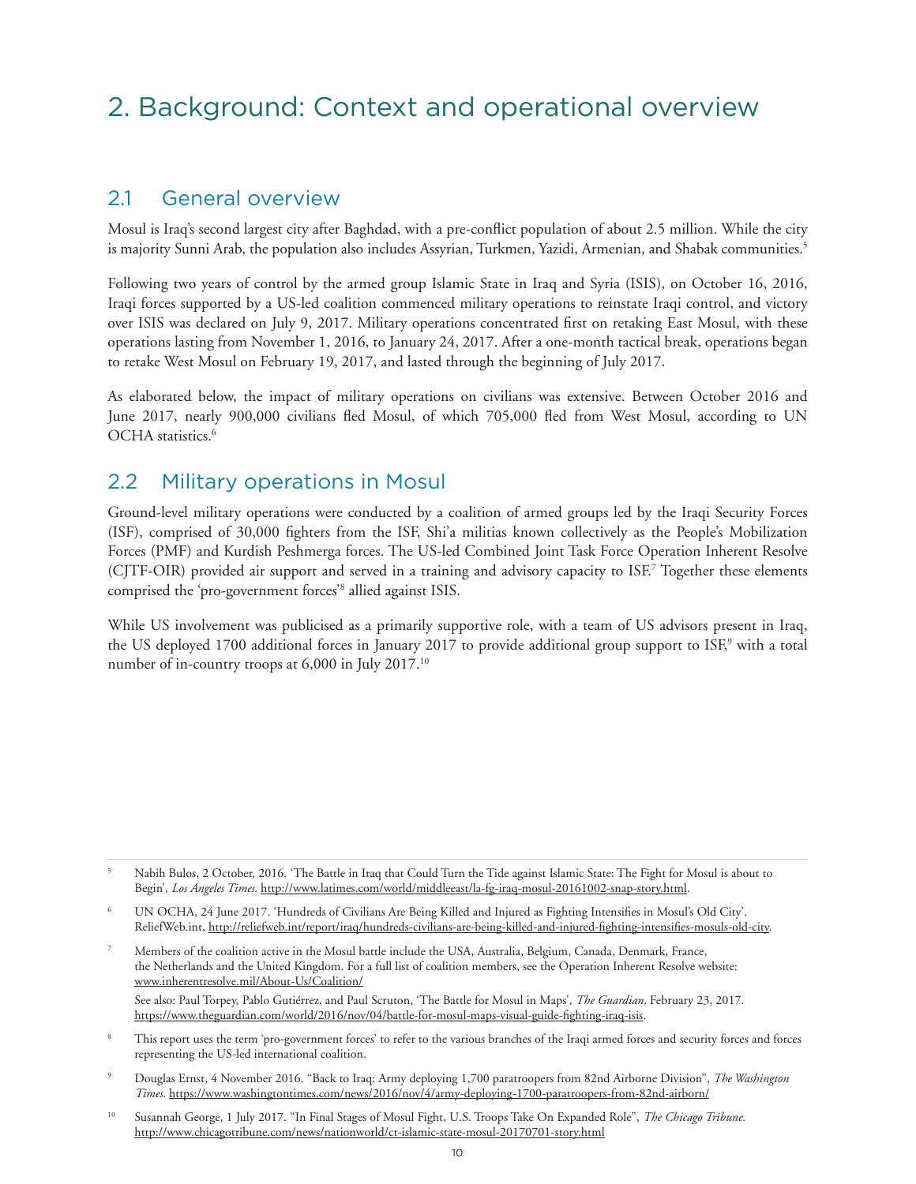# 2. Background: Context and operational overview

## 2.1 General overview

Mosul is Iraq's second largest city after Baghdad, with a pre-conflict population of about 2.5 million. While the city is majority Sunni Arab, the population also includes Assyrian, Turkmen, Yazidi, Armenian, and Shabak communities.[5]

Following two years of control by the armed group Islamic State in Iraq and Syria (ISIS), on October 16, 2016, Iraqi forces supported by a US-led coalition commenced military operations to reinstate Iraqi control, and victory over ISIS was declared on July 9, 2017. Military operations concentrated first on retaking East Mosul, with these operations lasting from November 1, 2016, to January 24, 2017. After a one-month tactical break, operations began to retake West Mosul on February 19, 2017, and lasted through the beginning of July 2017.

As elaborated below, the impact of military operations on civilians was extensive. Between October 2016 and June 2017, nearly 900,000 civilians fled Mosul, of which 705,000 fled from West Mosul, according to UN OCHA statistics.[6]

## 2.2 Military operations in Mosul

Ground-level military operations were conducted by a coalition of armed groups led by the Iraqi Security Forces (ISF), comprised of 30,000 fighters from the ISF, Shi'a militias known collectively as the People's Mobilization Forces (PMF) and Kurdish Peshmerga forces. The US-led Combined Joint Task Force Operation Inherent Resolve (CJTF-OIR) provided air support and served in a training and advisory capacity to ISF.[7] Together these elements comprised the 'pro-government forces'[8] allied against ISIS.

While US involvement was publicised as a primarily supportive role, with a team of US advisors present in Iraq, the US deployed 1700 additional forces in January 2017 to provide additional group support to ISF,[9] with a total number of in-country troops at 6,000 in July 2017.[10]

---

[5] Nabih Bulos, 2 October, 2016. 'The Battle in Iraq that Could Turn the Tide against Islamic State: The Fight for Mosul is about to Begin', *Los Angeles Times.* http://www.latimes.com/world/middleeast/la-fg-iraq-mosul-20161002-snap-story.html.

[6] UN OCHA, 24 June 2017. 'Hundreds of Civilians Are Being Killed and Injured as Fighting Intensifies in Mosul's Old City'. ReliefWeb.int, http://reliefweb.int/report/iraq/hundreds-civilians-are-being-killed-and-injured-fighting-intensifies-mosuls-old-city.

[7] Members of the coalition active in the Mosul battle include the USA, Australia, Belgium, Canada, Denmark, France, the Netherlands and the United Kingdom. For a full list of coalition members, see the Operation Inherent Resolve website: www.inherentresolve.mil/About-Us/Coalition/

See also: Paul Torpey, Pablo Gutiérrez, and Paul Scruton, 'The Battle for Mosul in Maps', *The Guardian,* February 23, 2017. https://www.theguardian.com/world/2016/nov/04/battle-for-mosul-maps-visual-guide-fighting-iraq-isis.

[8] This report uses the term 'pro-government forces' to refer to the various branches of the Iraqi armed forces and security forces and forces representing the US-led international coalition.

[9] Douglas Ernst, 4 November 2016. "Back to Iraq: Army deploying 1,700 paratroopers from 82nd Airborne Division", *The Washington Times.* https://www.washingtontimes.com/news/2016/nov/4/army-deploying-1700-paratroopers-from-82nd-airborn/

[10] Susannah George, 1 July 2017. "In Final Stages of Mosul Fight, U.S. Troops Take On Expanded Role", *The Chicago Tribune.* http://www.chicagotribune.com/news/nationworld/ct-islamic-state-mosul-20170701-story.html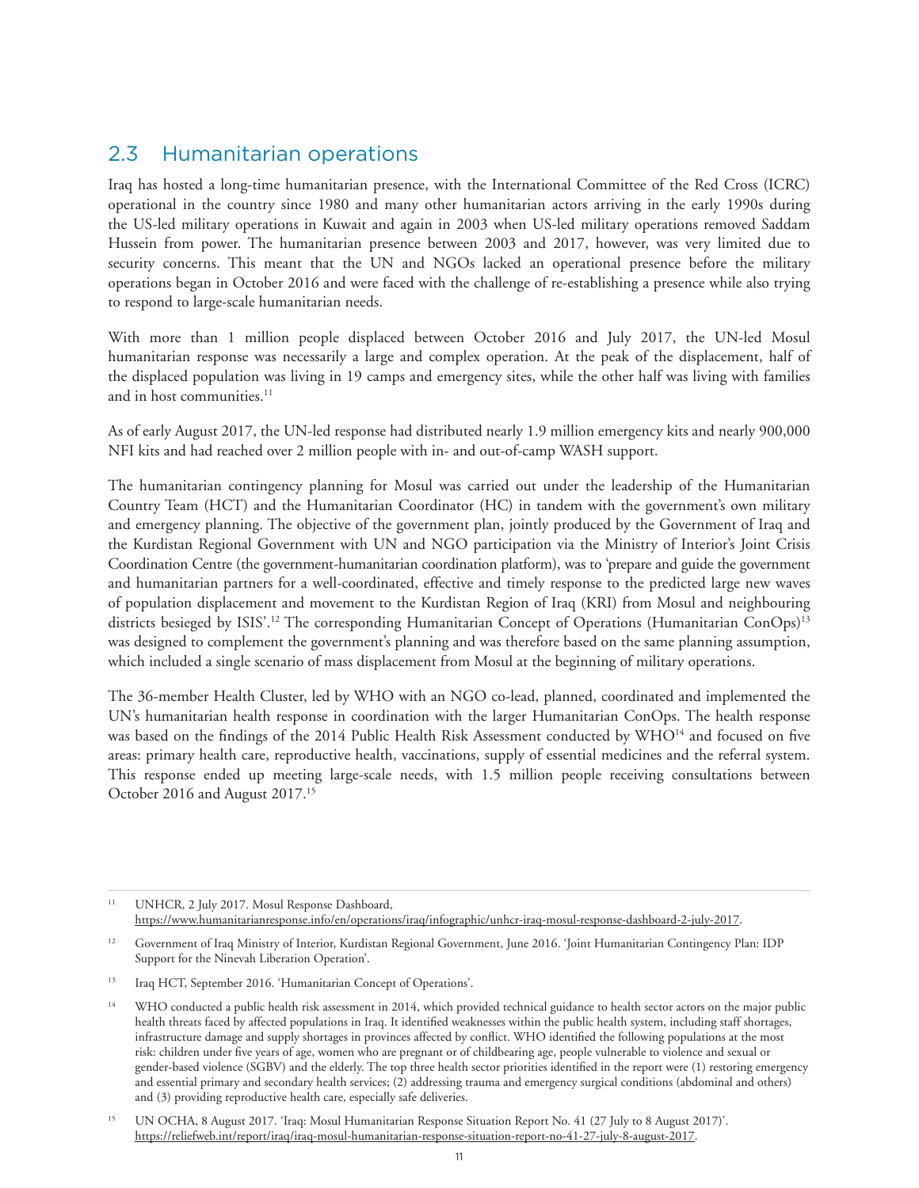## 2.3 Humanitarian operations

Iraq has hosted a long-time humanitarian presence, with the International Committee of the Red Cross (ICRC) operational in the country since 1980 and many other humanitarian actors arriving in the early 1990s during the US-led military operations in Kuwait and again in 2003 when US-led military operations removed Saddam Hussein from power. The humanitarian presence between 2003 and 2017, however, was very limited due to security concerns. This meant that the UN and NGOs lacked an operational presence before the military operations began in October 2016 and were faced with the challenge of re-establishing a presence while also trying to respond to large-scale humanitarian needs.

With more than 1 million people displaced between October 2016 and July 2017, the UN-led Mosul humanitarian response was necessarily a large and complex operation. At the peak of the displacement, half of the displaced population was living in 19 camps and emergency sites, while the other half was living with families and in host communities.[11]

As of early August 2017, the UN-led response had distributed nearly 1.9 million emergency kits and nearly 900,000 NFI kits and had reached over 2 million people with in- and out-of-camp WASH support.

The humanitarian contingency planning for Mosul was carried out under the leadership of the Humanitarian Country Team (HCT) and the Humanitarian Coordinator (HC) in tandem with the government's own military and emergency planning. The objective of the government plan, jointly produced by the Government of Iraq and the Kurdistan Regional Government with UN and NGO participation via the Ministry of Interior's Joint Crisis Coordination Centre (the government-humanitarian coordination platform), was to 'prepare and guide the government and humanitarian partners for a well-coordinated, effective and timely response to the predicted large new waves of population displacement and movement to the Kurdistan Region of Iraq (KRI) from Mosul and neighbouring districts besieged by ISIS'.[12] The corresponding Humanitarian Concept of Operations (Humanitarian ConOps)[13] was designed to complement the government's planning and was therefore based on the same planning assumption, which included a single scenario of mass displacement from Mosul at the beginning of military operations.

The 36-member Health Cluster, led by WHO with an NGO co-lead, planned, coordinated and implemented the UN's humanitarian health response in coordination with the larger Humanitarian ConOps. The health response was based on the findings of the 2014 Public Health Risk Assessment conducted by WHO[14] and focused on five areas: primary health care, reproductive health, vaccinations, supply of essential medicines and the referral system. This response ended up meeting large-scale needs, with 1.5 million people receiving consultations between October 2016 and August 2017.[15]

---

[11] UNHCR, 2 July 2017. Mosul Response Dashboard, https://www.humanitarianresponse.info/en/operations/iraq/infographic/unhcr-iraq-mosul-response-dashboard-2-july-2017.

[12] Government of Iraq Ministry of Interior, Kurdistan Regional Government, June 2016. 'Joint Humanitarian Contingency Plan: IDP Support for the Ninevah Liberation Operation'.

[13] Iraq HCT, September 2016. 'Humanitarian Concept of Operations'.

[14] WHO conducted a public health risk assessment in 2014, which provided technical guidance to health sector actors on the major public health threats faced by affected populations in Iraq. It identified weaknesses within the public health system, including staff shortages, infrastructure damage and supply shortages in provinces affected by conflict. WHO identified the following populations at the most risk: children under five years of age, women who are pregnant or of childbearing age, people vulnerable to violence and sexual or gender-based violence (SGBV) and the elderly. The top three health sector priorities identified in the report were (1) restoring emergency and essential primary and secondary health services; (2) addressing trauma and emergency surgical conditions (abdominal and others) and (3) providing reproductive health care, especially safe deliveries.

[15] UN OCHA, 8 August 2017. 'Iraq: Mosul Humanitarian Response Situation Report No. 41 (27 July to 8 August 2017)'. https://reliefweb.int/report/iraq/iraq-mosul-humanitarian-response-situation-report-no-41-27-july-8-august-2017.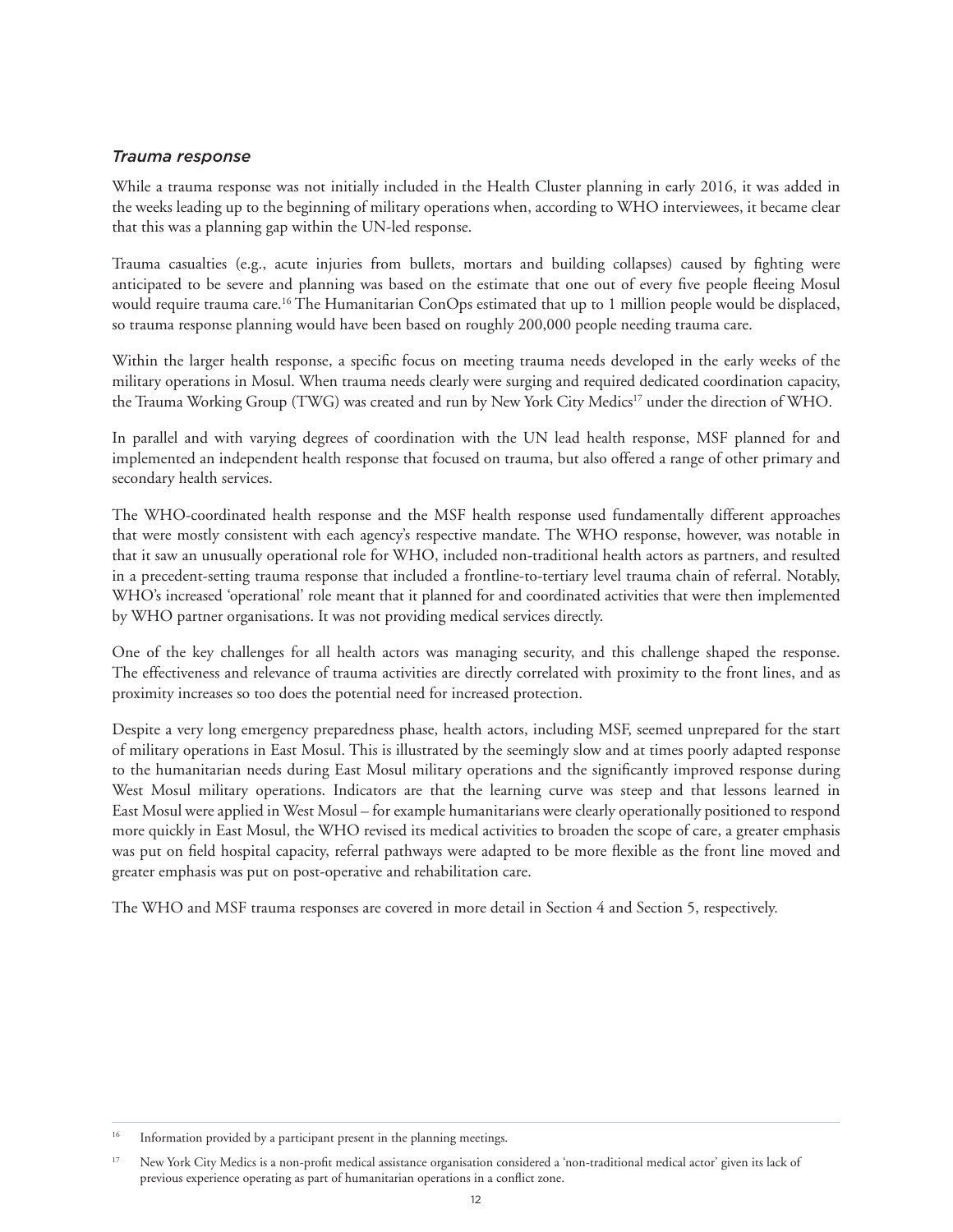### *Trauma response*

While a trauma response was not initially included in the Health Cluster planning in early 2016, it was added in the weeks leading up to the beginning of military operations when, according to WHO interviewees, it became clear that this was a planning gap within the UN-led response.

Trauma casualties (e.g., acute injuries from bullets, mortars and building collapses) caused by fighting were anticipated to be severe and planning was based on the estimate that one out of every five people fleeing Mosul would require trauma care.[16] The Humanitarian ConOps estimated that up to 1 million people would be displaced, so trauma response planning would have been based on roughly 200,000 people needing trauma care.

Within the larger health response, a specific focus on meeting trauma needs developed in the early weeks of the military operations in Mosul. When trauma needs clearly were surging and required dedicated coordination capacity, the Trauma Working Group (TWG) was created and run by New York City Medics[17] under the direction of WHO.

In parallel and with varying degrees of coordination with the UN lead health response, MSF planned for and implemented an independent health response that focused on trauma, but also offered a range of other primary and secondary health services.

The WHO-coordinated health response and the MSF health response used fundamentally different approaches that were mostly consistent with each agency's respective mandate. The WHO response, however, was notable in that it saw an unusually operational role for WHO, included non-traditional health actors as partners, and resulted in a precedent-setting trauma response that included a frontline-to-tertiary level trauma chain of referral. Notably, WHO's increased 'operational' role meant that it planned for and coordinated activities that were then implemented by WHO partner organisations. It was not providing medical services directly.

One of the key challenges for all health actors was managing security, and this challenge shaped the response. The effectiveness and relevance of trauma activities are directly correlated with proximity to the front lines, and as proximity increases so too does the potential need for increased protection.

Despite a very long emergency preparedness phase, health actors, including MSF, seemed unprepared for the start of military operations in East Mosul. This is illustrated by the seemingly slow and at times poorly adapted response to the humanitarian needs during East Mosul military operations and the significantly improved response during West Mosul military operations. Indicators are that the learning curve was steep and that lessons learned in East Mosul were applied in West Mosul – for example humanitarians were clearly operationally positioned to respond more quickly in East Mosul, the WHO revised its medical activities to broaden the scope of care, a greater emphasis was put on field hospital capacity, referral pathways were adapted to be more flexible as the front line moved and greater emphasis was put on post-operative and rehabilitation care.

The WHO and MSF trauma responses are covered in more detail in Section 4 and Section 5, respectively.

---

[16] Information provided by a participant present in the planning meetings.

[17] New York City Medics is a non-profit medical assistance organisation considered a 'non-traditional medical actor' given its lack of previous experience operating as part of humanitarian operations in a conflict zone.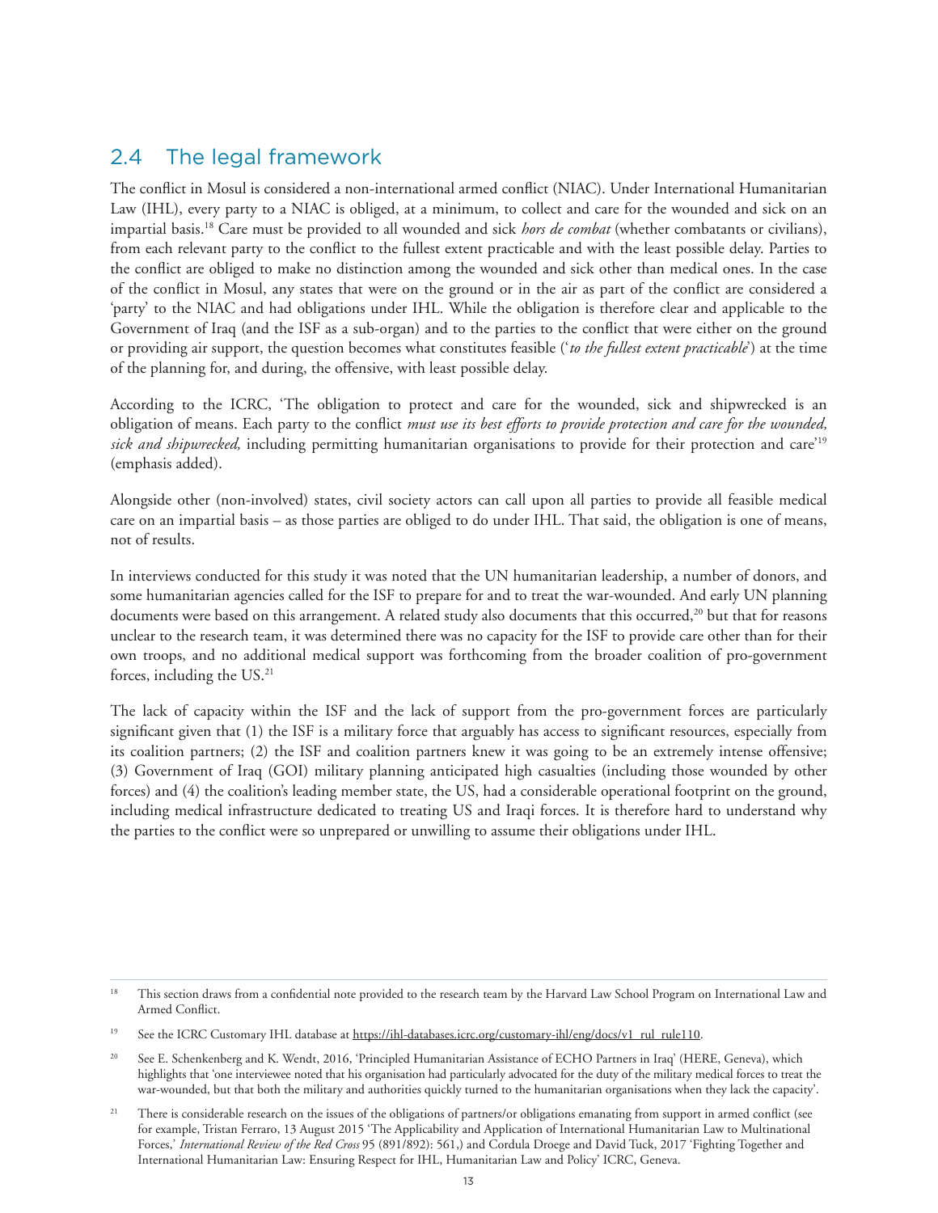## 2.4 The legal framework

The conflict in Mosul is considered a non-international armed conflict (NIAC). Under International Humanitarian Law (IHL), every party to a NIAC is obliged, at a minimum, to collect and care for the wounded and sick on an impartial basis.[18] Care must be provided to all wounded and sick *hors de combat* (whether combatants or civilians), from each relevant party to the conflict to the fullest extent practicable and with the least possible delay. Parties to the conflict are obliged to make no distinction among the wounded and sick other than medical ones. In the case of the conflict in Mosul, any states that were on the ground or in the air as part of the conflict are considered a 'party' to the NIAC and had obligations under IHL. While the obligation is therefore clear and applicable to the Government of Iraq (and the ISF as a sub-organ) and to the parties to the conflict that were either on the ground or providing air support, the question becomes what constitutes feasible ('*to the fullest extent practicable*') at the time of the planning for, and during, the offensive, with least possible delay.

According to the ICRC, 'The obligation to protect and care for the wounded, sick and shipwrecked is an obligation of means. Each party to the conflict *must use its best efforts to provide protection and care for the wounded, sick and shipwrecked,* including permitting humanitarian organisations to provide for their protection and care'[19] (emphasis added).

Alongside other (non-involved) states, civil society actors can call upon all parties to provide all feasible medical care on an impartial basis – as those parties are obliged to do under IHL. That said, the obligation is one of means, not of results.

In interviews conducted for this study it was noted that the UN humanitarian leadership, a number of donors, and some humanitarian agencies called for the ISF to prepare for and to treat the war-wounded. And early UN planning documents were based on this arrangement. A related study also documents that this occurred,[20] but that for reasons unclear to the research team, it was determined there was no capacity for the ISF to provide care other than for their own troops, and no additional medical support was forthcoming from the broader coalition of pro-government forces, including the US.[21]

The lack of capacity within the ISF and the lack of support from the pro-government forces are particularly significant given that (1) the ISF is a military force that arguably has access to significant resources, especially from its coalition partners; (2) the ISF and coalition partners knew it was going to be an extremely intense offensive; (3) Government of Iraq (GOI) military planning anticipated high casualties (including those wounded by other forces) and (4) the coalition's leading member state, the US, had a considerable operational footprint on the ground, including medical infrastructure dedicated to treating US and Iraqi forces. It is therefore hard to understand why the parties to the conflict were so unprepared or unwilling to assume their obligations under IHL.

---

[18] This section draws from a confidential note provided to the research team by the Harvard Law School Program on International Law and Armed Conflict.

[19] See the ICRC Customary IHL database at https://ihl-databases.icrc.org/customary-ihl/eng/docs/v1_rul_rule110.

[20] See E. Schenkenberg and K. Wendt, 2016, 'Principled Humanitarian Assistance of ECHO Partners in Iraq' (HERE, Geneva), which highlights that 'one interviewee noted that his organisation had particularly advocated for the duty of the military medical forces to treat the war-wounded, but that both the military and authorities quickly turned to the humanitarian organisations when they lack the capacity'.

[21] There is considerable research on the issues of the obligations of partners/or obligations emanating from support in armed conflict (see for example, Tristan Ferraro, 13 August 2015 'The Applicability and Application of International Humanitarian Law to Multinational Forces,' *International Review of the Red Cross* 95 (891/892): 561,) and Cordula Droege and David Tuck, 2017 'Fighting Together and International Humanitarian Law: Ensuring Respect for IHL, Humanitarian Law and Policy' ICRC, Geneva.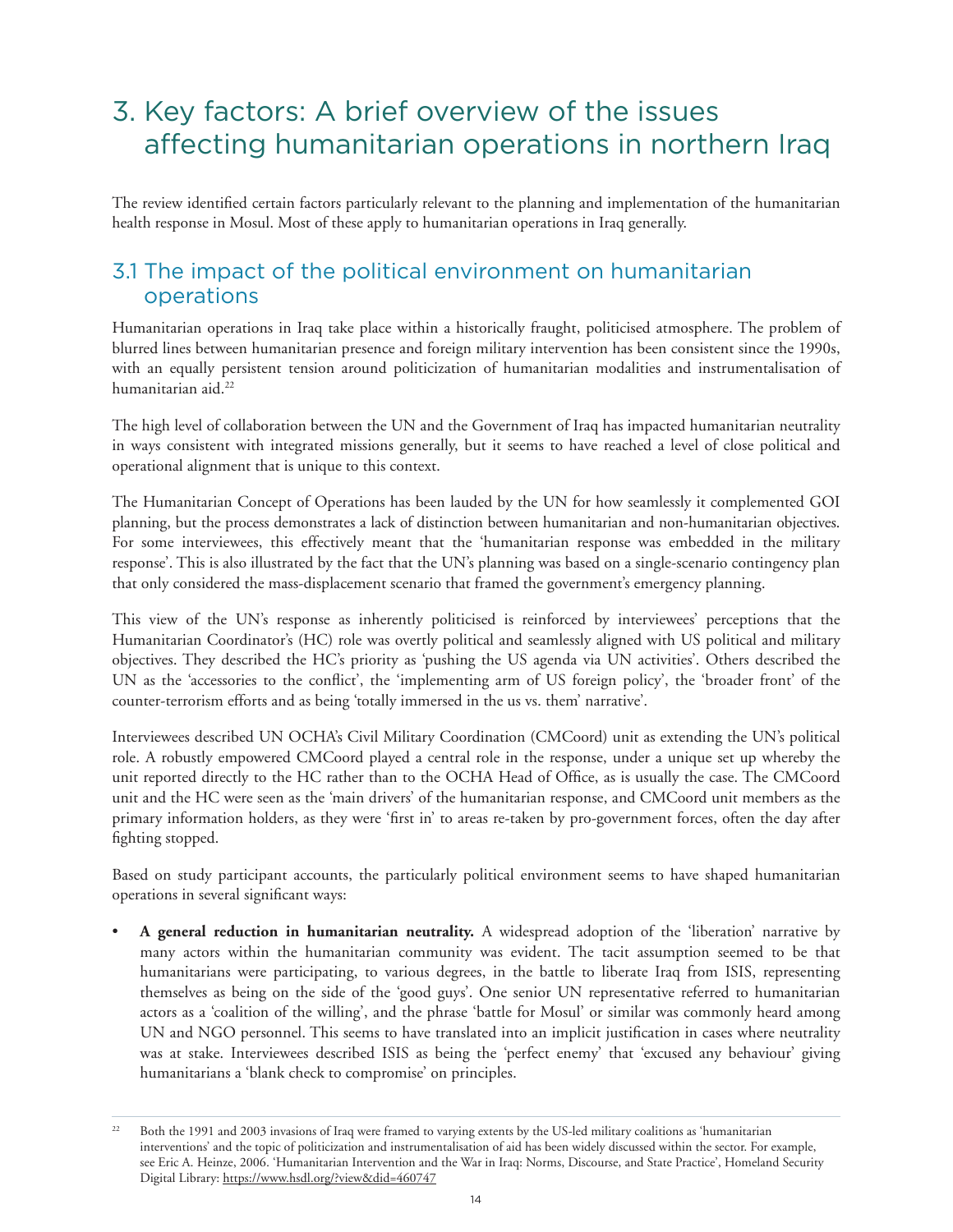# 3. Key factors: A brief overview of the issues affecting humanitarian operations in northern Iraq

The review identified certain factors particularly relevant to the planning and implementation of the humanitarian health response in Mosul. Most of these apply to humanitarian operations in Iraq generally.

## 3.1 The impact of the political environment on humanitarian operations

Humanitarian operations in Iraq take place within a historically fraught, politicised atmosphere. The problem of blurred lines between humanitarian presence and foreign military intervention has been consistent since the 1990s, with an equally persistent tension around politicization of humanitarian modalities and instrumentalisation of humanitarian aid.[22]

The high level of collaboration between the UN and the Government of Iraq has impacted humanitarian neutrality in ways consistent with integrated missions generally, but it seems to have reached a level of close political and operational alignment that is unique to this context.

The Humanitarian Concept of Operations has been lauded by the UN for how seamlessly it complemented GOI planning, but the process demonstrates a lack of distinction between humanitarian and non-humanitarian objectives. For some interviewees, this effectively meant that the 'humanitarian response was embedded in the military response'. This is also illustrated by the fact that the UN's planning was based on a single-scenario contingency plan that only considered the mass-displacement scenario that framed the government's emergency planning.

This view of the UN's response as inherently politicised is reinforced by interviewees' perceptions that the Humanitarian Coordinator's (HC) role was overtly political and seamlessly aligned with US political and military objectives. They described the HC's priority as 'pushing the US agenda via UN activities'. Others described the UN as the 'accessories to the conflict', the 'implementing arm of US foreign policy', the 'broader front' of the counter-terrorism efforts and as being 'totally immersed in the us vs. them' narrative'.

Interviewees described UN OCHA's Civil Military Coordination (CMCoord) unit as extending the UN's political role. A robustly empowered CMCoord played a central role in the response, under a unique set up whereby the unit reported directly to the HC rather than to the OCHA Head of Office, as is usually the case. The CMCoord unit and the HC were seen as the 'main drivers' of the humanitarian response, and CMCoord unit members as the primary information holders, as they were 'first in' to areas re-taken by pro-government forces, often the day after fighting stopped.

Based on study participant accounts, the particularly political environment seems to have shaped humanitarian operations in several significant ways:

- **A general reduction in humanitarian neutrality.** A widespread adoption of the 'liberation' narrative by many actors within the humanitarian community was evident. The tacit assumption seemed to be that humanitarians were participating, to various degrees, in the battle to liberate Iraq from ISIS, representing themselves as being on the side of the 'good guys'. One senior UN representative referred to humanitarian actors as a 'coalition of the willing', and the phrase 'battle for Mosul' or similar was commonly heard among UN and NGO personnel. This seems to have translated into an implicit justification in cases where neutrality was at stake. Interviewees described ISIS as being the 'perfect enemy' that 'excused any behaviour' giving humanitarians a 'blank check to compromise' on principles.

[22] Both the 1991 and 2003 invasions of Iraq were framed to varying extents by the US-led military coalitions as 'humanitarian interventions' and the topic of politicization and instrumentalisation of aid has been widely discussed within the sector. For example, see Eric A. Heinze, 2006. 'Humanitarian Intervention and the War in Iraq: Norms, Discourse, and State Practice', Homeland Security Digital Library: https://www.hsdl.org/?view&did=460747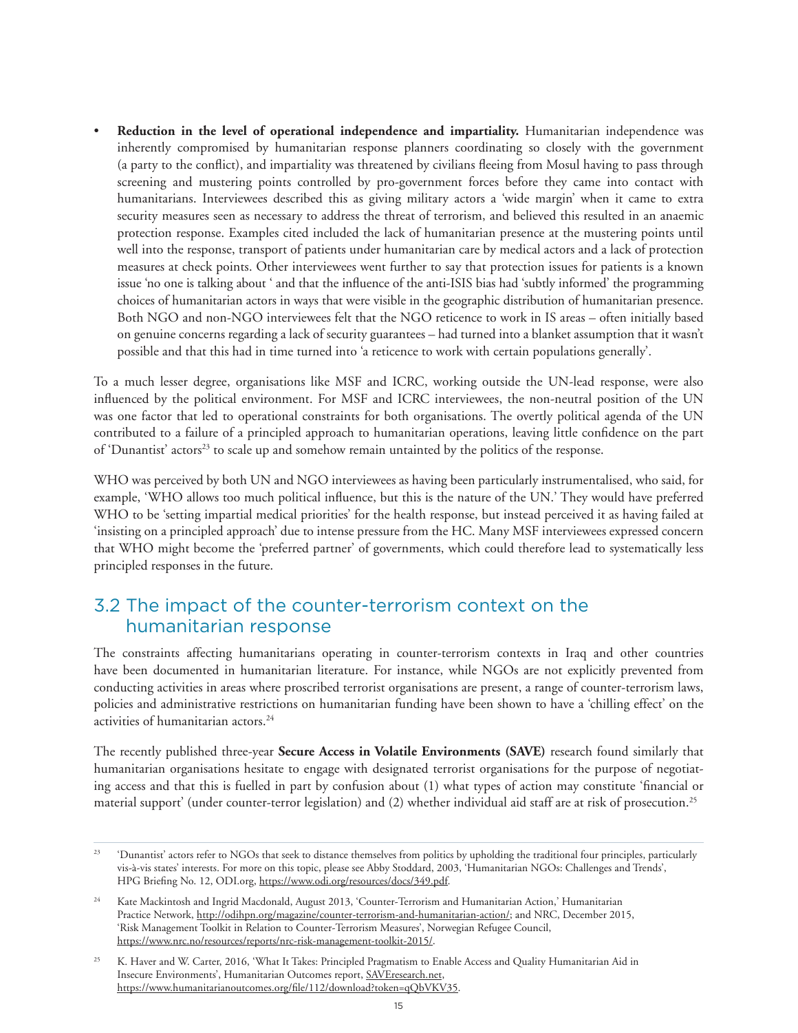- **Reduction in the level of operational independence and impartiality.** Humanitarian independence was inherently compromised by humanitarian response planners coordinating so closely with the government (a party to the conflict), and impartiality was threatened by civilians fleeing from Mosul having to pass through screening and mustering points controlled by pro-government forces before they came into contact with humanitarians. Interviewees described this as giving military actors a 'wide margin' when it came to extra security measures seen as necessary to address the threat of terrorism, and believed this resulted in an anaemic protection response. Examples cited included the lack of humanitarian presence at the mustering points until well into the response, transport of patients under humanitarian care by medical actors and a lack of protection measures at check points. Other interviewees went further to say that protection issues for patients is a known issue 'no one is talking about ' and that the influence of the anti-ISIS bias had 'subtly informed' the programming choices of humanitarian actors in ways that were visible in the geographic distribution of humanitarian presence. Both NGO and non-NGO interviewees felt that the NGO reticence to work in IS areas – often initially based on genuine concerns regarding a lack of security guarantees – had turned into a blanket assumption that it wasn't possible and that this had in time turned into 'a reticence to work with certain populations generally'.

To a much lesser degree, organisations like MSF and ICRC, working outside the UN-lead response, were also influenced by the political environment. For MSF and ICRC interviewees, the non-neutral position of the UN was one factor that led to operational constraints for both organisations. The overtly political agenda of the UN contributed to a failure of a principled approach to humanitarian operations, leaving little confidence on the part of 'Dunantist' actors[23] to scale up and somehow remain untainted by the politics of the response.

WHO was perceived by both UN and NGO interviewees as having been particularly instrumentalised, who said, for example, 'WHO allows too much political influence, but this is the nature of the UN.' They would have preferred WHO to be 'setting impartial medical priorities' for the health response, but instead perceived it as having failed at 'insisting on a principled approach' due to intense pressure from the HC. Many MSF interviewees expressed concern that WHO might become the 'preferred partner' of governments, which could therefore lead to systematically less principled responses in the future.

## 3.2 The impact of the counter-terrorism context on the humanitarian response

The constraints affecting humanitarians operating in counter-terrorism contexts in Iraq and other countries have been documented in humanitarian literature. For instance, while NGOs are not explicitly prevented from conducting activities in areas where proscribed terrorist organisations are present, a range of counter-terrorism laws, policies and administrative restrictions on humanitarian funding have been shown to have a 'chilling effect' on the activities of humanitarian actors.[24]

The recently published three-year **Secure Access in Volatile Environments (SAVE)** research found similarly that humanitarian organisations hesitate to engage with designated terrorist organisations for the purpose of negotiating access and that this is fuelled in part by confusion about (1) what types of action may constitute 'financial or material support' (under counter-terror legislation) and (2) whether individual aid staff are at risk of prosecution.[25]

---

[23] 'Dunantist' actors refer to NGOs that seek to distance themselves from politics by upholding the traditional four principles, particularly vis-à-vis states' interests. For more on this topic, please see Abby Stoddard, 2003, 'Humanitarian NGOs: Challenges and Trends', HPG Briefing No. 12, ODI.org, https://www.odi.org/resources/docs/349.pdf.

[24] Kate Mackintosh and Ingrid Macdonald, August 2013, 'Counter-Terrorism and Humanitarian Action,' Humanitarian Practice Network, http://odihpn.org/magazine/counter-terrorism-and-humanitarian-action/; and NRC, December 2015, 'Risk Management Toolkit in Relation to Counter-Terrorism Measures', Norwegian Refugee Council, https://www.nrc.no/resources/reports/nrc-risk-management-toolkit-2015/.

[25] K. Haver and W. Carter, 2016, 'What It Takes: Principled Pragmatism to Enable Access and Quality Humanitarian Aid in Insecure Environments', Humanitarian Outcomes report, SAVEresearch.net, https://www.humanitarianoutcomes.org/file/112/download?token=qQbVKV35.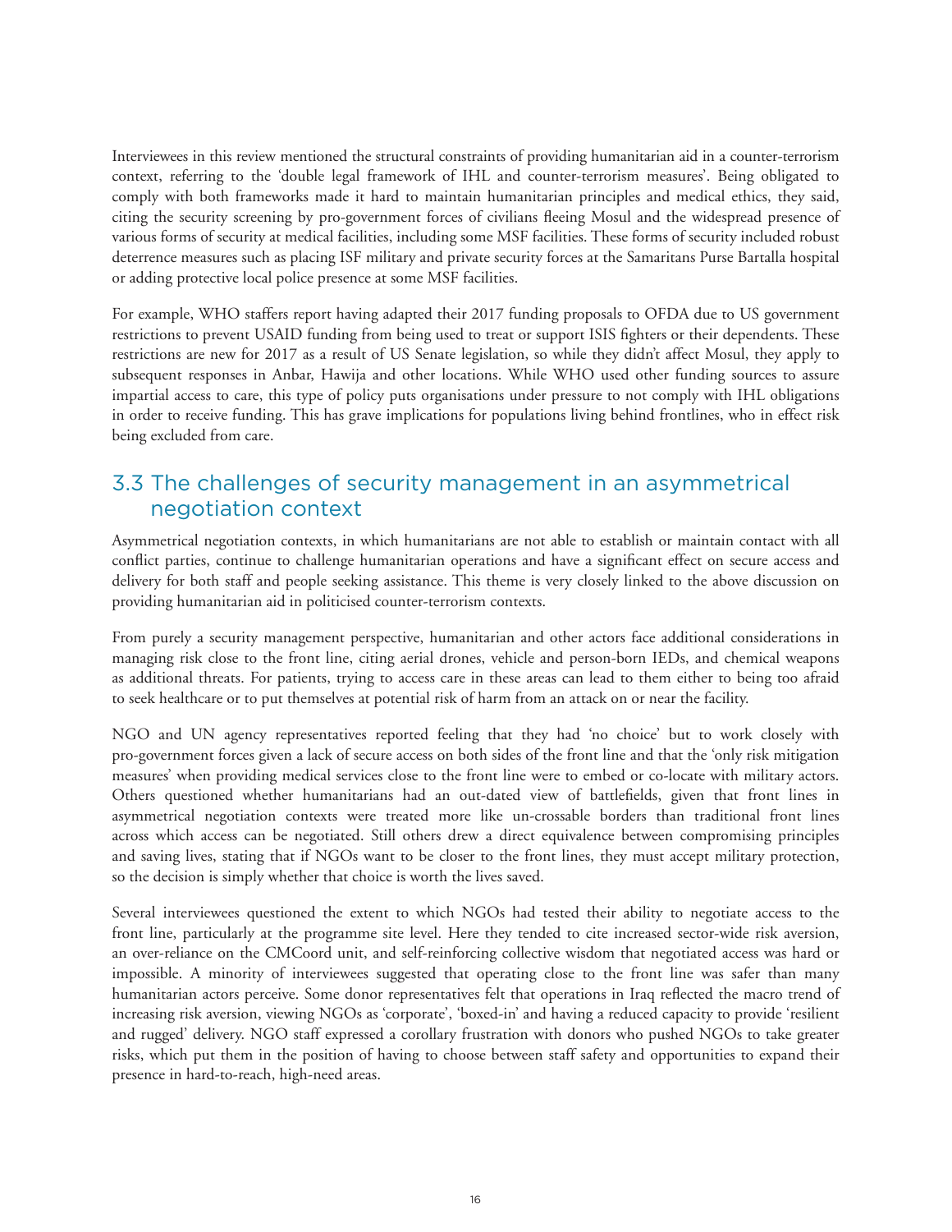Interviewees in this review mentioned the structural constraints of providing humanitarian aid in a counter-terrorism context, referring to the 'double legal framework of IHL and counter-terrorism measures'. Being obligated to comply with both frameworks made it hard to maintain humanitarian principles and medical ethics, they said, citing the security screening by pro-government forces of civilians fleeing Mosul and the widespread presence of various forms of security at medical facilities, including some MSF facilities. These forms of security included robust deterrence measures such as placing ISF military and private security forces at the Samaritans Purse Bartalla hospital or adding protective local police presence at some MSF facilities.

For example, WHO staffers report having adapted their 2017 funding proposals to OFDA due to US government restrictions to prevent USAID funding from being used to treat or support ISIS fighters or their dependents. These restrictions are new for 2017 as a result of US Senate legislation, so while they didn't affect Mosul, they apply to subsequent responses in Anbar, Hawija and other locations. While WHO used other funding sources to assure impartial access to care, this type of policy puts organisations under pressure to not comply with IHL obligations in order to receive funding. This has grave implications for populations living behind frontlines, who in effect risk being excluded from care.

## 3.3 The challenges of security management in an asymmetrical negotiation context

Asymmetrical negotiation contexts, in which humanitarians are not able to establish or maintain contact with all conflict parties, continue to challenge humanitarian operations and have a significant effect on secure access and delivery for both staff and people seeking assistance. This theme is very closely linked to the above discussion on providing humanitarian aid in politicised counter-terrorism contexts.

From purely a security management perspective, humanitarian and other actors face additional considerations in managing risk close to the front line, citing aerial drones, vehicle and person-born IEDs, and chemical weapons as additional threats. For patients, trying to access care in these areas can lead to them either to being too afraid to seek healthcare or to put themselves at potential risk of harm from an attack on or near the facility.

NGO and UN agency representatives reported feeling that they had 'no choice' but to work closely with pro-government forces given a lack of secure access on both sides of the front line and that the 'only risk mitigation measures' when providing medical services close to the front line were to embed or co-locate with military actors. Others questioned whether humanitarians had an out-dated view of battlefields, given that front lines in asymmetrical negotiation contexts were treated more like un-crossable borders than traditional front lines across which access can be negotiated. Still others drew a direct equivalence between compromising principles and saving lives, stating that if NGOs want to be closer to the front lines, they must accept military protection, so the decision is simply whether that choice is worth the lives saved.

Several interviewees questioned the extent to which NGOs had tested their ability to negotiate access to the front line, particularly at the programme site level. Here they tended to cite increased sector-wide risk aversion, an over-reliance on the CMCoord unit, and self-reinforcing collective wisdom that negotiated access was hard or impossible. A minority of interviewees suggested that operating close to the front line was safer than many humanitarian actors perceive. Some donor representatives felt that operations in Iraq reflected the macro trend of increasing risk aversion, viewing NGOs as 'corporate', 'boxed-in' and having a reduced capacity to provide 'resilient and rugged' delivery. NGO staff expressed a corollary frustration with donors who pushed NGOs to take greater risks, which put them in the position of having to choose between staff safety and opportunities to expand their presence in hard-to-reach, high-need areas.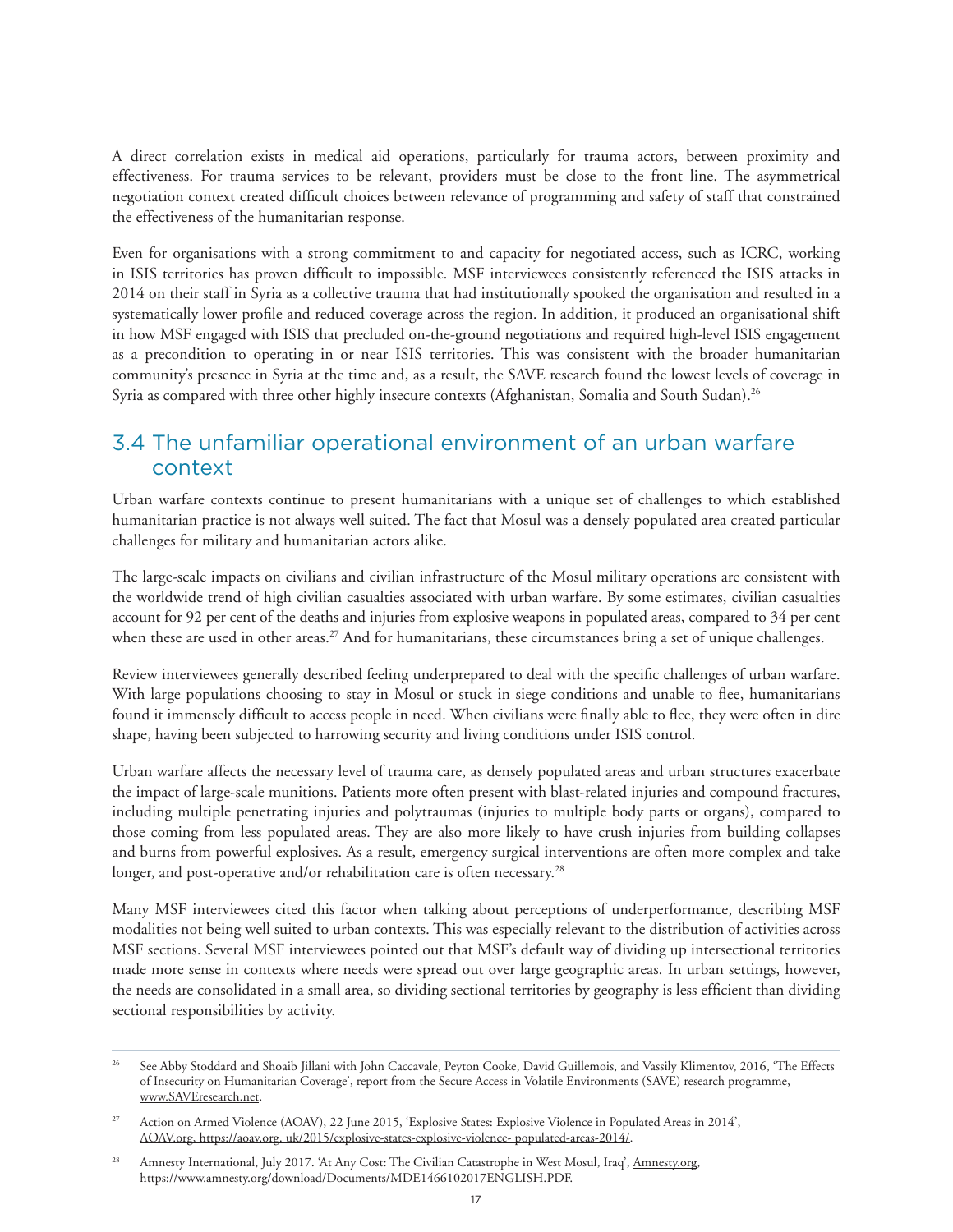A direct correlation exists in medical aid operations, particularly for trauma actors, between proximity and effectiveness. For trauma services to be relevant, providers must be close to the front line. The asymmetrical negotiation context created difficult choices between relevance of programming and safety of staff that constrained the effectiveness of the humanitarian response.

Even for organisations with a strong commitment to and capacity for negotiated access, such as ICRC, working in ISIS territories has proven difficult to impossible. MSF interviewees consistently referenced the ISIS attacks in 2014 on their staff in Syria as a collective trauma that had institutionally spooked the organisation and resulted in a systematically lower profile and reduced coverage across the region. In addition, it produced an organisational shift in how MSF engaged with ISIS that precluded on-the-ground negotiations and required high-level ISIS engagement as a precondition to operating in or near ISIS territories. This was consistent with the broader humanitarian community's presence in Syria at the time and, as a result, the SAVE research found the lowest levels of coverage in Syria as compared with three other highly insecure contexts (Afghanistan, Somalia and South Sudan).[26]

## 3.4 The unfamiliar operational environment of an urban warfare context

Urban warfare contexts continue to present humanitarians with a unique set of challenges to which established humanitarian practice is not always well suited. The fact that Mosul was a densely populated area created particular challenges for military and humanitarian actors alike.

The large-scale impacts on civilians and civilian infrastructure of the Mosul military operations are consistent with the worldwide trend of high civilian casualties associated with urban warfare. By some estimates, civilian casualties account for 92 per cent of the deaths and injuries from explosive weapons in populated areas, compared to 34 per cent when these are used in other areas.[27] And for humanitarians, these circumstances bring a set of unique challenges.

Review interviewees generally described feeling underprepared to deal with the specific challenges of urban warfare. With large populations choosing to stay in Mosul or stuck in siege conditions and unable to flee, humanitarians found it immensely difficult to access people in need. When civilians were finally able to flee, they were often in dire shape, having been subjected to harrowing security and living conditions under ISIS control.

Urban warfare affects the necessary level of trauma care, as densely populated areas and urban structures exacerbate the impact of large-scale munitions. Patients more often present with blast-related injuries and compound fractures, including multiple penetrating injuries and polytraumas (injuries to multiple body parts or organs), compared to those coming from less populated areas. They are also more likely to have crush injuries from building collapses and burns from powerful explosives. As a result, emergency surgical interventions are often more complex and take longer, and post-operative and/or rehabilitation care is often necessary.[28]

Many MSF interviewees cited this factor when talking about perceptions of underperformance, describing MSF modalities not being well suited to urban contexts. This was especially relevant to the distribution of activities across MSF sections. Several MSF interviewees pointed out that MSF's default way of dividing up intersectional territories made more sense in contexts where needs were spread out over large geographic areas. In urban settings, however, the needs are consolidated in a small area, so dividing sectional territories by geography is less efficient than dividing sectional responsibilities by activity.

---

[26] See Abby Stoddard and Shoaib Jillani with John Caccavale, Peyton Cooke, David Guillemois, and Vassily Klimentov, 2016, 'The Effects of Insecurity on Humanitarian Coverage', report from the Secure Access in Volatile Environments (SAVE) research programme, www.SAVEresearch.net.

[27] Action on Armed Violence (AOAV), 22 June 2015, 'Explosive States: Explosive Violence in Populated Areas in 2014', AOAV.org, https://aoav.org. uk/2015/explosive-states-explosive-violence- populated-areas-2014/.

[28] Amnesty International, July 2017. 'At Any Cost: The Civilian Catastrophe in West Mosul, Iraq', Amnesty.org, https://www.amnesty.org/download/Documents/MDE1466102017ENGLISH.PDF.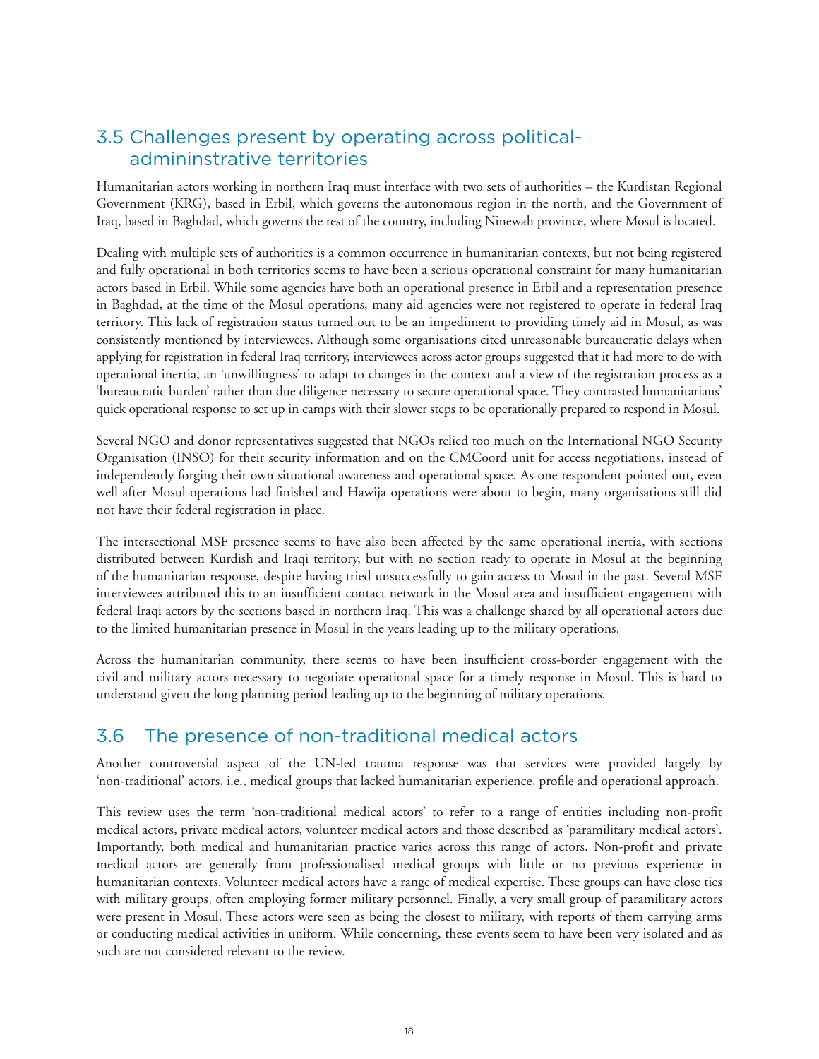## 3.5 Challenges present by operating across political-admininstrative territories

Humanitarian actors working in northern Iraq must interface with two sets of authorities – the Kurdistan Regional Government (KRG), based in Erbil, which governs the autonomous region in the north, and the Government of Iraq, based in Baghdad, which governs the rest of the country, including Ninewah province, where Mosul is located.

Dealing with multiple sets of authorities is a common occurrence in humanitarian contexts, but not being registered and fully operational in both territories seems to have been a serious operational constraint for many humanitarian actors based in Erbil. While some agencies have both an operational presence in Erbil and a representation presence in Baghdad, at the time of the Mosul operations, many aid agencies were not registered to operate in federal Iraq territory. This lack of registration status turned out to be an impediment to providing timely aid in Mosul, as was consistently mentioned by interviewees. Although some organisations cited unreasonable bureaucratic delays when applying for registration in federal Iraq territory, interviewees across actor groups suggested that it had more to do with operational inertia, an 'unwillingness' to adapt to changes in the context and a view of the registration process as a 'bureaucratic burden' rather than due diligence necessary to secure operational space. They contrasted humanitarians' quick operational response to set up in camps with their slower steps to be operationally prepared to respond in Mosul.

Several NGO and donor representatives suggested that NGOs relied too much on the International NGO Security Organisation (INSO) for their security information and on the CMCoord unit for access negotiations, instead of independently forging their own situational awareness and operational space. As one respondent pointed out, even well after Mosul operations had finished and Hawija operations were about to begin, many organisations still did not have their federal registration in place.

The intersectional MSF presence seems to have also been affected by the same operational inertia, with sections distributed between Kurdish and Iraqi territory, but with no section ready to operate in Mosul at the beginning of the humanitarian response, despite having tried unsuccessfully to gain access to Mosul in the past. Several MSF interviewees attributed this to an insufficient contact network in the Mosul area and insufficient engagement with federal Iraqi actors by the sections based in northern Iraq. This was a challenge shared by all operational actors due to the limited humanitarian presence in Mosul in the years leading up to the military operations.

Across the humanitarian community, there seems to have been insufficient cross-border engagement with the civil and military actors necessary to negotiate operational space for a timely response in Mosul. This is hard to understand given the long planning period leading up to the beginning of military operations.

## 3.6 The presence of non-traditional medical actors

Another controversial aspect of the UN-led trauma response was that services were provided largely by 'non-traditional' actors, i.e., medical groups that lacked humanitarian experience, profile and operational approach.

This review uses the term 'non-traditional medical actors' to refer to a range of entities including non-profit medical actors, private medical actors, volunteer medical actors and those described as 'paramilitary medical actors'. Importantly, both medical and humanitarian practice varies across this range of actors. Non-profit and private medical actors are generally from professionalised medical groups with little or no previous experience in humanitarian contexts. Volunteer medical actors have a range of medical expertise. These groups can have close ties with military groups, often employing former military personnel. Finally, a very small group of paramilitary actors were present in Mosul. These actors were seen as being the closest to military, with reports of them carrying arms or conducting medical activities in uniform. While concerning, these events seem to have been very isolated and as such are not considered relevant to the review.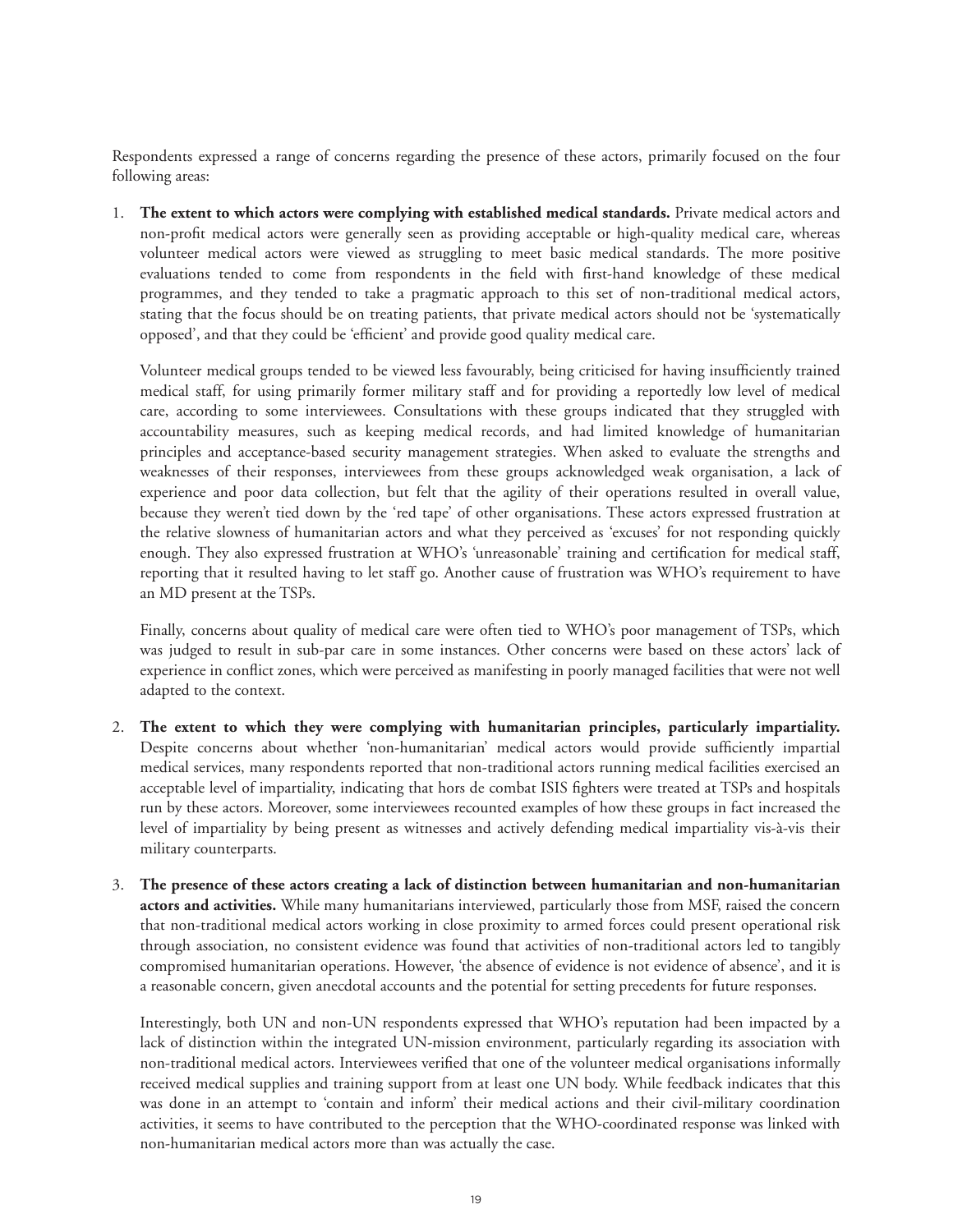Respondents expressed a range of concerns regarding the presence of these actors, primarily focused on the four following areas:

1. **The extent to which actors were complying with established medical standards.** Private medical actors and non-profit medical actors were generally seen as providing acceptable or high-quality medical care, whereas volunteer medical actors were viewed as struggling to meet basic medical standards. The more positive evaluations tended to come from respondents in the field with first-hand knowledge of these medical programmes, and they tended to take a pragmatic approach to this set of non-traditional medical actors, stating that the focus should be on treating patients, that private medical actors should not be 'systematically opposed', and that they could be 'efficient' and provide good quality medical care.

   Volunteer medical groups tended to be viewed less favourably, being criticised for having insufficiently trained medical staff, for using primarily former military staff and for providing a reportedly low level of medical care, according to some interviewees. Consultations with these groups indicated that they struggled with accountability measures, such as keeping medical records, and had limited knowledge of humanitarian principles and acceptance-based security management strategies. When asked to evaluate the strengths and weaknesses of their responses, interviewees from these groups acknowledged weak organisation, a lack of experience and poor data collection, but felt that the agility of their operations resulted in overall value, because they weren't tied down by the 'red tape' of other organisations. These actors expressed frustration at the relative slowness of humanitarian actors and what they perceived as 'excuses' for not responding quickly enough. They also expressed frustration at WHO's 'unreasonable' training and certification for medical staff, reporting that it resulted having to let staff go. Another cause of frustration was WHO's requirement to have an MD present at the TSPs.

   Finally, concerns about quality of medical care were often tied to WHO's poor management of TSPs, which was judged to result in sub-par care in some instances. Other concerns were based on these actors' lack of experience in conflict zones, which were perceived as manifesting in poorly managed facilities that were not well adapted to the context.

2. **The extent to which they were complying with humanitarian principles, particularly impartiality.** Despite concerns about whether 'non-humanitarian' medical actors would provide sufficiently impartial medical services, many respondents reported that non-traditional actors running medical facilities exercised an acceptable level of impartiality, indicating that hors de combat ISIS fighters were treated at TSPs and hospitals run by these actors. Moreover, some interviewees recounted examples of how these groups in fact increased the level of impartiality by being present as witnesses and actively defending medical impartiality vis-à-vis their military counterparts.

3. **The presence of these actors creating a lack of distinction between humanitarian and non-humanitarian actors and activities.** While many humanitarians interviewed, particularly those from MSF, raised the concern that non-traditional medical actors working in close proximity to armed forces could present operational risk through association, no consistent evidence was found that activities of non-traditional actors led to tangibly compromised humanitarian operations. However, 'the absence of evidence is not evidence of absence', and it is a reasonable concern, given anecdotal accounts and the potential for setting precedents for future responses.

   Interestingly, both UN and non-UN respondents expressed that WHO's reputation had been impacted by a lack of distinction within the integrated UN-mission environment, particularly regarding its association with non-traditional medical actors. Interviewees verified that one of the volunteer medical organisations informally received medical supplies and training support from at least one UN body. While feedback indicates that this was done in an attempt to 'contain and inform' their medical actions and their civil-military coordination activities, it seems to have contributed to the perception that the WHO-coordinated response was linked with non-humanitarian medical actors more than was actually the case.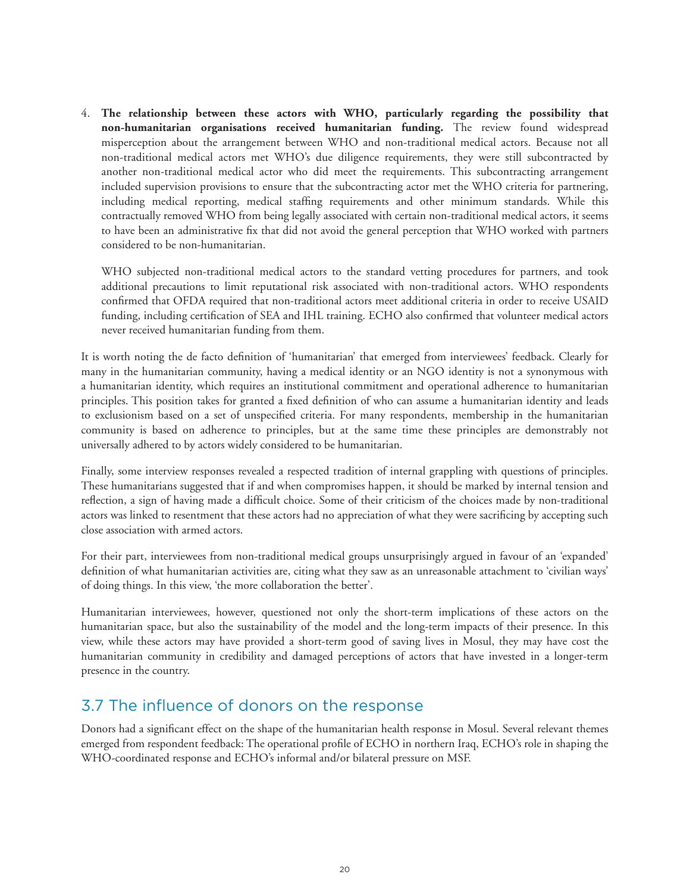4. **The relationship between these actors with WHO, particularly regarding the possibility that non-humanitarian organisations received humanitarian funding.** The review found widespread misperception about the arrangement between WHO and non-traditional medical actors. Because not all non-traditional medical actors met WHO's due diligence requirements, they were still subcontracted by another non-traditional medical actor who did meet the requirements. This subcontracting arrangement included supervision provisions to ensure that the subcontracting actor met the WHO criteria for partnering, including medical reporting, medical staffing requirements and other minimum standards. While this contractually removed WHO from being legally associated with certain non-traditional medical actors, it seems to have been an administrative fix that did not avoid the general perception that WHO worked with partners considered to be non-humanitarian.

   WHO subjected non-traditional medical actors to the standard vetting procedures for partners, and took additional precautions to limit reputational risk associated with non-traditional actors. WHO respondents confirmed that OFDA required that non-traditional actors meet additional criteria in order to receive USAID funding, including certification of SEA and IHL training. ECHO also confirmed that volunteer medical actors never received humanitarian funding from them.

It is worth noting the de facto definition of 'humanitarian' that emerged from interviewees' feedback. Clearly for many in the humanitarian community, having a medical identity or an NGO identity is not a synonymous with a humanitarian identity, which requires an institutional commitment and operational adherence to humanitarian principles. This position takes for granted a fixed definition of who can assume a humanitarian identity and leads to exclusionism based on a set of unspecified criteria. For many respondents, membership in the humanitarian community is based on adherence to principles, but at the same time these principles are demonstrably not universally adhered to by actors widely considered to be humanitarian.

Finally, some interview responses revealed a respected tradition of internal grappling with questions of principles. These humanitarians suggested that if and when compromises happen, it should be marked by internal tension and reflection, a sign of having made a difficult choice. Some of their criticism of the choices made by non-traditional actors was linked to resentment that these actors had no appreciation of what they were sacrificing by accepting such close association with armed actors.

For their part, interviewees from non-traditional medical groups unsurprisingly argued in favour of an 'expanded' definition of what humanitarian activities are, citing what they saw as an unreasonable attachment to 'civilian ways' of doing things. In this view, 'the more collaboration the better'.

Humanitarian interviewees, however, questioned not only the short-term implications of these actors on the humanitarian space, but also the sustainability of the model and the long-term impacts of their presence. In this view, while these actors may have provided a short-term good of saving lives in Mosul, they may have cost the humanitarian community in credibility and damaged perceptions of actors that have invested in a longer-term presence in the country.

## 3.7 The influence of donors on the response

Donors had a significant effect on the shape of the humanitarian health response in Mosul. Several relevant themes emerged from respondent feedback: The operational profile of ECHO in northern Iraq, ECHO's role in shaping the WHO-coordinated response and ECHO's informal and/or bilateral pressure on MSF.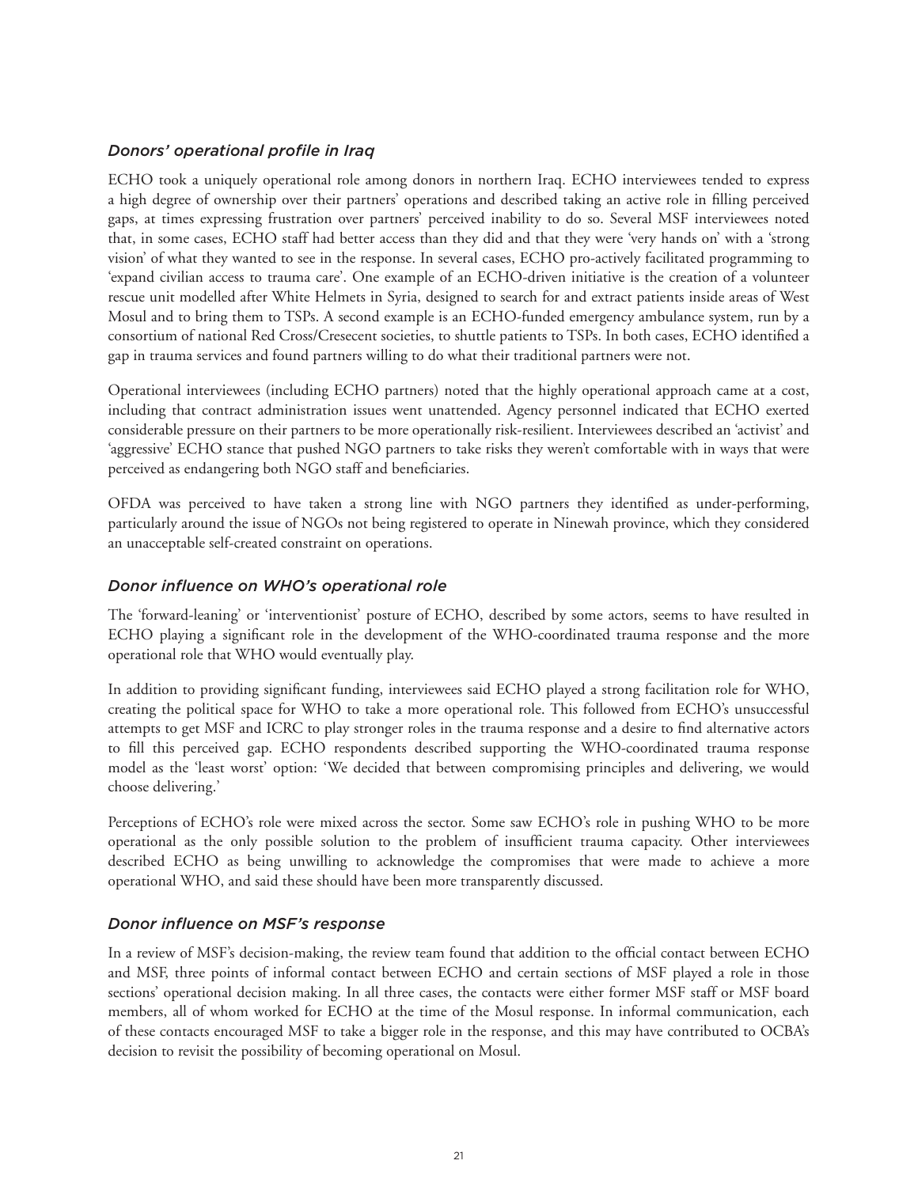### *Donors' operational profile in Iraq*

ECHO took a uniquely operational role among donors in northern Iraq. ECHO interviewees tended to express a high degree of ownership over their partners' operations and described taking an active role in filling perceived gaps, at times expressing frustration over partners' perceived inability to do so. Several MSF interviewees noted that, in some cases, ECHO staff had better access than they did and that they were 'very hands on' with a 'strong vision' of what they wanted to see in the response. In several cases, ECHO pro-actively facilitated programming to 'expand civilian access to trauma care'. One example of an ECHO-driven initiative is the creation of a volunteer rescue unit modelled after White Helmets in Syria, designed to search for and extract patients inside areas of West Mosul and to bring them to TSPs. A second example is an ECHO-funded emergency ambulance system, run by a consortium of national Red Cross/Cresecent societies, to shuttle patients to TSPs. In both cases, ECHO identified a gap in trauma services and found partners willing to do what their traditional partners were not.

Operational interviewees (including ECHO partners) noted that the highly operational approach came at a cost, including that contract administration issues went unattended. Agency personnel indicated that ECHO exerted considerable pressure on their partners to be more operationally risk-resilient. Interviewees described an 'activist' and 'aggressive' ECHO stance that pushed NGO partners to take risks they weren't comfortable with in ways that were perceived as endangering both NGO staff and beneficiaries.

OFDA was perceived to have taken a strong line with NGO partners they identified as under-performing, particularly around the issue of NGOs not being registered to operate in Ninewah province, which they considered an unacceptable self-created constraint on operations.

### *Donor influence on WHO's operational role*

The 'forward-leaning' or 'interventionist' posture of ECHO, described by some actors, seems to have resulted in ECHO playing a significant role in the development of the WHO-coordinated trauma response and the more operational role that WHO would eventually play.

In addition to providing significant funding, interviewees said ECHO played a strong facilitation role for WHO, creating the political space for WHO to take a more operational role. This followed from ECHO's unsuccessful attempts to get MSF and ICRC to play stronger roles in the trauma response and a desire to find alternative actors to fill this perceived gap. ECHO respondents described supporting the WHO-coordinated trauma response model as the 'least worst' option: 'We decided that between compromising principles and delivering, we would choose delivering.'

Perceptions of ECHO's role were mixed across the sector. Some saw ECHO's role in pushing WHO to be more operational as the only possible solution to the problem of insufficient trauma capacity. Other interviewees described ECHO as being unwilling to acknowledge the compromises that were made to achieve a more operational WHO, and said these should have been more transparently discussed.

### *Donor influence on MSF's response*

In a review of MSF's decision-making, the review team found that addition to the official contact between ECHO and MSF, three points of informal contact between ECHO and certain sections of MSF played a role in those sections' operational decision making. In all three cases, the contacts were either former MSF staff or MSF board members, all of whom worked for ECHO at the time of the Mosul response. In informal communication, each of these contacts encouraged MSF to take a bigger role in the response, and this may have contributed to OCBA's decision to revisit the possibility of becoming operational on Mosul.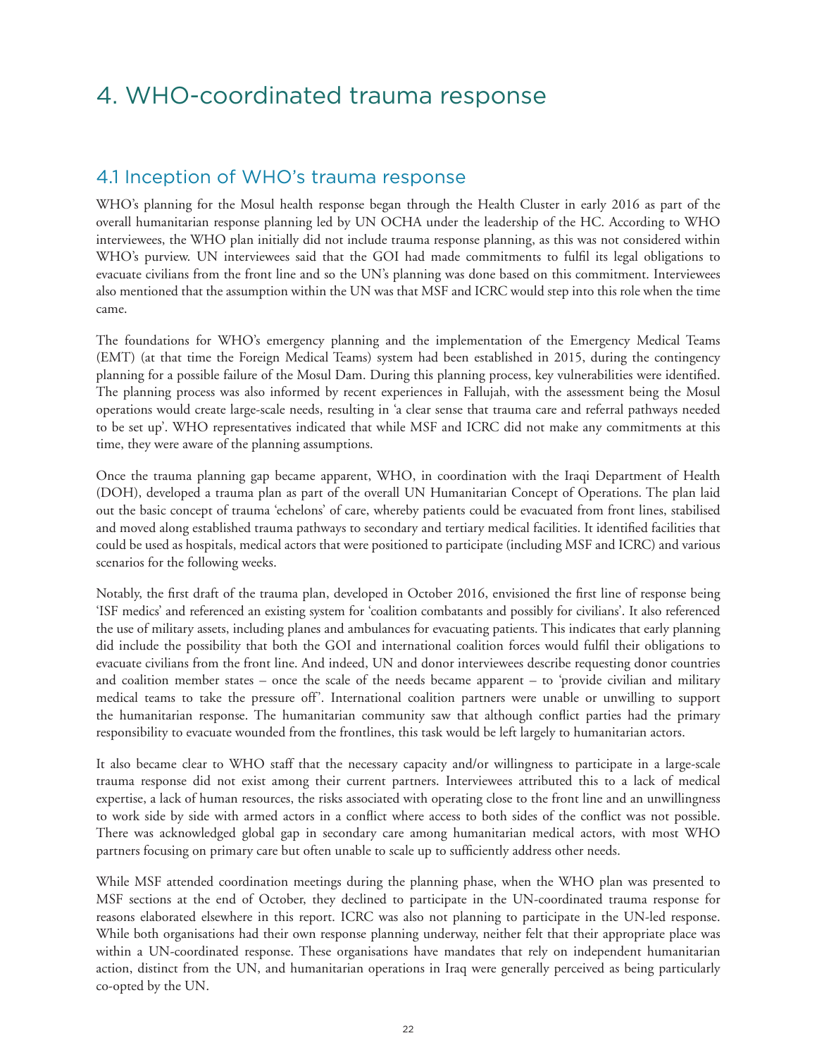# 4. WHO-coordinated trauma response

## 4.1 Inception of WHO's trauma response

WHO's planning for the Mosul health response began through the Health Cluster in early 2016 as part of the overall humanitarian response planning led by UN OCHA under the leadership of the HC. According to WHO interviewees, the WHO plan initially did not include trauma response planning, as this was not considered within WHO's purview. UN interviewees said that the GOI had made commitments to fulfil its legal obligations to evacuate civilians from the front line and so the UN's planning was done based on this commitment. Interviewees also mentioned that the assumption within the UN was that MSF and ICRC would step into this role when the time came.

The foundations for WHO's emergency planning and the implementation of the Emergency Medical Teams (EMT) (at that time the Foreign Medical Teams) system had been established in 2015, during the contingency planning for a possible failure of the Mosul Dam. During this planning process, key vulnerabilities were identified. The planning process was also informed by recent experiences in Fallujah, with the assessment being the Mosul operations would create large-scale needs, resulting in 'a clear sense that trauma care and referral pathways needed to be set up'. WHO representatives indicated that while MSF and ICRC did not make any commitments at this time, they were aware of the planning assumptions.

Once the trauma planning gap became apparent, WHO, in coordination with the Iraqi Department of Health (DOH), developed a trauma plan as part of the overall UN Humanitarian Concept of Operations. The plan laid out the basic concept of trauma 'echelons' of care, whereby patients could be evacuated from front lines, stabilised and moved along established trauma pathways to secondary and tertiary medical facilities. It identified facilities that could be used as hospitals, medical actors that were positioned to participate (including MSF and ICRC) and various scenarios for the following weeks.

Notably, the first draft of the trauma plan, developed in October 2016, envisioned the first line of response being 'ISF medics' and referenced an existing system for 'coalition combatants and possibly for civilians'. It also referenced the use of military assets, including planes and ambulances for evacuating patients. This indicates that early planning did include the possibility that both the GOI and international coalition forces would fulfil their obligations to evacuate civilians from the front line. And indeed, UN and donor interviewees describe requesting donor countries and coalition member states – once the scale of the needs became apparent – to 'provide civilian and military medical teams to take the pressure off'. International coalition partners were unable or unwilling to support the humanitarian response. The humanitarian community saw that although conflict parties had the primary responsibility to evacuate wounded from the frontlines, this task would be left largely to humanitarian actors.

It also became clear to WHO staff that the necessary capacity and/or willingness to participate in a large-scale trauma response did not exist among their current partners. Interviewees attributed this to a lack of medical expertise, a lack of human resources, the risks associated with operating close to the front line and an unwillingness to work side by side with armed actors in a conflict where access to both sides of the conflict was not possible. There was acknowledged global gap in secondary care among humanitarian medical actors, with most WHO partners focusing on primary care but often unable to scale up to sufficiently address other needs.

While MSF attended coordination meetings during the planning phase, when the WHO plan was presented to MSF sections at the end of October, they declined to participate in the UN-coordinated trauma response for reasons elaborated elsewhere in this report. ICRC was also not planning to participate in the UN-led response. While both organisations had their own response planning underway, neither felt that their appropriate place was within a UN-coordinated response. These organisations have mandates that rely on independent humanitarian action, distinct from the UN, and humanitarian operations in Iraq were generally perceived as being particularly co-opted by the UN.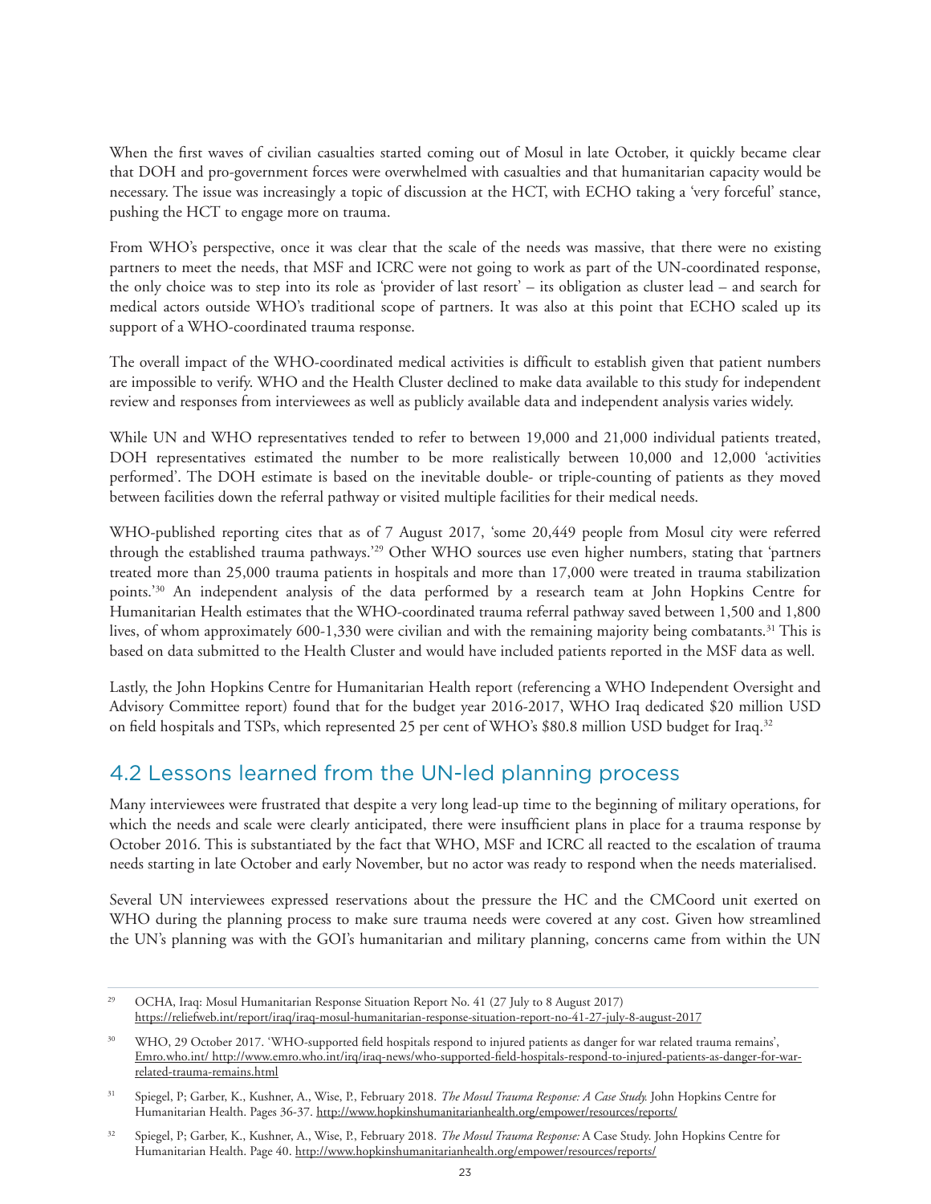When the first waves of civilian casualties started coming out of Mosul in late October, it quickly became clear that DOH and pro-government forces were overwhelmed with casualties and that humanitarian capacity would be necessary. The issue was increasingly a topic of discussion at the HCT, with ECHO taking a 'very forceful' stance, pushing the HCT to engage more on trauma.

From WHO's perspective, once it was clear that the scale of the needs was massive, that there were no existing partners to meet the needs, that MSF and ICRC were not going to work as part of the UN-coordinated response, the only choice was to step into its role as 'provider of last resort' – its obligation as cluster lead – and search for medical actors outside WHO's traditional scope of partners. It was also at this point that ECHO scaled up its support of a WHO-coordinated trauma response.

The overall impact of the WHO-coordinated medical activities is difficult to establish given that patient numbers are impossible to verify. WHO and the Health Cluster declined to make data available to this study for independent review and responses from interviewees as well as publicly available data and independent analysis varies widely.

While UN and WHO representatives tended to refer to between 19,000 and 21,000 individual patients treated, DOH representatives estimated the number to be more realistically between 10,000 and 12,000 'activities performed'. The DOH estimate is based on the inevitable double- or triple-counting of patients as they moved between facilities down the referral pathway or visited multiple facilities for their medical needs.

WHO-published reporting cites that as of 7 August 2017, 'some 20,449 people from Mosul city were referred through the established trauma pathways.'[29] Other WHO sources use even higher numbers, stating that 'partners treated more than 25,000 trauma patients in hospitals and more than 17,000 were treated in trauma stabilization points.'[30] An independent analysis of the data performed by a research team at John Hopkins Centre for Humanitarian Health estimates that the WHO-coordinated trauma referral pathway saved between 1,500 and 1,800 lives, of whom approximately 600-1,330 were civilian and with the remaining majority being combatants.[31] This is based on data submitted to the Health Cluster and would have included patients reported in the MSF data as well.

Lastly, the John Hopkins Centre for Humanitarian Health report (referencing a WHO Independent Oversight and Advisory Committee report) found that for the budget year 2016-2017, WHO Iraq dedicated $20 million USD on field hospitals and TSPs, which represented 25 per cent of WHO's $80.8 million USD budget for Iraq.[32]

## 4.2 Lessons learned from the UN-led planning process

Many interviewees were frustrated that despite a very long lead-up time to the beginning of military operations, for which the needs and scale were clearly anticipated, there were insufficient plans in place for a trauma response by October 2016. This is substantiated by the fact that WHO, MSF and ICRC all reacted to the escalation of trauma needs starting in late October and early November, but no actor was ready to respond when the needs materialised.

Several UN interviewees expressed reservations about the pressure the HC and the CMCoord unit exerted on WHO during the planning process to make sure trauma needs were covered at any cost. Given how streamlined the UN's planning was with the GOI's humanitarian and military planning, concerns came from within the UN

---

[29] OCHA, Iraq: Mosul Humanitarian Response Situation Report No. 41 (27 July to 8 August 2017) https://reliefweb.int/report/iraq/iraq-mosul-humanitarian-response-situation-report-no-41-27-july-8-august-2017

[30] WHO, 29 October 2017. 'WHO-supported field hospitals respond to injured patients as danger for war related trauma remains', Emro.who.int/ http://www.emro.who.int/irq/iraq-news/who-supported-field-hospitals-respond-to-injured-patients-as-danger-for-war-related-trauma-remains.html

[31] Spiegel, P; Garber, K., Kushner, A., Wise, P., February 2018. *The Mosul Trauma Response: A Case Study.* John Hopkins Centre for Humanitarian Health. Pages 36-37. http://www.hopkinshumanitarianhealth.org/empower/resources/reports/

[32] Spiegel, P; Garber, K., Kushner, A., Wise, P., February 2018. *The Mosul Trauma Response:* A Case Study. John Hopkins Centre for Humanitarian Health. Page 40. http://www.hopkinshumanitarianhealth.org/empower/resources/reports/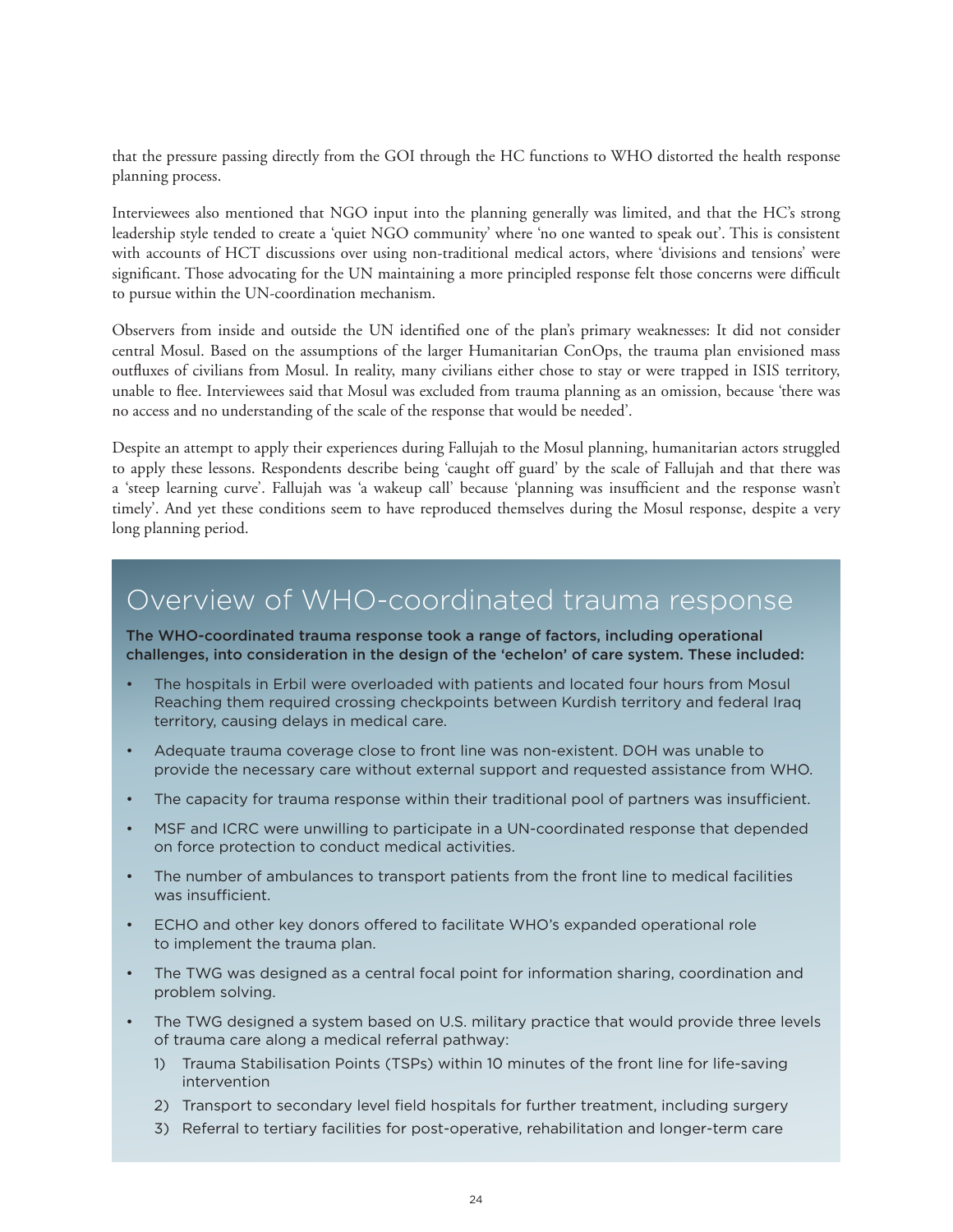that the pressure passing directly from the GOI through the HC functions to WHO distorted the health response planning process.

Interviewees also mentioned that NGO input into the planning generally was limited, and that the HC's strong leadership style tended to create a 'quiet NGO community' where 'no one wanted to speak out'. This is consistent with accounts of HCT discussions over using non-traditional medical actors, where 'divisions and tensions' were significant. Those advocating for the UN maintaining a more principled response felt those concerns were difficult to pursue within the UN-coordination mechanism.

Observers from inside and outside the UN identified one of the plan's primary weaknesses: It did not consider central Mosul. Based on the assumptions of the larger Humanitarian ConOps, the trauma plan envisioned mass outfluxes of civilians from Mosul. In reality, many civilians either chose to stay or were trapped in ISIS territory, unable to flee. Interviewees said that Mosul was excluded from trauma planning as an omission, because 'there was no access and no understanding of the scale of the response that would be needed'.

Despite an attempt to apply their experiences during Fallujah to the Mosul planning, humanitarian actors struggled to apply these lessons. Respondents describe being 'caught off guard' by the scale of Fallujah and that there was a 'steep learning curve'. Fallujah was 'a wakeup call' because 'planning was insufficient and the response wasn't timely'. And yet these conditions seem to have reproduced themselves during the Mosul response, despite a very long planning period.

## Overview of WHO-coordinated trauma response

**The WHO-coordinated trauma response took a range of factors, including operational challenges, into consideration in the design of the 'echelon' of care system. These included:**

- The hospitals in Erbil were overloaded with patients and located four hours from Mosul Reaching them required crossing checkpoints between Kurdish territory and federal Iraq territory, causing delays in medical care.
- Adequate trauma coverage close to front line was non-existent. DOH was unable to provide the necessary care without external support and requested assistance from WHO.
- The capacity for trauma response within their traditional pool of partners was insufficient.
- MSF and ICRC were unwilling to participate in a UN-coordinated response that depended on force protection to conduct medical activities.
- The number of ambulances to transport patients from the front line to medical facilities was insufficient.
- ECHO and other key donors offered to facilitate WHO's expanded operational role to implement the trauma plan.
- The TWG was designed as a central focal point for information sharing, coordination and problem solving.
- The TWG designed a system based on U.S. military practice that would provide three levels of trauma care along a medical referral pathway:
  1) Trauma Stabilisation Points (TSPs) within 10 minutes of the front line for life-saving intervention
  2) Transport to secondary level field hospitals for further treatment, including surgery
  3) Referral to tertiary facilities for post-operative, rehabilitation and longer-term care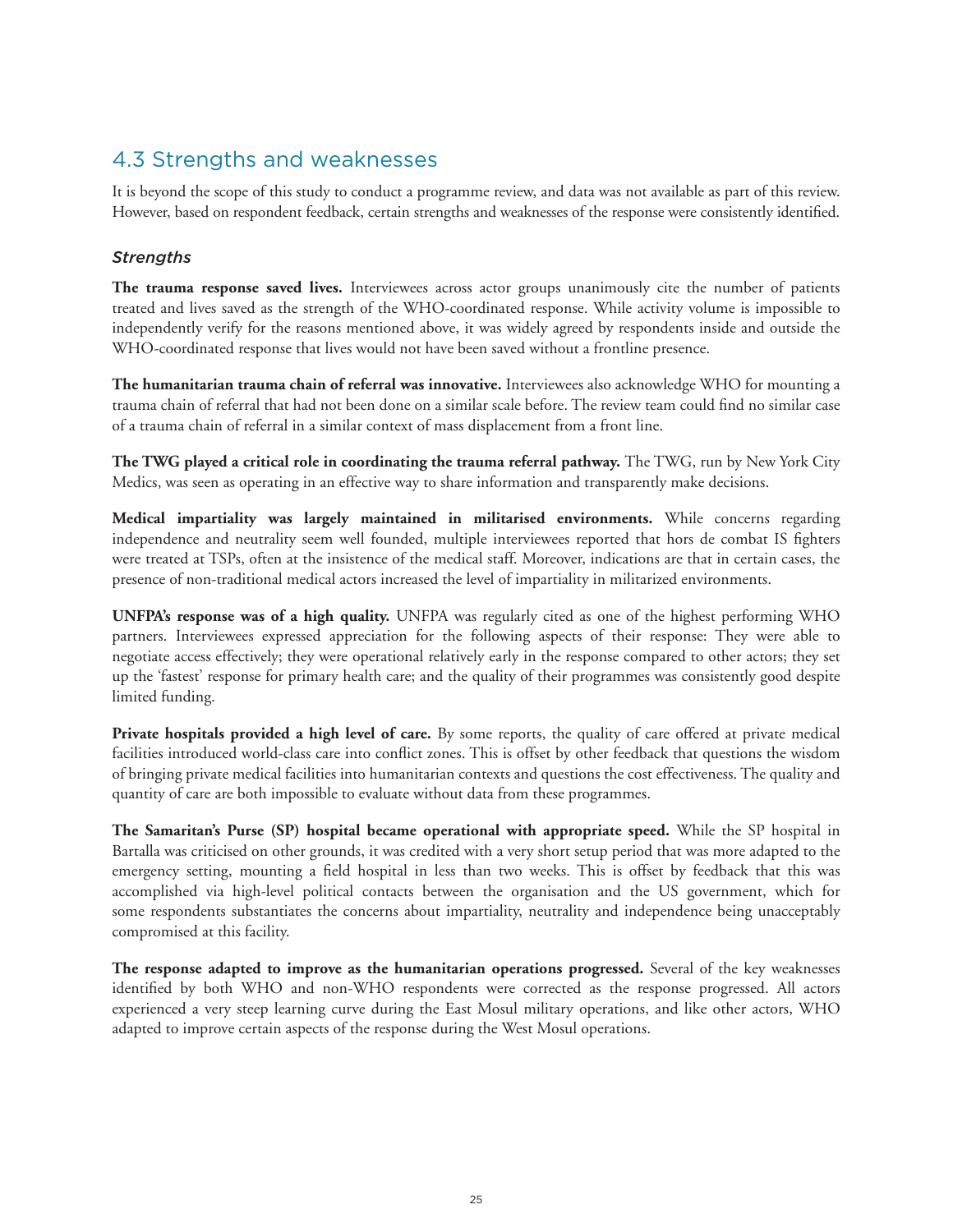## 4.3 Strengths and weaknesses

It is beyond the scope of this study to conduct a programme review, and data was not available as part of this review. However, based on respondent feedback, certain strengths and weaknesses of the response were consistently identified.

### *Strengths*

**The trauma response saved lives.** Interviewees across actor groups unanimously cite the number of patients treated and lives saved as the strength of the WHO-coordinated response. While activity volume is impossible to independently verify for the reasons mentioned above, it was widely agreed by respondents inside and outside the WHO-coordinated response that lives would not have been saved without a frontline presence.

**The humanitarian trauma chain of referral was innovative.** Interviewees also acknowledge WHO for mounting a trauma chain of referral that had not been done on a similar scale before. The review team could find no similar case of a trauma chain of referral in a similar context of mass displacement from a front line.

**The TWG played a critical role in coordinating the trauma referral pathway.** The TWG, run by New York City Medics, was seen as operating in an effective way to share information and transparently make decisions.

**Medical impartiality was largely maintained in militarised environments.** While concerns regarding independence and neutrality seem well founded, multiple interviewees reported that hors de combat IS fighters were treated at TSPs, often at the insistence of the medical staff. Moreover, indications are that in certain cases, the presence of non-traditional medical actors increased the level of impartiality in militarized environments.

**UNFPA's response was of a high quality.** UNFPA was regularly cited as one of the highest performing WHO partners. Interviewees expressed appreciation for the following aspects of their response: They were able to negotiate access effectively; they were operational relatively early in the response compared to other actors; they set up the 'fastest' response for primary health care; and the quality of their programmes was consistently good despite limited funding.

**Private hospitals provided a high level of care.** By some reports, the quality of care offered at private medical facilities introduced world-class care into conflict zones. This is offset by other feedback that questions the wisdom of bringing private medical facilities into humanitarian contexts and questions the cost effectiveness. The quality and quantity of care are both impossible to evaluate without data from these programmes.

**The Samaritan's Purse (SP) hospital became operational with appropriate speed.** While the SP hospital in Bartalla was criticised on other grounds, it was credited with a very short setup period that was more adapted to the emergency setting, mounting a field hospital in less than two weeks. This is offset by feedback that this was accomplished via high-level political contacts between the organisation and the US government, which for some respondents substantiates the concerns about impartiality, neutrality and independence being unacceptably compromised at this facility.

**The response adapted to improve as the humanitarian operations progressed.** Several of the key weaknesses identified by both WHO and non-WHO respondents were corrected as the response progressed. All actors experienced a very steep learning curve during the East Mosul military operations, and like other actors, WHO adapted to improve certain aspects of the response during the West Mosul operations.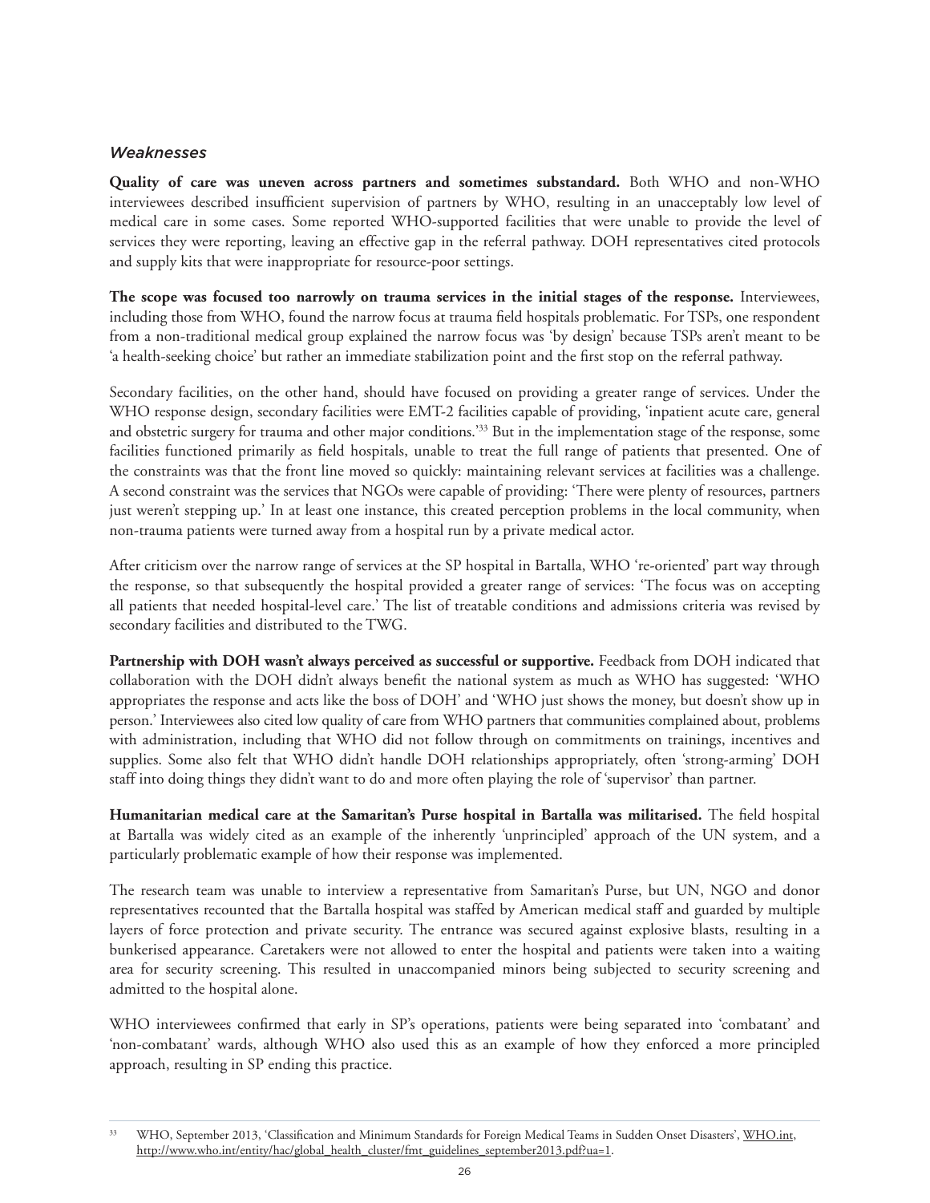### *Weaknesses*

**Quality of care was uneven across partners and sometimes substandard.** Both WHO and non-WHO interviewees described insufficient supervision of partners by WHO, resulting in an unacceptably low level of medical care in some cases. Some reported WHO-supported facilities that were unable to provide the level of services they were reporting, leaving an effective gap in the referral pathway. DOH representatives cited protocols and supply kits that were inappropriate for resource-poor settings.

**The scope was focused too narrowly on trauma services in the initial stages of the response.** Interviewees, including those from WHO, found the narrow focus at trauma field hospitals problematic. For TSPs, one respondent from a non-traditional medical group explained the narrow focus was 'by design' because TSPs aren't meant to be 'a health-seeking choice' but rather an immediate stabilization point and the first stop on the referral pathway.

Secondary facilities, on the other hand, should have focused on providing a greater range of services. Under the WHO response design, secondary facilities were EMT-2 facilities capable of providing, 'inpatient acute care, general and obstetric surgery for trauma and other major conditions.'[33] But in the implementation stage of the response, some facilities functioned primarily as field hospitals, unable to treat the full range of patients that presented. One of the constraints was that the front line moved so quickly: maintaining relevant services at facilities was a challenge. A second constraint was the services that NGOs were capable of providing: 'There were plenty of resources, partners just weren't stepping up.' In at least one instance, this created perception problems in the local community, when non-trauma patients were turned away from a hospital run by a private medical actor.

After criticism over the narrow range of services at the SP hospital in Bartalla, WHO 're-oriented' part way through the response, so that subsequently the hospital provided a greater range of services: 'The focus was on accepting all patients that needed hospital-level care.' The list of treatable conditions and admissions criteria was revised by secondary facilities and distributed to the TWG.

**Partnership with DOH wasn't always perceived as successful or supportive.** Feedback from DOH indicated that collaboration with the DOH didn't always benefit the national system as much as WHO has suggested: 'WHO appropriates the response and acts like the boss of DOH' and 'WHO just shows the money, but doesn't show up in person.' Interviewees also cited low quality of care from WHO partners that communities complained about, problems with administration, including that WHO did not follow through on commitments on trainings, incentives and supplies. Some also felt that WHO didn't handle DOH relationships appropriately, often 'strong-arming' DOH staff into doing things they didn't want to do and more often playing the role of 'supervisor' than partner.

**Humanitarian medical care at the Samaritan's Purse hospital in Bartalla was militarised.** The field hospital at Bartalla was widely cited as an example of the inherently 'unprincipled' approach of the UN system, and a particularly problematic example of how their response was implemented.

The research team was unable to interview a representative from Samaritan's Purse, but UN, NGO and donor representatives recounted that the Bartalla hospital was staffed by American medical staff and guarded by multiple layers of force protection and private security. The entrance was secured against explosive blasts, resulting in a bunkerised appearance. Caretakers were not allowed to enter the hospital and patients were taken into a waiting area for security screening. This resulted in unaccompanied minors being subjected to security screening and admitted to the hospital alone.

WHO interviewees confirmed that early in SP's operations, patients were being separated into 'combatant' and 'non-combatant' wards, although WHO also used this as an example of how they enforced a more principled approach, resulting in SP ending this practice.

---

[33] WHO, September 2013, 'Classification and Minimum Standards for Foreign Medical Teams in Sudden Onset Disasters', WHO.int, http://www.who.int/entity/hac/global_health_cluster/fmt_guidelines_september2013.pdf?ua=1.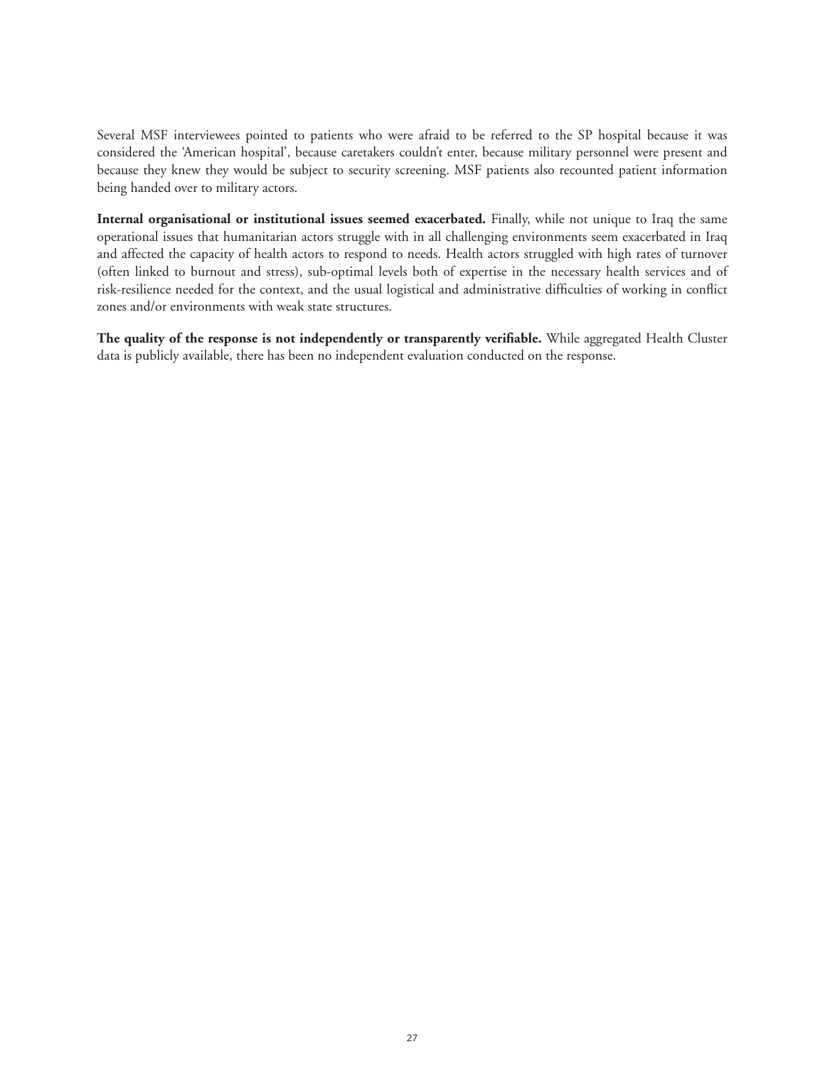Several MSF interviewees pointed to patients who were afraid to be referred to the SP hospital because it was considered the 'American hospital', because caretakers couldn't enter, because military personnel were present and because they knew they would be subject to security screening. MSF patients also recounted patient information being handed over to military actors.

**Internal organisational or institutional issues seemed exacerbated.** Finally, while not unique to Iraq the same operational issues that humanitarian actors struggle with in all challenging environments seem exacerbated in Iraq and affected the capacity of health actors to respond to needs. Health actors struggled with high rates of turnover (often linked to burnout and stress), sub-optimal levels both of expertise in the necessary health services and of risk-resilience needed for the context, and the usual logistical and administrative difficulties of working in conflict zones and/or environments with weak state structures.

**The quality of the response is not independently or transparently verifiable.** While aggregated Health Cluster data is publicly available, there has been no independent evaluation conducted on the response.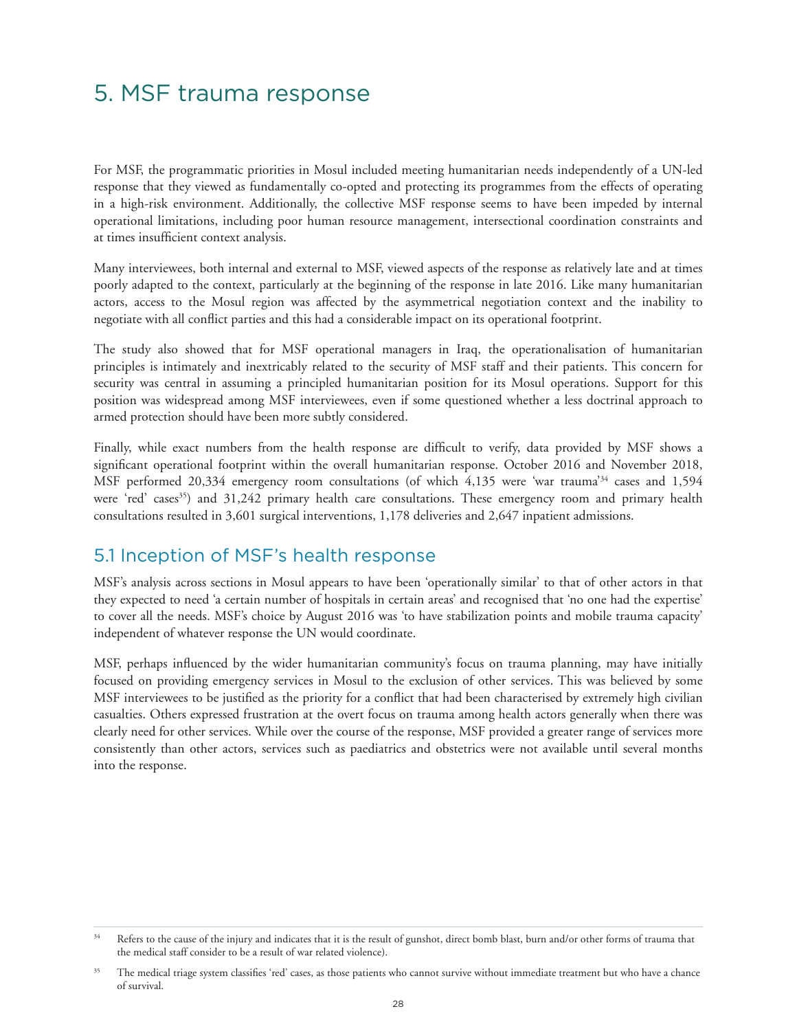# 5. MSF trauma response

For MSF, the programmatic priorities in Mosul included meeting humanitarian needs independently of a UN-led response that they viewed as fundamentally co-opted and protecting its programmes from the effects of operating in a high-risk environment. Additionally, the collective MSF response seems to have been impeded by internal operational limitations, including poor human resource management, intersectional coordination constraints and at times insufficient context analysis.

Many interviewees, both internal and external to MSF, viewed aspects of the response as relatively late and at times poorly adapted to the context, particularly at the beginning of the response in late 2016. Like many humanitarian actors, access to the Mosul region was affected by the asymmetrical negotiation context and the inability to negotiate with all conflict parties and this had a considerable impact on its operational footprint.

The study also showed that for MSF operational managers in Iraq, the operationalisation of humanitarian principles is intimately and inextricably related to the security of MSF staff and their patients. This concern for security was central in assuming a principled humanitarian position for its Mosul operations. Support for this position was widespread among MSF interviewees, even if some questioned whether a less doctrinal approach to armed protection should have been more subtly considered.

Finally, while exact numbers from the health response are difficult to verify, data provided by MSF shows a significant operational footprint within the overall humanitarian response. October 2016 and November 2018, MSF performed 20,334 emergency room consultations (of which 4,135 were 'war trauma'[34] cases and 1,594 were 'red' cases[35]) and 31,242 primary health care consultations. These emergency room and primary health consultations resulted in 3,601 surgical interventions, 1,178 deliveries and 2,647 inpatient admissions.

## 5.1 Inception of MSF's health response

MSF's analysis across sections in Mosul appears to have been 'operationally similar' to that of other actors in that they expected to need 'a certain number of hospitals in certain areas' and recognised that 'no one had the expertise' to cover all the needs. MSF's choice by August 2016 was 'to have stabilization points and mobile trauma capacity' independent of whatever response the UN would coordinate.

MSF, perhaps influenced by the wider humanitarian community's focus on trauma planning, may have initially focused on providing emergency services in Mosul to the exclusion of other services. This was believed by some MSF interviewees to be justified as the priority for a conflict that had been characterised by extremely high civilian casualties. Others expressed frustration at the overt focus on trauma among health actors generally when there was clearly need for other services. While over the course of the response, MSF provided a greater range of services more consistently than other actors, services such as paediatrics and obstetrics were not available until several months into the response.

[34] Refers to the cause of the injury and indicates that it is the result of gunshot, direct bomb blast, burn and/or other forms of trauma that the medical staff consider to be a result of war related violence).

[35] The medical triage system classifies 'red' cases, as those patients who cannot survive without immediate treatment but who have a chance of survival.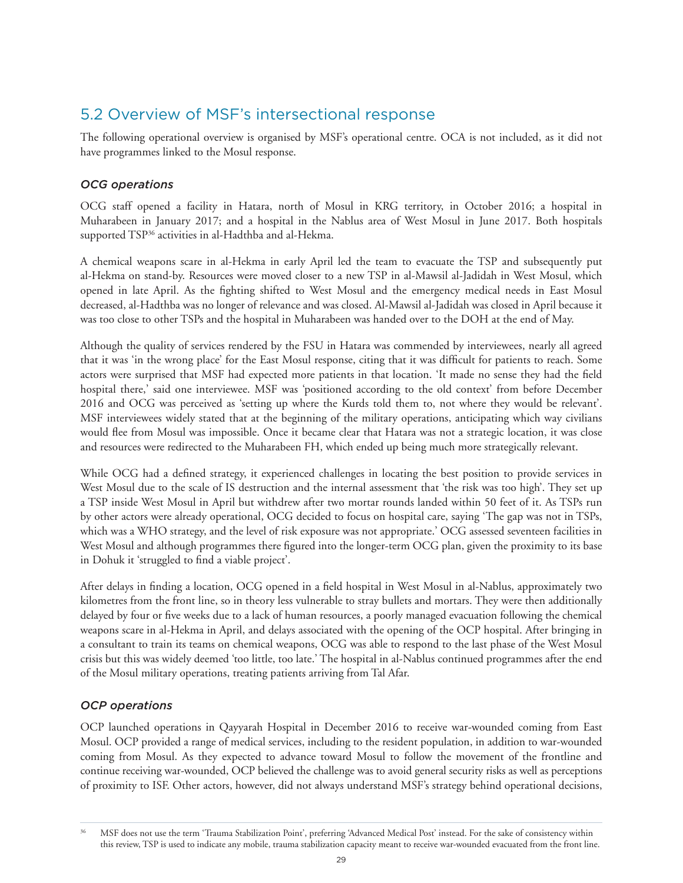## 5.2 Overview of MSF's intersectional response

The following operational overview is organised by MSF's operational centre. OCA is not included, as it did not have programmes linked to the Mosul response.

### *OCG operations*

OCG staff opened a facility in Hatara, north of Mosul in KRG territory, in October 2016; a hospital in Muharabeen in January 2017; and a hospital in the Nablus area of West Mosul in June 2017. Both hospitals supported TSP[36] activities in al-Hadthba and al-Hekma.

A chemical weapons scare in al-Hekma in early April led the team to evacuate the TSP and subsequently put al-Hekma on stand-by. Resources were moved closer to a new TSP in al-Mawsil al-Jadidah in West Mosul, which opened in late April. As the fighting shifted to West Mosul and the emergency medical needs in East Mosul decreased, al-Hadthba was no longer of relevance and was closed. Al-Mawsil al-Jadidah was closed in April because it was too close to other TSPs and the hospital in Muharabeen was handed over to the DOH at the end of May.

Although the quality of services rendered by the FSU in Hatara was commended by interviewees, nearly all agreed that it was 'in the wrong place' for the East Mosul response, citing that it was difficult for patients to reach. Some actors were surprised that MSF had expected more patients in that location. 'It made no sense they had the field hospital there,' said one interviewee. MSF was 'positioned according to the old context' from before December 2016 and OCG was perceived as 'setting up where the Kurds told them to, not where they would be relevant'. MSF interviewees widely stated that at the beginning of the military operations, anticipating which way civilians would flee from Mosul was impossible. Once it became clear that Hatara was not a strategic location, it was close and resources were redirected to the Muharabeen FH, which ended up being much more strategically relevant.

While OCG had a defined strategy, it experienced challenges in locating the best position to provide services in West Mosul due to the scale of IS destruction and the internal assessment that 'the risk was too high'. They set up a TSP inside West Mosul in April but withdrew after two mortar rounds landed within 50 feet of it. As TSPs run by other actors were already operational, OCG decided to focus on hospital care, saying 'The gap was not in TSPs, which was a WHO strategy, and the level of risk exposure was not appropriate.' OCG assessed seventeen facilities in West Mosul and although programmes there figured into the longer-term OCG plan, given the proximity to its base in Dohuk it 'struggled to find a viable project'.

After delays in finding a location, OCG opened in a field hospital in West Mosul in al-Nablus, approximately two kilometres from the front line, so in theory less vulnerable to stray bullets and mortars. They were then additionally delayed by four or five weeks due to a lack of human resources, a poorly managed evacuation following the chemical weapons scare in al-Hekma in April, and delays associated with the opening of the OCP hospital. After bringing in a consultant to train its teams on chemical weapons, OCG was able to respond to the last phase of the West Mosul crisis but this was widely deemed 'too little, too late.' The hospital in al-Nablus continued programmes after the end of the Mosul military operations, treating patients arriving from Tal Afar.

### *OCP operations*

OCP launched operations in Qayyarah Hospital in December 2016 to receive war-wounded coming from East Mosul. OCP provided a range of medical services, including to the resident population, in addition to war-wounded coming from Mosul. As they expected to advance toward Mosul to follow the movement of the frontline and continue receiving war-wounded, OCP believed the challenge was to avoid general security risks as well as perceptions of proximity to ISF. Other actors, however, did not always understand MSF's strategy behind operational decisions,

[36] MSF does not use the term 'Trauma Stabilization Point', preferring 'Advanced Medical Post' instead. For the sake of consistency within this review, TSP is used to indicate any mobile, trauma stabilization capacity meant to receive war-wounded evacuated from the front line.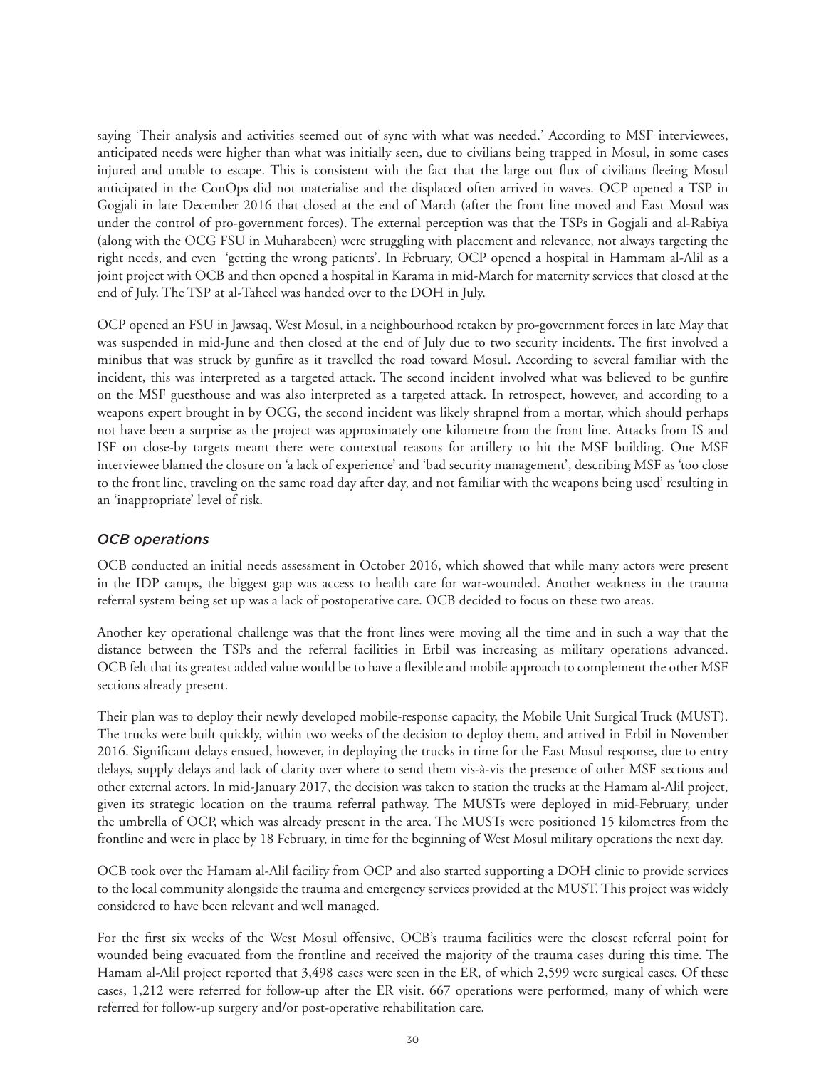saying 'Their analysis and activities seemed out of sync with what was needed.' According to MSF interviewees, anticipated needs were higher than what was initially seen, due to civilians being trapped in Mosul, in some cases injured and unable to escape. This is consistent with the fact that the large out flux of civilians fleeing Mosul anticipated in the ConOps did not materialise and the displaced often arrived in waves. OCP opened a TSP in Gogjali in late December 2016 that closed at the end of March (after the front line moved and East Mosul was under the control of pro-government forces). The external perception was that the TSPs in Gogjali and al-Rabiya (along with the OCG FSU in Muharabeen) were struggling with placement and relevance, not always targeting the right needs, and even 'getting the wrong patients'. In February, OCP opened a hospital in Hammam al-Alil as a joint project with OCB and then opened a hospital in Karama in mid-March for maternity services that closed at the end of July. The TSP at al-Taheel was handed over to the DOH in July.

OCP opened an FSU in Jawsaq, West Mosul, in a neighbourhood retaken by pro-government forces in late May that was suspended in mid-June and then closed at the end of July due to two security incidents. The first involved a minibus that was struck by gunfire as it travelled the road toward Mosul. According to several familiar with the incident, this was interpreted as a targeted attack. The second incident involved what was believed to be gunfire on the MSF guesthouse and was also interpreted as a targeted attack. In retrospect, however, and according to a weapons expert brought in by OCG, the second incident was likely shrapnel from a mortar, which should perhaps not have been a surprise as the project was approximately one kilometre from the front line. Attacks from IS and ISF on close-by targets meant there were contextual reasons for artillery to hit the MSF building. One MSF interviewee blamed the closure on 'a lack of experience' and 'bad security management', describing MSF as 'too close to the front line, traveling on the same road day after day, and not familiar with the weapons being used' resulting in an 'inappropriate' level of risk.

### *OCB operations*

OCB conducted an initial needs assessment in October 2016, which showed that while many actors were present in the IDP camps, the biggest gap was access to health care for war-wounded. Another weakness in the trauma referral system being set up was a lack of postoperative care. OCB decided to focus on these two areas.

Another key operational challenge was that the front lines were moving all the time and in such a way that the distance between the TSPs and the referral facilities in Erbil was increasing as military operations advanced. OCB felt that its greatest added value would be to have a flexible and mobile approach to complement the other MSF sections already present.

Their plan was to deploy their newly developed mobile-response capacity, the Mobile Unit Surgical Truck (MUST). The trucks were built quickly, within two weeks of the decision to deploy them, and arrived in Erbil in November 2016. Significant delays ensued, however, in deploying the trucks in time for the East Mosul response, due to entry delays, supply delays and lack of clarity over where to send them vis-à-vis the presence of other MSF sections and other external actors. In mid-January 2017, the decision was taken to station the trucks at the Hamam al-Alil project, given its strategic location on the trauma referral pathway. The MUSTs were deployed in mid-February, under the umbrella of OCP, which was already present in the area. The MUSTs were positioned 15 kilometres from the frontline and were in place by 18 February, in time for the beginning of West Mosul military operations the next day.

OCB took over the Hamam al-Alil facility from OCP and also started supporting a DOH clinic to provide services to the local community alongside the trauma and emergency services provided at the MUST. This project was widely considered to have been relevant and well managed.

For the first six weeks of the West Mosul offensive, OCB's trauma facilities were the closest referral point for wounded being evacuated from the frontline and received the majority of the trauma cases during this time. The Hamam al-Alil project reported that 3,498 cases were seen in the ER, of which 2,599 were surgical cases. Of these cases, 1,212 were referred for follow-up after the ER visit. 667 operations were performed, many of which were referred for follow-up surgery and/or post-operative rehabilitation care.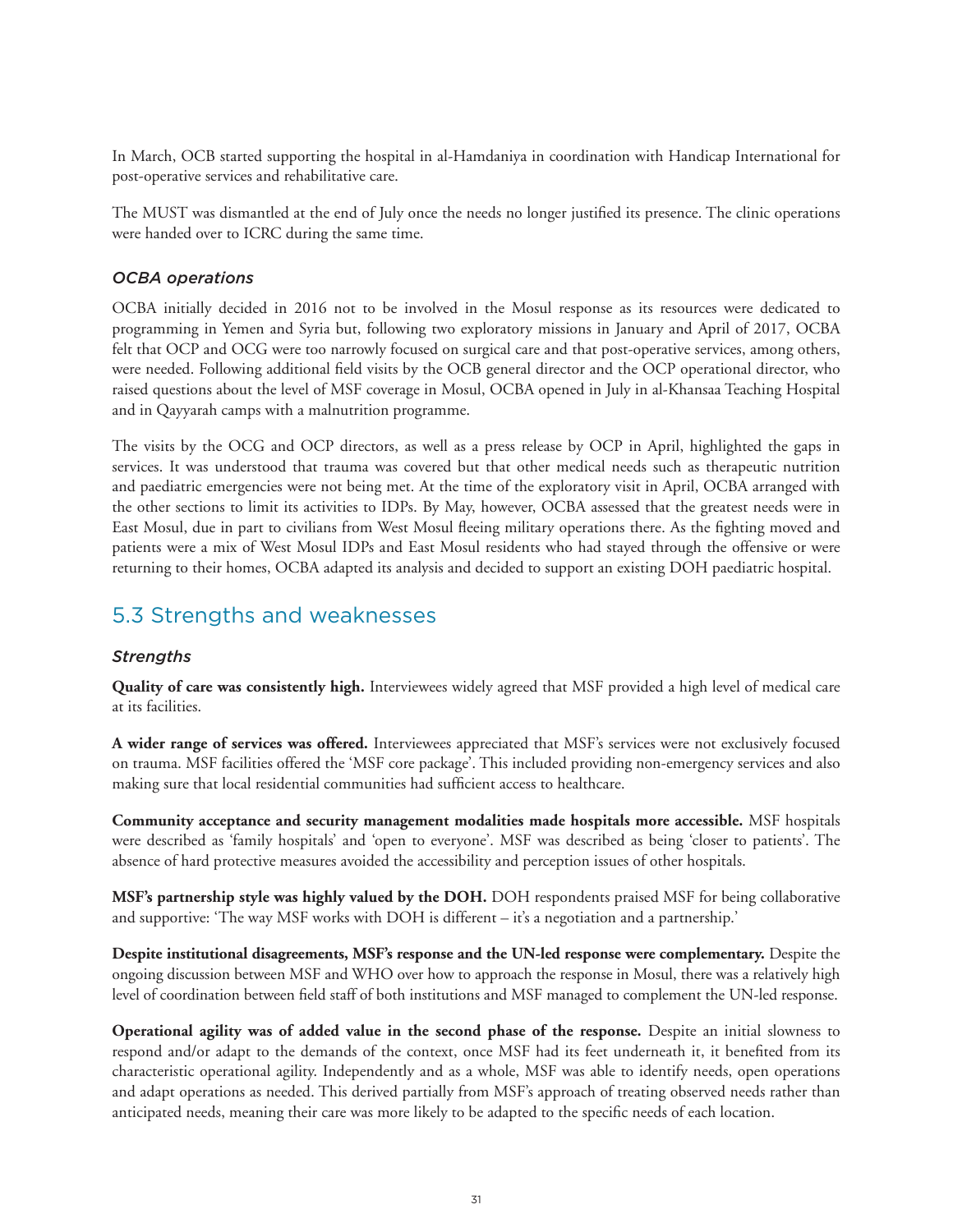In March, OCB started supporting the hospital in al-Hamdaniya in coordination with Handicap International for post-operative services and rehabilitative care.

The MUST was dismantled at the end of July once the needs no longer justified its presence. The clinic operations were handed over to ICRC during the same time.

### *OCBA operations*

OCBA initially decided in 2016 not to be involved in the Mosul response as its resources were dedicated to programming in Yemen and Syria but, following two exploratory missions in January and April of 2017, OCBA felt that OCP and OCG were too narrowly focused on surgical care and that post-operative services, among others, were needed. Following additional field visits by the OCB general director and the OCP operational director, who raised questions about the level of MSF coverage in Mosul, OCBA opened in July in al-Khansaa Teaching Hospital and in Qayyarah camps with a malnutrition programme.

The visits by the OCG and OCP directors, as well as a press release by OCP in April, highlighted the gaps in services. It was understood that trauma was covered but that other medical needs such as therapeutic nutrition and paediatric emergencies were not being met. At the time of the exploratory visit in April, OCBA arranged with the other sections to limit its activities to IDPs. By May, however, OCBA assessed that the greatest needs were in East Mosul, due in part to civilians from West Mosul fleeing military operations there. As the fighting moved and patients were a mix of West Mosul IDPs and East Mosul residents who had stayed through the offensive or were returning to their homes, OCBA adapted its analysis and decided to support an existing DOH paediatric hospital.

## 5.3 Strengths and weaknesses

### *Strengths*

**Quality of care was consistently high.** Interviewees widely agreed that MSF provided a high level of medical care at its facilities.

**A wider range of services was offered.** Interviewees appreciated that MSF's services were not exclusively focused on trauma. MSF facilities offered the 'MSF core package'. This included providing non-emergency services and also making sure that local residential communities had sufficient access to healthcare.

**Community acceptance and security management modalities made hospitals more accessible.** MSF hospitals were described as 'family hospitals' and 'open to everyone'. MSF was described as being 'closer to patients'. The absence of hard protective measures avoided the accessibility and perception issues of other hospitals.

**MSF's partnership style was highly valued by the DOH.** DOH respondents praised MSF for being collaborative and supportive: 'The way MSF works with DOH is different – it's a negotiation and a partnership.'

**Despite institutional disagreements, MSF's response and the UN-led response were complementary.** Despite the ongoing discussion between MSF and WHO over how to approach the response in Mosul, there was a relatively high level of coordination between field staff of both institutions and MSF managed to complement the UN-led response.

**Operational agility was of added value in the second phase of the response.** Despite an initial slowness to respond and/or adapt to the demands of the context, once MSF had its feet underneath it, it benefited from its characteristic operational agility. Independently and as a whole, MSF was able to identify needs, open operations and adapt operations as needed. This derived partially from MSF's approach of treating observed needs rather than anticipated needs, meaning their care was more likely to be adapted to the specific needs of each location.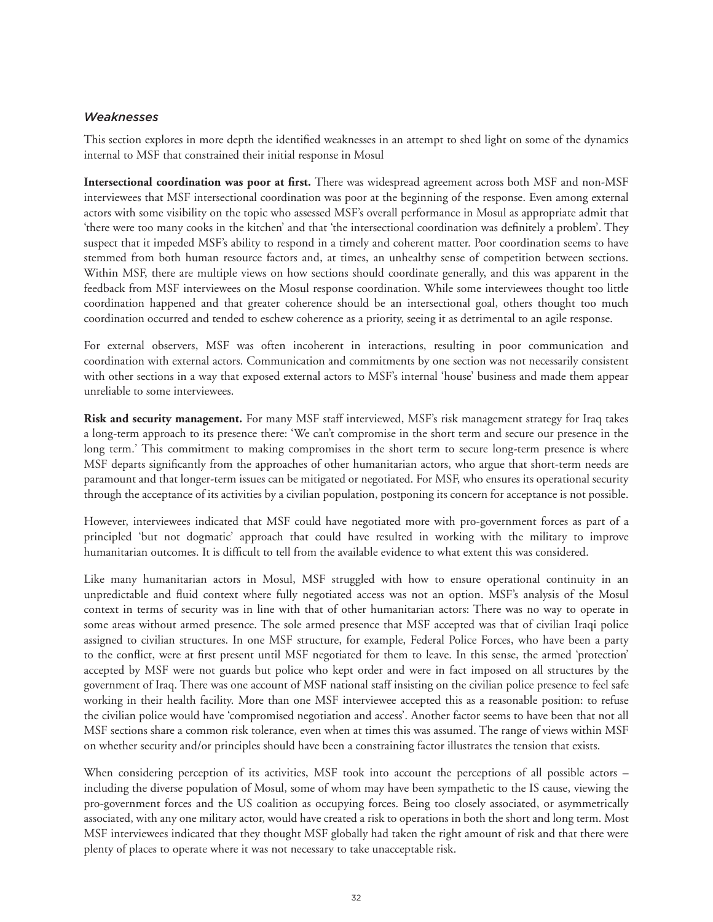### *Weaknesses*

This section explores in more depth the identified weaknesses in an attempt to shed light on some of the dynamics internal to MSF that constrained their initial response in Mosul

**Intersectional coordination was poor at first.** There was widespread agreement across both MSF and non-MSF interviewees that MSF intersectional coordination was poor at the beginning of the response. Even among external actors with some visibility on the topic who assessed MSF's overall performance in Mosul as appropriate admit that 'there were too many cooks in the kitchen' and that 'the intersectional coordination was definitely a problem'. They suspect that it impeded MSF's ability to respond in a timely and coherent matter. Poor coordination seems to have stemmed from both human resource factors and, at times, an unhealthy sense of competition between sections. Within MSF, there are multiple views on how sections should coordinate generally, and this was apparent in the feedback from MSF interviewees on the Mosul response coordination. While some interviewees thought too little coordination happened and that greater coherence should be an intersectional goal, others thought too much coordination occurred and tended to eschew coherence as a priority, seeing it as detrimental to an agile response.

For external observers, MSF was often incoherent in interactions, resulting in poor communication and coordination with external actors. Communication and commitments by one section was not necessarily consistent with other sections in a way that exposed external actors to MSF's internal 'house' business and made them appear unreliable to some interviewees.

**Risk and security management.** For many MSF staff interviewed, MSF's risk management strategy for Iraq takes a long-term approach to its presence there: 'We can't compromise in the short term and secure our presence in the long term.' This commitment to making compromises in the short term to secure long-term presence is where MSF departs significantly from the approaches of other humanitarian actors, who argue that short-term needs are paramount and that longer-term issues can be mitigated or negotiated. For MSF, who ensures its operational security through the acceptance of its activities by a civilian population, postponing its concern for acceptance is not possible.

However, interviewees indicated that MSF could have negotiated more with pro-government forces as part of a principled 'but not dogmatic' approach that could have resulted in working with the military to improve humanitarian outcomes. It is difficult to tell from the available evidence to what extent this was considered.

Like many humanitarian actors in Mosul, MSF struggled with how to ensure operational continuity in an unpredictable and fluid context where fully negotiated access was not an option. MSF's analysis of the Mosul context in terms of security was in line with that of other humanitarian actors: There was no way to operate in some areas without armed presence. The sole armed presence that MSF accepted was that of civilian Iraqi police assigned to civilian structures. In one MSF structure, for example, Federal Police Forces, who have been a party to the conflict, were at first present until MSF negotiated for them to leave. In this sense, the armed 'protection' accepted by MSF were not guards but police who kept order and were in fact imposed on all structures by the government of Iraq. There was one account of MSF national staff insisting on the civilian police presence to feel safe working in their health facility. More than one MSF interviewee accepted this as a reasonable position: to refuse the civilian police would have 'compromised negotiation and access'. Another factor seems to have been that not all MSF sections share a common risk tolerance, even when at times this was assumed. The range of views within MSF on whether security and/or principles should have been a constraining factor illustrates the tension that exists.

When considering perception of its activities, MSF took into account the perceptions of all possible actors – including the diverse population of Mosul, some of whom may have been sympathetic to the IS cause, viewing the pro-government forces and the US coalition as occupying forces. Being too closely associated, or asymmetrically associated, with any one military actor, would have created a risk to operations in both the short and long term. Most MSF interviewees indicated that they thought MSF globally had taken the right amount of risk and that there were plenty of places to operate where it was not necessary to take unacceptable risk.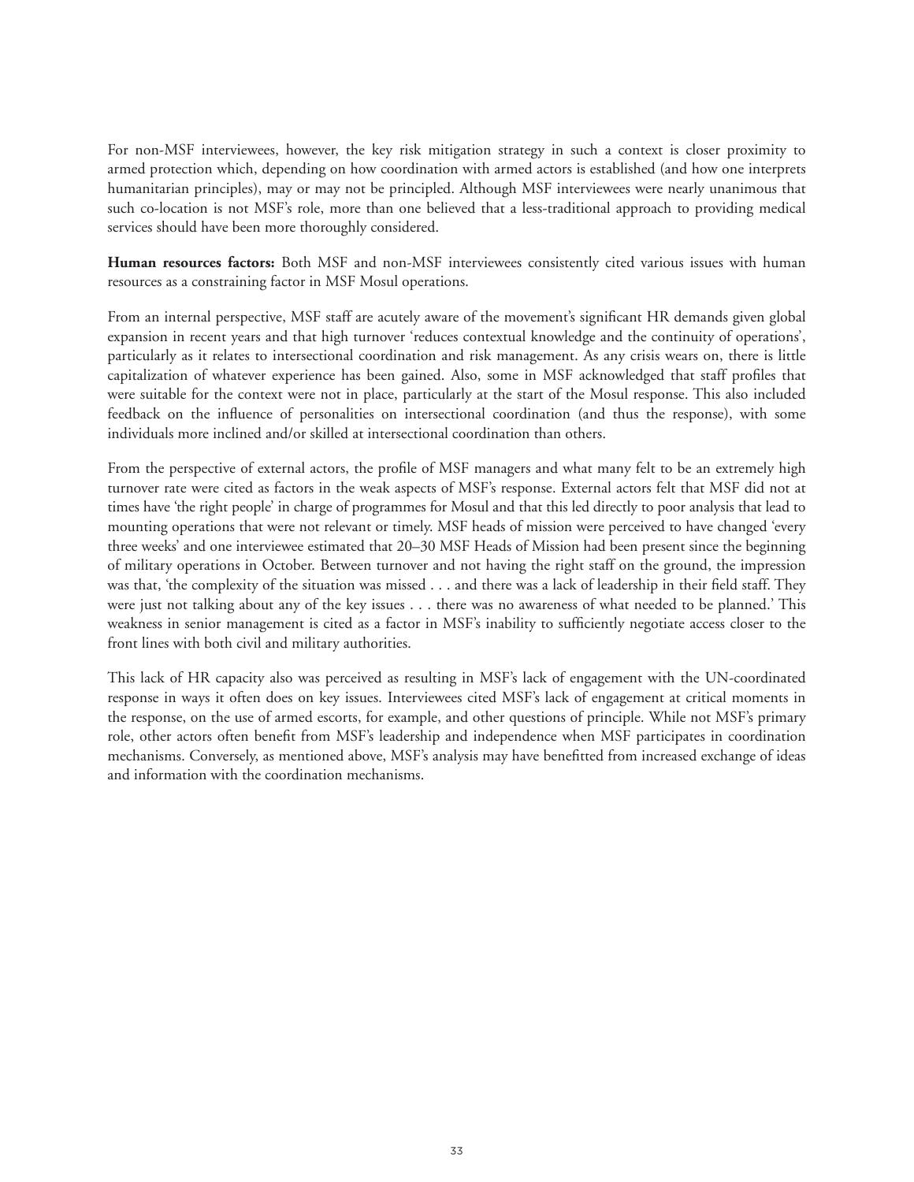For non-MSF interviewees, however, the key risk mitigation strategy in such a context is closer proximity to armed protection which, depending on how coordination with armed actors is established (and how one interprets humanitarian principles), may or may not be principled. Although MSF interviewees were nearly unanimous that such co-location is not MSF's role, more than one believed that a less-traditional approach to providing medical services should have been more thoroughly considered.

**Human resources factors:** Both MSF and non-MSF interviewees consistently cited various issues with human resources as a constraining factor in MSF Mosul operations.

From an internal perspective, MSF staff are acutely aware of the movement's significant HR demands given global expansion in recent years and that high turnover 'reduces contextual knowledge and the continuity of operations', particularly as it relates to intersectional coordination and risk management. As any crisis wears on, there is little capitalization of whatever experience has been gained. Also, some in MSF acknowledged that staff profiles that were suitable for the context were not in place, particularly at the start of the Mosul response. This also included feedback on the influence of personalities on intersectional coordination (and thus the response), with some individuals more inclined and/or skilled at intersectional coordination than others.

From the perspective of external actors, the profile of MSF managers and what many felt to be an extremely high turnover rate were cited as factors in the weak aspects of MSF's response. External actors felt that MSF did not at times have 'the right people' in charge of programmes for Mosul and that this led directly to poor analysis that lead to mounting operations that were not relevant or timely. MSF heads of mission were perceived to have changed 'every three weeks' and one interviewee estimated that 20–30 MSF Heads of Mission had been present since the beginning of military operations in October. Between turnover and not having the right staff on the ground, the impression was that, 'the complexity of the situation was missed . . . and there was a lack of leadership in their field staff. They were just not talking about any of the key issues . . . there was no awareness of what needed to be planned.' This weakness in senior management is cited as a factor in MSF's inability to sufficiently negotiate access closer to the front lines with both civil and military authorities.

This lack of HR capacity also was perceived as resulting in MSF's lack of engagement with the UN-coordinated response in ways it often does on key issues. Interviewees cited MSF's lack of engagement at critical moments in the response, on the use of armed escorts, for example, and other questions of principle. While not MSF's primary role, other actors often benefit from MSF's leadership and independence when MSF participates in coordination mechanisms. Conversely, as mentioned above, MSF's analysis may have benefitted from increased exchange of ideas and information with the coordination mechanisms.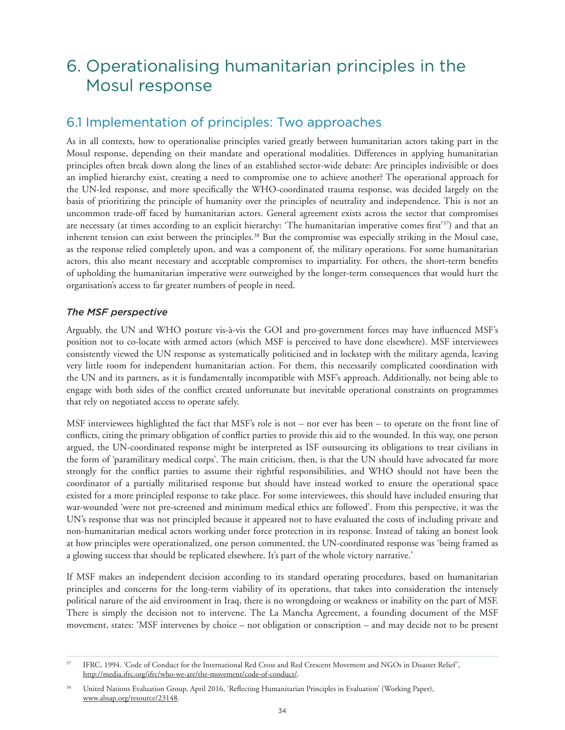# 6. Operationalising humanitarian principles in the Mosul response

## 6.1 Implementation of principles: Two approaches

As in all contexts, how to operationalise principles varied greatly between humanitarian actors taking part in the Mosul response, depending on their mandate and operational modalities. Differences in applying humanitarian principles often break down along the lines of an established sector-wide debate: Are principles indivisible or does an implied hierarchy exist, creating a need to compromise one to achieve another? The operational approach for the UN-led response, and more specifically the WHO-coordinated trauma response, was decided largely on the basis of prioritizing the principle of humanity over the principles of neutrality and independence. This is not an uncommon trade-off faced by humanitarian actors. General agreement exists across the sector that compromises are necessary (at times according to an explicit hierarchy: 'The humanitarian imperative comes first'[37]) and that an inherent tension can exist between the principles.[38] But the compromise was especially striking in the Mosul case, as the response relied completely upon, and was a component of, the military operations. For some humanitarian actors, this also meant necessary and acceptable compromises to impartiality. For others, the short-term benefits of upholding the humanitarian imperative were outweighed by the longer-term consequences that would hurt the organisation's access to far greater numbers of people in need.

### *The MSF perspective*

Arguably, the UN and WHO posture vis-à-vis the GOI and pro-government forces may have influenced MSF's position not to co-locate with armed actors (which MSF is perceived to have done elsewhere). MSF interviewees consistently viewed the UN response as systematically politicised and in lockstep with the military agenda, leaving very little room for independent humanitarian action. For them, this necessarily complicated coordination with the UN and its partners, as it is fundamentally incompatible with MSF's approach. Additionally, not being able to engage with both sides of the conflict created unfortunate but inevitable operational constraints on programmes that rely on negotiated access to operate safely.

MSF interviewees highlighted the fact that MSF's role is not – nor ever has been – to operate on the front line of conflicts, citing the primary obligation of conflict parties to provide this aid to the wounded. In this way, one person argued, the UN-coordinated response might be interpreted as ISF outsourcing its obligations to treat civilians in the form of 'paramilitary medical corps'. The main criticism, then, is that the UN should have advocated far more strongly for the conflict parties to assume their rightful responsibilities, and WHO should not have been the coordinator of a partially militarised response but should have instead worked to ensure the operational space existed for a more principled response to take place. For some interviewees, this should have included ensuring that war-wounded 'were not pre-screened and minimum medical ethics are followed'. From this perspective, it was the UN's response that was not principled because it appeared not to have evaluated the costs of including private and non-humanitarian medical actors working under force protection in its response. Instead of taking an honest look at how principles were operationalized, one person commented, the UN-coordinated response was 'being framed as a glowing success that should be replicated elsewhere. It's part of the whole victory narrative.'

If MSF makes an independent decision according to its standard operating procedures, based on humanitarian principles and concerns for the long-term viability of its operations, that takes into consideration the intensely political nature of the aid environment in Iraq, there is no wrongdoing or weakness or inability on the part of MSF. There is simply the decision not to intervene. The La Mancha Agreement, a founding document of the MSF movement, states: 'MSF intervenes by choice – not obligation or conscription – and may decide not to be present

---

[37] IFRC, 1994. 'Code of Conduct for the International Red Cross and Red Crescent Movement and NGOs in Disaster Relief', http://media.ifrc.org/ifrc/who-we-are/the-movement/code-of-conduct/.

[38] United Nations Evaluation Group, April 2016, 'Reflecting Humanitarian Principles in Evaluation' (Working Paper), www.alnap.org/resource/23148.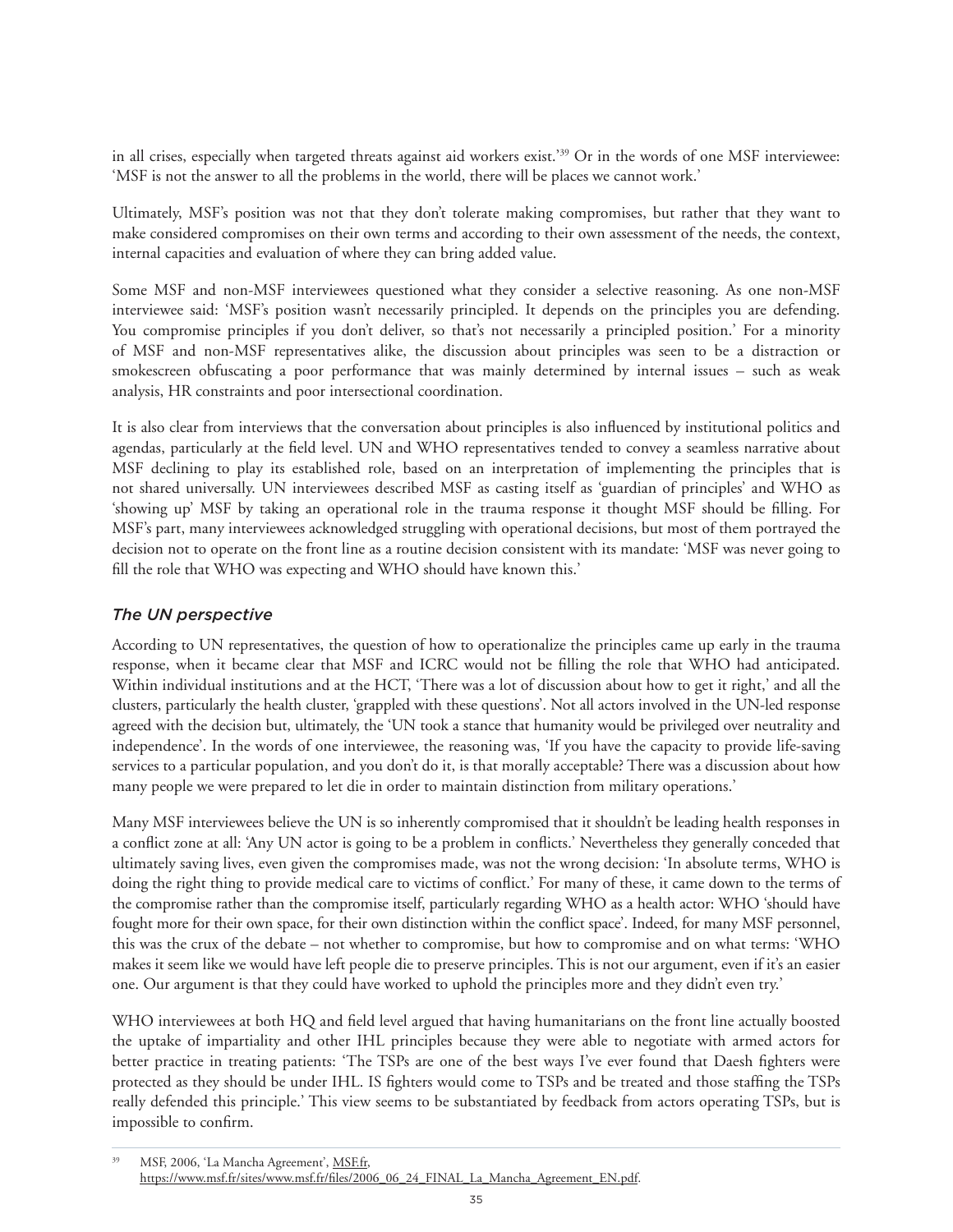in all crises, especially when targeted threats against aid workers exist.'[39] Or in the words of one MSF interviewee: 'MSF is not the answer to all the problems in the world, there will be places we cannot work.'

Ultimately, MSF's position was not that they don't tolerate making compromises, but rather that they want to make considered compromises on their own terms and according to their own assessment of the needs, the context, internal capacities and evaluation of where they can bring added value.

Some MSF and non-MSF interviewees questioned what they consider a selective reasoning. As one non-MSF interviewee said: 'MSF's position wasn't necessarily principled. It depends on the principles you are defending. You compromise principles if you don't deliver, so that's not necessarily a principled position.' For a minority of MSF and non-MSF representatives alike, the discussion about principles was seen to be a distraction or smokescreen obfuscating a poor performance that was mainly determined by internal issues – such as weak analysis, HR constraints and poor intersectional coordination.

It is also clear from interviews that the conversation about principles is also influenced by institutional politics and agendas, particularly at the field level. UN and WHO representatives tended to convey a seamless narrative about MSF declining to play its established role, based on an interpretation of implementing the principles that is not shared universally. UN interviewees described MSF as casting itself as 'guardian of principles' and WHO as 'showing up' MSF by taking an operational role in the trauma response it thought MSF should be filling. For MSF's part, many interviewees acknowledged struggling with operational decisions, but most of them portrayed the decision not to operate on the front line as a routine decision consistent with its mandate: 'MSF was never going to fill the role that WHO was expecting and WHO should have known this.'

### *The UN perspective*

According to UN representatives, the question of how to operationalize the principles came up early in the trauma response, when it became clear that MSF and ICRC would not be filling the role that WHO had anticipated. Within individual institutions and at the HCT, 'There was a lot of discussion about how to get it right,' and all the clusters, particularly the health cluster, 'grappled with these questions'. Not all actors involved in the UN-led response agreed with the decision but, ultimately, the 'UN took a stance that humanity would be privileged over neutrality and independence'. In the words of one interviewee, the reasoning was, 'If you have the capacity to provide life-saving services to a particular population, and you don't do it, is that morally acceptable? There was a discussion about how many people we were prepared to let die in order to maintain distinction from military operations.'

Many MSF interviewees believe the UN is so inherently compromised that it shouldn't be leading health responses in a conflict zone at all: 'Any UN actor is going to be a problem in conflicts.' Nevertheless they generally conceded that ultimately saving lives, even given the compromises made, was not the wrong decision: 'In absolute terms, WHO is doing the right thing to provide medical care to victims of conflict.' For many of these, it came down to the terms of the compromise rather than the compromise itself, particularly regarding WHO as a health actor: WHO 'should have fought more for their own space, for their own distinction within the conflict space'. Indeed, for many MSF personnel, this was the crux of the debate – not whether to compromise, but how to compromise and on what terms: 'WHO makes it seem like we would have left people die to preserve principles. This is not our argument, even if it's an easier one. Our argument is that they could have worked to uphold the principles more and they didn't even try.'

WHO interviewees at both HQ and field level argued that having humanitarians on the front line actually boosted the uptake of impartiality and other IHL principles because they were able to negotiate with armed actors for better practice in treating patients: 'The TSPs are one of the best ways I've ever found that Daesh fighters were protected as they should be under IHL. IS fighters would come to TSPs and be treated and those staffing the TSPs really defended this principle.' This view seems to be substantiated by feedback from actors operating TSPs, but is impossible to confirm.

---

[39] MSF, 2006, 'La Mancha Agreement', MSF.fr, https://www.msf.fr/sites/www.msf.fr/files/2006_06_24_FINAL_La_Mancha_Agreement_EN.pdf.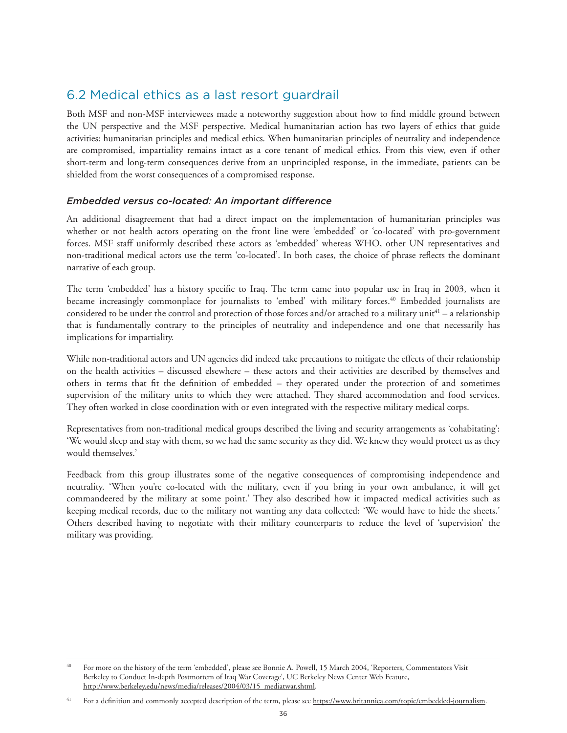## 6.2 Medical ethics as a last resort guardrail

Both MSF and non-MSF interviewees made a noteworthy suggestion about how to find middle ground between the UN perspective and the MSF perspective. Medical humanitarian action has two layers of ethics that guide activities: humanitarian principles and medical ethics. When humanitarian principles of neutrality and independence are compromised, impartiality remains intact as a core tenant of medical ethics. From this view, even if other short-term and long-term consequences derive from an unprincipled response, in the immediate, patients can be shielded from the worst consequences of a compromised response.

### *Embedded versus co-located: An important difference*

An additional disagreement that had a direct impact on the implementation of humanitarian principles was whether or not health actors operating on the front line were 'embedded' or 'co-located' with pro-government forces. MSF staff uniformly described these actors as 'embedded' whereas WHO, other UN representatives and non-traditional medical actors use the term 'co-located'. In both cases, the choice of phrase reflects the dominant narrative of each group.

The term 'embedded' has a history specific to Iraq. The term came into popular use in Iraq in 2003, when it became increasingly commonplace for journalists to 'embed' with military forces.[40] Embedded journalists are considered to be under the control and protection of those forces and/or attached to a military unit[41] – a relationship that is fundamentally contrary to the principles of neutrality and independence and one that necessarily has implications for impartiality.

While non-traditional actors and UN agencies did indeed take precautions to mitigate the effects of their relationship on the health activities – discussed elsewhere – these actors and their activities are described by themselves and others in terms that fit the definition of embedded – they operated under the protection of and sometimes supervision of the military units to which they were attached. They shared accommodation and food services. They often worked in close coordination with or even integrated with the respective military medical corps.

Representatives from non-traditional medical groups described the living and security arrangements as 'cohabitating': 'We would sleep and stay with them, so we had the same security as they did. We knew they would protect us as they would themselves.'

Feedback from this group illustrates some of the negative consequences of compromising independence and neutrality. 'When you're co-located with the military, even if you bring in your own ambulance, it will get commandeered by the military at some point.' They also described how it impacted medical activities such as keeping medical records, due to the military not wanting any data collected: 'We would have to hide the sheets.' Others described having to negotiate with their military counterparts to reduce the level of 'supervision' the military was providing.

---

[40] For more on the history of the term 'embedded', please see Bonnie A. Powell, 15 March 2004, 'Reporters, Commentators Visit Berkeley to Conduct In-depth Postmortem of Iraq War Coverage', UC Berkeley News Center Web Feature, http://www.berkeley.edu/news/media/releases/2004/03/15_mediatwar.shtml.

[41] For a definition and commonly accepted description of the term, please see https://www.britannica.com/topic/embedded-journalism.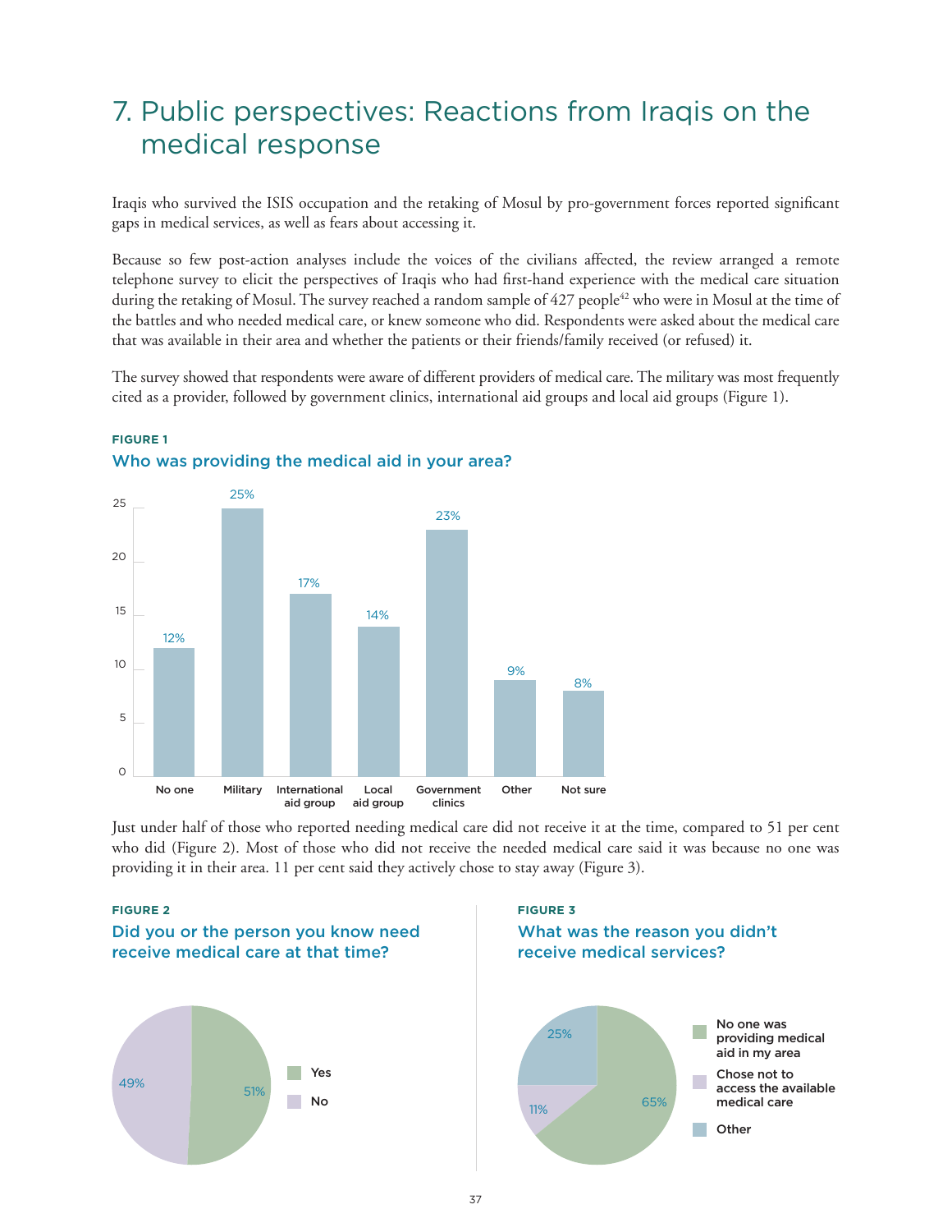# 7. Public perspectives: Reactions from Iraqis on the medical response

Iraqis who survived the ISIS occupation and the retaking of Mosul by pro-government forces reported significant gaps in medical services, as well as fears about accessing it.

Because so few post-action analyses include the voices of the civilians affected, the review arranged a remote telephone survey to elicit the perspectives of Iraqis who had first-hand experience with the medical care situation during the retaking of Mosul. The survey reached a random sample of 427 people[42] who were in Mosul at the time of the battles and who needed medical care, or knew someone who did. Respondents were asked about the medical care that was available in their area and whether the patients or their friends/family received (or refused) it.

The survey showed that respondents were aware of different providers of medical care. The military was most frequently cited as a provider, followed by government clinics, international aid groups and local aid groups (Figure 1).

**FIGURE 1**

**Who was providing the medical aid in your area?**

| Provider | Percentage |
|---|---|
| No one | 12% |
| Military | 25% |
| International aid group | 17% |
| Local aid group | 14% |
| Government clinics | 23% |
| Other | 9% |
| Not sure | 8% |

Just under half of those who reported needing medical care did not receive it at the time, compared to 51 per cent who did (Figure 2). Most of those who did not receive the needed medical care said it was because no one was providing it in their area. 11 per cent said they actively chose to stay away (Figure 3).

**FIGURE 2**

**Did you or the person you know need receive medical care at that time?**

| Response | Percentage |
|---|---|
| Yes | 51% |
| No | 49% |

**FIGURE 3**

**What was the reason you didn't receive medical services?**

| Reason | Percentage |
|---|---|
| No one was providing medical aid in my area | 65% |
| Chose not to access the available medical care | 11% |
| Other | 25% |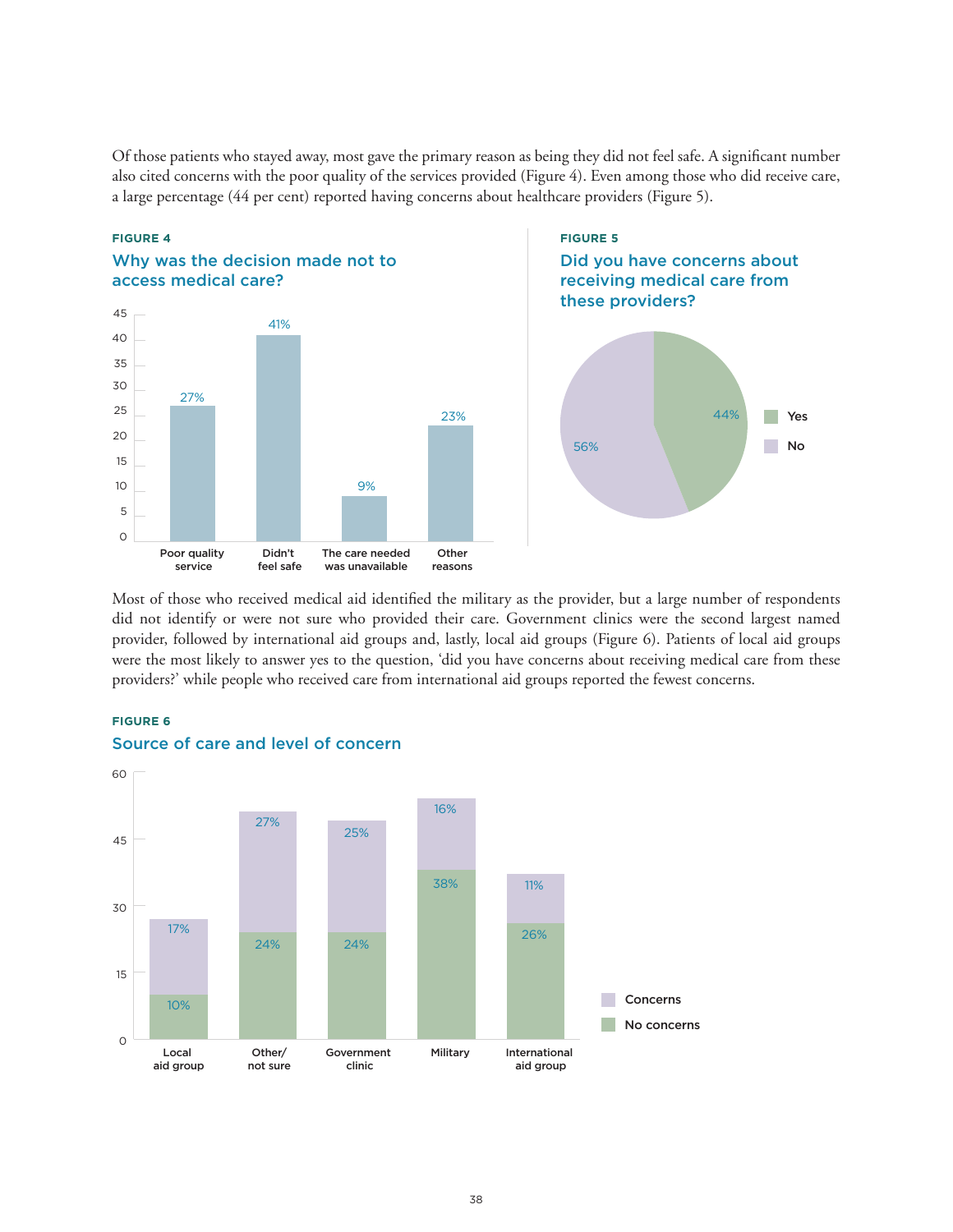Of those patients who stayed away, most gave the primary reason as being they did not feel safe. A significant number also cited concerns with the poor quality of the services provided (Figure 4). Even among those who did receive care, a large percentage (44 per cent) reported having concerns about healthcare providers (Figure 5).

**FIGURE 4**

### Why was the decision made not to access medical care?

| Reason | Percentage |
|---|---|
| Poor quality service | 27% |
| Didn't feel safe | 41% |
| The care needed was unavailable | 9% |
| Other reasons | 23% |

**FIGURE 5**

### Did you have concerns about receiving medical care from these providers?

| Response | Percentage |
|---|---|
| Yes | 44% |
| No | 56% |

Most of those who received medical aid identified the military as the provider, but a large number of respondents did not identify or were not sure who provided their care. Government clinics were the second largest named provider, followed by international aid groups and, lastly, local aid groups (Figure 6). Patients of local aid groups were the most likely to answer yes to the question, 'did you have concerns about receiving medical care from these providers?' while people who received care from international aid groups reported the fewest concerns.

**FIGURE 6**

### Source of care and level of concern

| Source of care | No concerns | Concerns |
|---|---|---|
| Local aid group | 10% | 17% |
| Other/ not sure | 24% | 27% |
| Government clinic | 24% | 25% |
| Military | 38% | 16% |
| International aid group | 26% | 11% |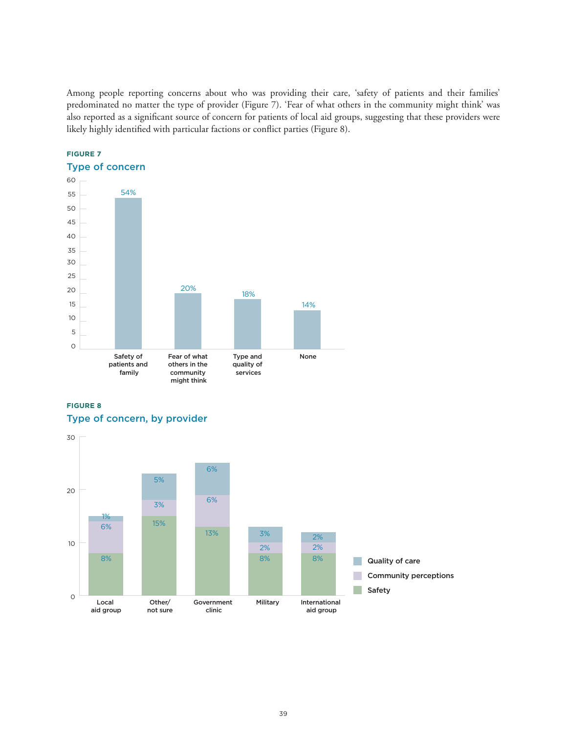Among people reporting concerns about who was providing their care, 'safety of patients and their families' predominated no matter the type of provider (Figure 7). 'Fear of what others in the community might think' was also reported as a significant source of concern for patients of local aid groups, suggesting that these providers were likely highly identified with particular factions or conflict parties (Figure 8).

**FIGURE 7**

### Type of concern

| Type of concern | % |
|---|---|
| Safety of patients and family | 54% |
| Fear of what others in the community might think | 20% |
| Type and quality of services | 18% |
| None | 14% |

**FIGURE 8**

### Type of concern, by provider

| Provider | Safety | Community perceptions | Quality of care |
|---|---|---|---|
| Local aid group | 8% | 6% | 1% |
| Other/ not sure | 15% | 3% | 5% |
| Government clinic | 13% | 6% | 6% |
| Military | 8% | 2% | 3% |
| International aid group | 8% | 2% | 2% |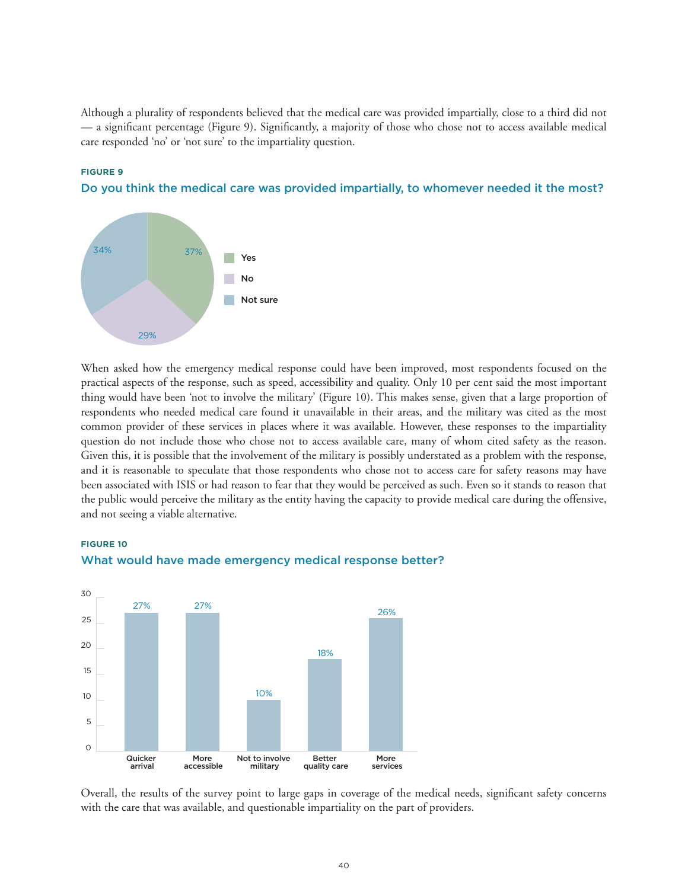Although a plurality of respondents believed that the medical care was provided impartially, close to a third did not — a significant percentage (Figure 9). Significantly, a majority of those who chose not to access available medical care responded 'no' or 'not sure' to the impartiality question.

**FIGURE 9**

### Do you think the medical care was provided impartially, to whomever needed it the most?

| Response | Percentage |
|---|---|
| Yes | 37% |
| No | 29% |
| Not sure | 34% |

When asked how the emergency medical response could have been improved, most respondents focused on the practical aspects of the response, such as speed, accessibility and quality. Only 10 per cent said the most important thing would have been 'not to involve the military' (Figure 10). This makes sense, given that a large proportion of respondents who needed medical care found it unavailable in their areas, and the military was cited as the most common provider of these services in places where it was available. However, these responses to the impartiality question do not include those who chose not to access available care, many of whom cited safety as the reason. Given this, it is possible that the involvement of the military is possibly understated as a problem with the response, and it is reasonable to speculate that those respondents who chose not to access care for safety reasons may have been associated with ISIS or had reason to fear that they would be perceived as such. Even so it stands to reason that the public would perceive the military as the entity having the capacity to provide medical care during the offensive, and not seeing a viable alternative.

**FIGURE 10**

### What would have made emergency medical response better?

| Response | Percentage |
|---|---|
| Quicker arrival | 27% |
| More accessible | 27% |
| Not to involve military | 10% |
| Better quality care | 18% |
| More services | 26% |

Overall, the results of the survey point to large gaps in coverage of the medical needs, significant safety concerns with the care that was available, and questionable impartiality on the part of providers.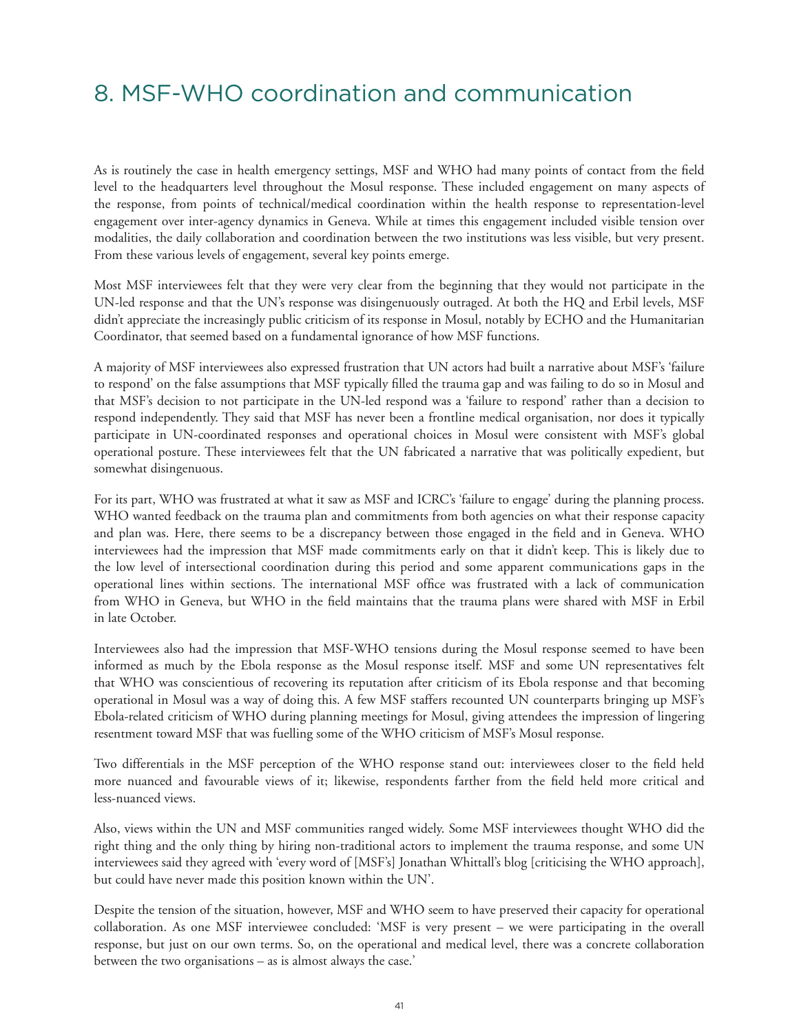# 8. MSF-WHO coordination and communication

As is routinely the case in health emergency settings, MSF and WHO had many points of contact from the field level to the headquarters level throughout the Mosul response. These included engagement on many aspects of the response, from points of technical/medical coordination within the health response to representation-level engagement over inter-agency dynamics in Geneva. While at times this engagement included visible tension over modalities, the daily collaboration and coordination between the two institutions was less visible, but very present. From these various levels of engagement, several key points emerge.

Most MSF interviewees felt that they were very clear from the beginning that they would not participate in the UN-led response and that the UN's response was disingenuously outraged. At both the HQ and Erbil levels, MSF didn't appreciate the increasingly public criticism of its response in Mosul, notably by ECHO and the Humanitarian Coordinator, that seemed based on a fundamental ignorance of how MSF functions.

A majority of MSF interviewees also expressed frustration that UN actors had built a narrative about MSF's 'failure to respond' on the false assumptions that MSF typically filled the trauma gap and was failing to do so in Mosul and that MSF's decision to not participate in the UN-led respond was a 'failure to respond' rather than a decision to respond independently. They said that MSF has never been a frontline medical organisation, nor does it typically participate in UN-coordinated responses and operational choices in Mosul were consistent with MSF's global operational posture. These interviewees felt that the UN fabricated a narrative that was politically expedient, but somewhat disingenuous.

For its part, WHO was frustrated at what it saw as MSF and ICRC's 'failure to engage' during the planning process. WHO wanted feedback on the trauma plan and commitments from both agencies on what their response capacity and plan was. Here, there seems to be a discrepancy between those engaged in the field and in Geneva. WHO interviewees had the impression that MSF made commitments early on that it didn't keep. This is likely due to the low level of intersectional coordination during this period and some apparent communications gaps in the operational lines within sections. The international MSF office was frustrated with a lack of communication from WHO in Geneva, but WHO in the field maintains that the trauma plans were shared with MSF in Erbil in late October.

Interviewees also had the impression that MSF-WHO tensions during the Mosul response seemed to have been informed as much by the Ebola response as the Mosul response itself. MSF and some UN representatives felt that WHO was conscientious of recovering its reputation after criticism of its Ebola response and that becoming operational in Mosul was a way of doing this. A few MSF staffers recounted UN counterparts bringing up MSF's Ebola-related criticism of WHO during planning meetings for Mosul, giving attendees the impression of lingering resentment toward MSF that was fuelling some of the WHO criticism of MSF's Mosul response.

Two differentials in the MSF perception of the WHO response stand out: interviewees closer to the field held more nuanced and favourable views of it; likewise, respondents farther from the field held more critical and less-nuanced views.

Also, views within the UN and MSF communities ranged widely. Some MSF interviewees thought WHO did the right thing and the only thing by hiring non-traditional actors to implement the trauma response, and some UN interviewees said they agreed with 'every word of [MSF's] Jonathan Whittall's blog [criticising the WHO approach], but could have never made this position known within the UN'.

Despite the tension of the situation, however, MSF and WHO seem to have preserved their capacity for operational collaboration. As one MSF interviewee concluded: 'MSF is very present – we were participating in the overall response, but just on our own terms. So, on the operational and medical level, there was a concrete collaboration between the two organisations – as is almost always the case.'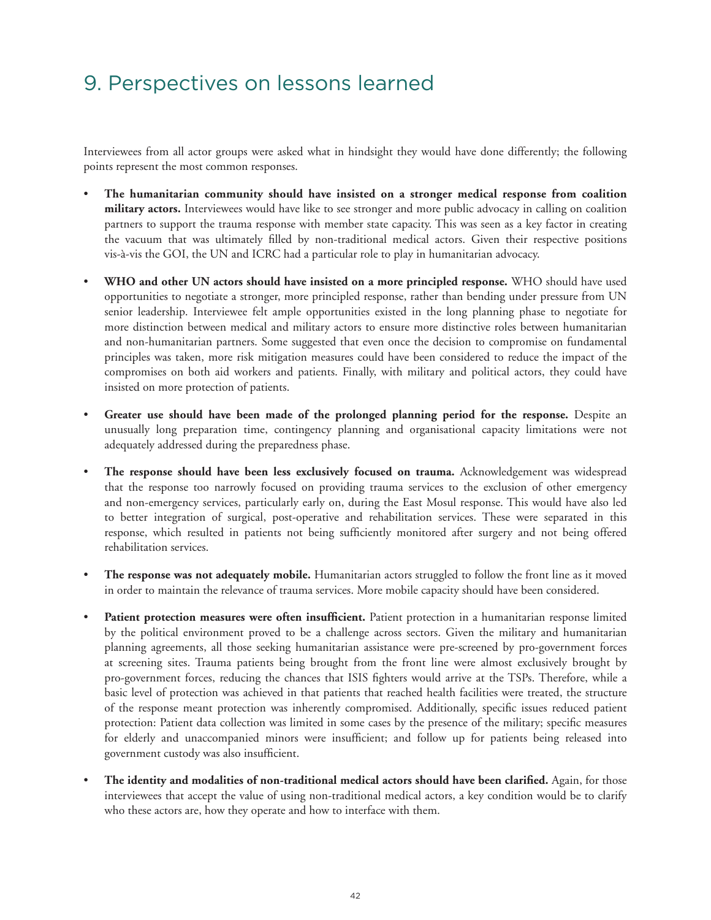# 9. Perspectives on lessons learned

Interviewees from all actor groups were asked what in hindsight they would have done differently; the following points represent the most common responses.

- **The humanitarian community should have insisted on a stronger medical response from coalition military actors.** Interviewees would have like to see stronger and more public advocacy in calling on coalition partners to support the trauma response with member state capacity. This was seen as a key factor in creating the vacuum that was ultimately filled by non-traditional medical actors. Given their respective positions vis-à-vis the GOI, the UN and ICRC had a particular role to play in humanitarian advocacy.

- **WHO and other UN actors should have insisted on a more principled response.** WHO should have used opportunities to negotiate a stronger, more principled response, rather than bending under pressure from UN senior leadership. Interviewee felt ample opportunities existed in the long planning phase to negotiate for more distinction between medical and military actors to ensure more distinctive roles between humanitarian and non-humanitarian partners. Some suggested that even once the decision to compromise on fundamental principles was taken, more risk mitigation measures could have been considered to reduce the impact of the compromises on both aid workers and patients. Finally, with military and political actors, they could have insisted on more protection of patients.

- **Greater use should have been made of the prolonged planning period for the response.** Despite an unusually long preparation time, contingency planning and organisational capacity limitations were not adequately addressed during the preparedness phase.

- **The response should have been less exclusively focused on trauma.** Acknowledgement was widespread that the response too narrowly focused on providing trauma services to the exclusion of other emergency and non-emergency services, particularly early on, during the East Mosul response. This would have also led to better integration of surgical, post-operative and rehabilitation services. These were separated in this response, which resulted in patients not being sufficiently monitored after surgery and not being offered rehabilitation services.

- **The response was not adequately mobile.** Humanitarian actors struggled to follow the front line as it moved in order to maintain the relevance of trauma services. More mobile capacity should have been considered.

- **Patient protection measures were often insufficient.** Patient protection in a humanitarian response limited by the political environment proved to be a challenge across sectors. Given the military and humanitarian planning agreements, all those seeking humanitarian assistance were pre-screened by pro-government forces at screening sites. Trauma patients being brought from the front line were almost exclusively brought by pro-government forces, reducing the chances that ISIS fighters would arrive at the TSPs. Therefore, while a basic level of protection was achieved in that patients that reached health facilities were treated, the structure of the response meant protection was inherently compromised. Additionally, specific issues reduced patient protection: Patient data collection was limited in some cases by the presence of the military; specific measures for elderly and unaccompanied minors were insufficient; and follow up for patients being released into government custody was also insufficient.

- **The identity and modalities of non-traditional medical actors should have been clarified.** Again, for those interviewees that accept the value of using non-traditional medical actors, a key condition would be to clarify who these actors are, how they operate and how to interface with them.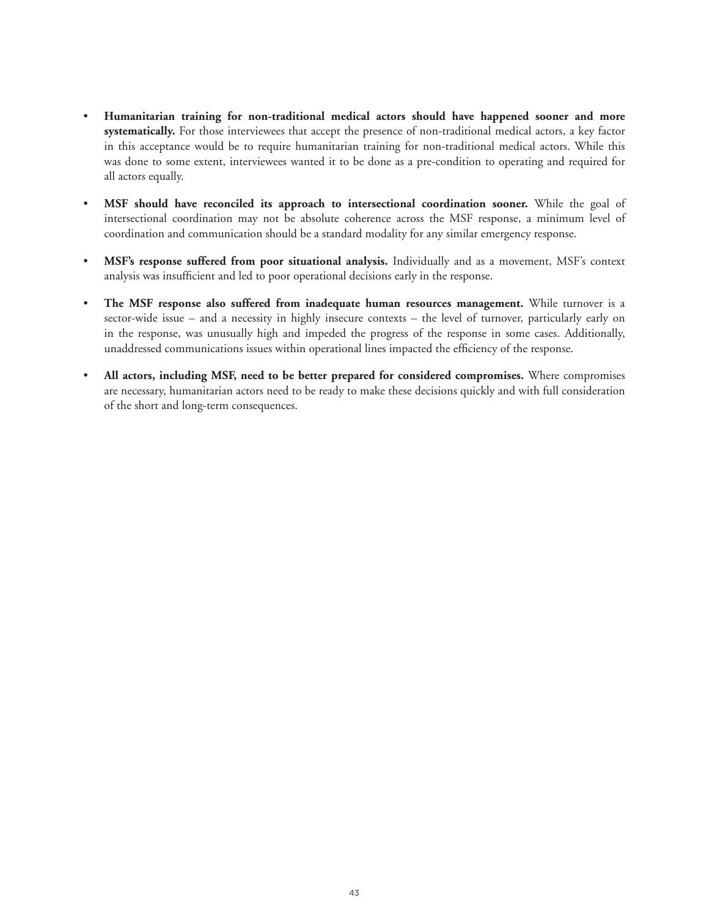- **Humanitarian training for non-traditional medical actors should have happened sooner and more systematically.** For those interviewees that accept the presence of non-traditional medical actors, a key factor in this acceptance would be to require humanitarian training for non-traditional medical actors. While this was done to some extent, interviewees wanted it to be done as a pre-condition to operating and required for all actors equally.

- **MSF should have reconciled its approach to intersectional coordination sooner.** While the goal of intersectional coordination may not be absolute coherence across the MSF response, a minimum level of coordination and communication should be a standard modality for any similar emergency response.

- **MSF's response suffered from poor situational analysis.** Individually and as a movement, MSF's context analysis was insufficient and led to poor operational decisions early in the response.

- **The MSF response also suffered from inadequate human resources management.** While turnover is a sector-wide issue – and a necessity in highly insecure contexts – the level of turnover, particularly early on in the response, was unusually high and impeded the progress of the response in some cases. Additionally, unaddressed communications issues within operational lines impacted the efficiency of the response.

- **All actors, including MSF, need to be better prepared for considered compromises.** Where compromises are necessary, humanitarian actors need to be ready to make these decisions quickly and with full consideration of the short and long-term consequences.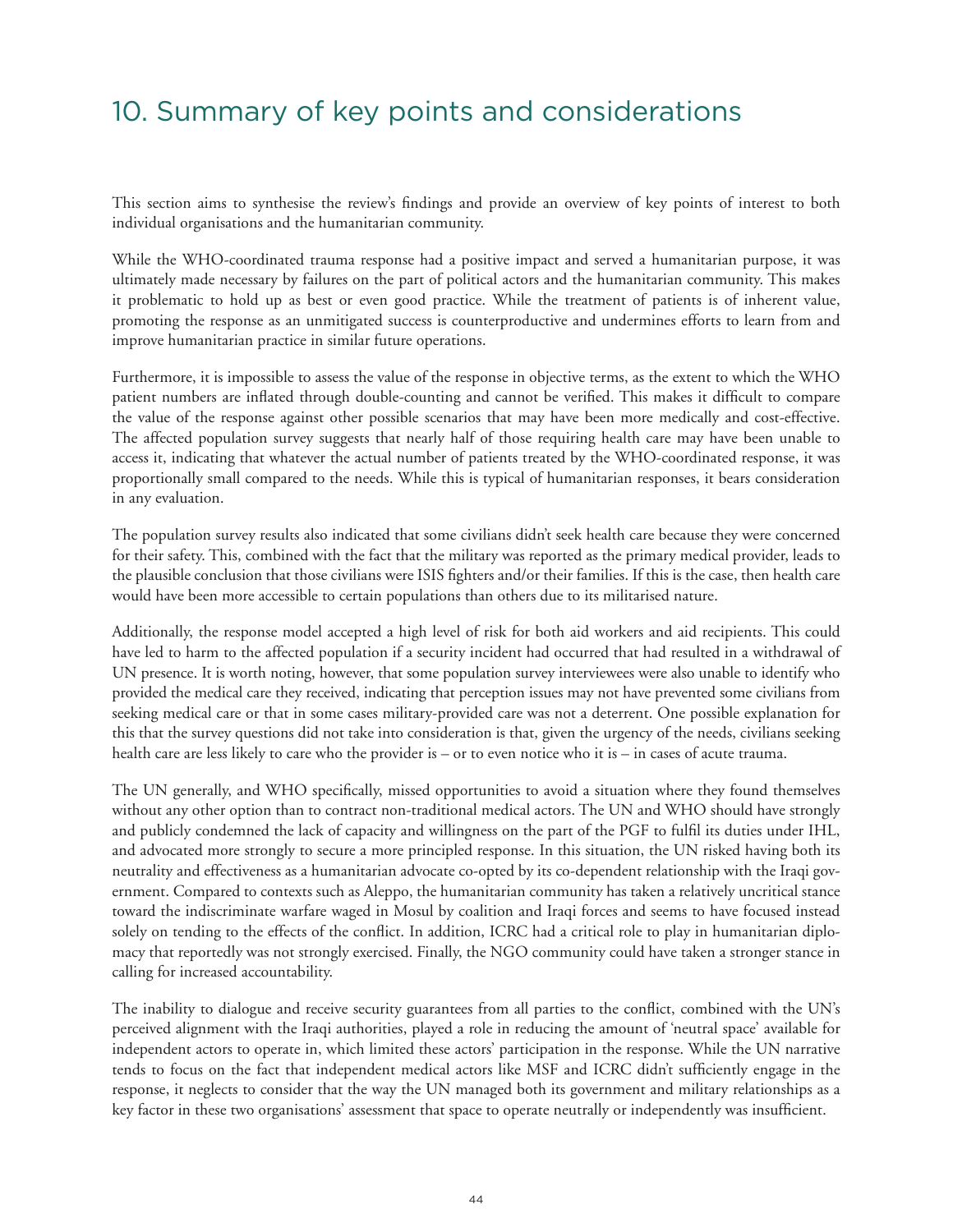# 10. Summary of key points and considerations

This section aims to synthesise the review's findings and provide an overview of key points of interest to both individual organisations and the humanitarian community.

While the WHO-coordinated trauma response had a positive impact and served a humanitarian purpose, it was ultimately made necessary by failures on the part of political actors and the humanitarian community. This makes it problematic to hold up as best or even good practice. While the treatment of patients is of inherent value, promoting the response as an unmitigated success is counterproductive and undermines efforts to learn from and improve humanitarian practice in similar future operations.

Furthermore, it is impossible to assess the value of the response in objective terms, as the extent to which the WHO patient numbers are inflated through double-counting and cannot be verified. This makes it difficult to compare the value of the response against other possible scenarios that may have been more medically and cost-effective. The affected population survey suggests that nearly half of those requiring health care may have been unable to access it, indicating that whatever the actual number of patients treated by the WHO-coordinated response, it was proportionally small compared to the needs. While this is typical of humanitarian responses, it bears consideration in any evaluation.

The population survey results also indicated that some civilians didn't seek health care because they were concerned for their safety. This, combined with the fact that the military was reported as the primary medical provider, leads to the plausible conclusion that those civilians were ISIS fighters and/or their families. If this is the case, then health care would have been more accessible to certain populations than others due to its militarised nature.

Additionally, the response model accepted a high level of risk for both aid workers and aid recipients. This could have led to harm to the affected population if a security incident had occurred that had resulted in a withdrawal of UN presence. It is worth noting, however, that some population survey interviewees were also unable to identify who provided the medical care they received, indicating that perception issues may not have prevented some civilians from seeking medical care or that in some cases military-provided care was not a deterrent. One possible explanation for this that the survey questions did not take into consideration is that, given the urgency of the needs, civilians seeking health care are less likely to care who the provider is – or to even notice who it is – in cases of acute trauma.

The UN generally, and WHO specifically, missed opportunities to avoid a situation where they found themselves without any other option than to contract non-traditional medical actors. The UN and WHO should have strongly and publicly condemned the lack of capacity and willingness on the part of the PGF to fulfil its duties under IHL, and advocated more strongly to secure a more principled response. In this situation, the UN risked having both its neutrality and effectiveness as a humanitarian advocate co-opted by its co-dependent relationship with the Iraqi government. Compared to contexts such as Aleppo, the humanitarian community has taken a relatively uncritical stance toward the indiscriminate warfare waged in Mosul by coalition and Iraqi forces and seems to have focused instead solely on tending to the effects of the conflict. In addition, ICRC had a critical role to play in humanitarian diplomacy that reportedly was not strongly exercised. Finally, the NGO community could have taken a stronger stance in calling for increased accountability.

The inability to dialogue and receive security guarantees from all parties to the conflict, combined with the UN's perceived alignment with the Iraqi authorities, played a role in reducing the amount of 'neutral space' available for independent actors to operate in, which limited these actors' participation in the response. While the UN narrative tends to focus on the fact that independent medical actors like MSF and ICRC didn't sufficiently engage in the response, it neglects to consider that the way the UN managed both its government and military relationships as a key factor in these two organisations' assessment that space to operate neutrally or independently was insufficient.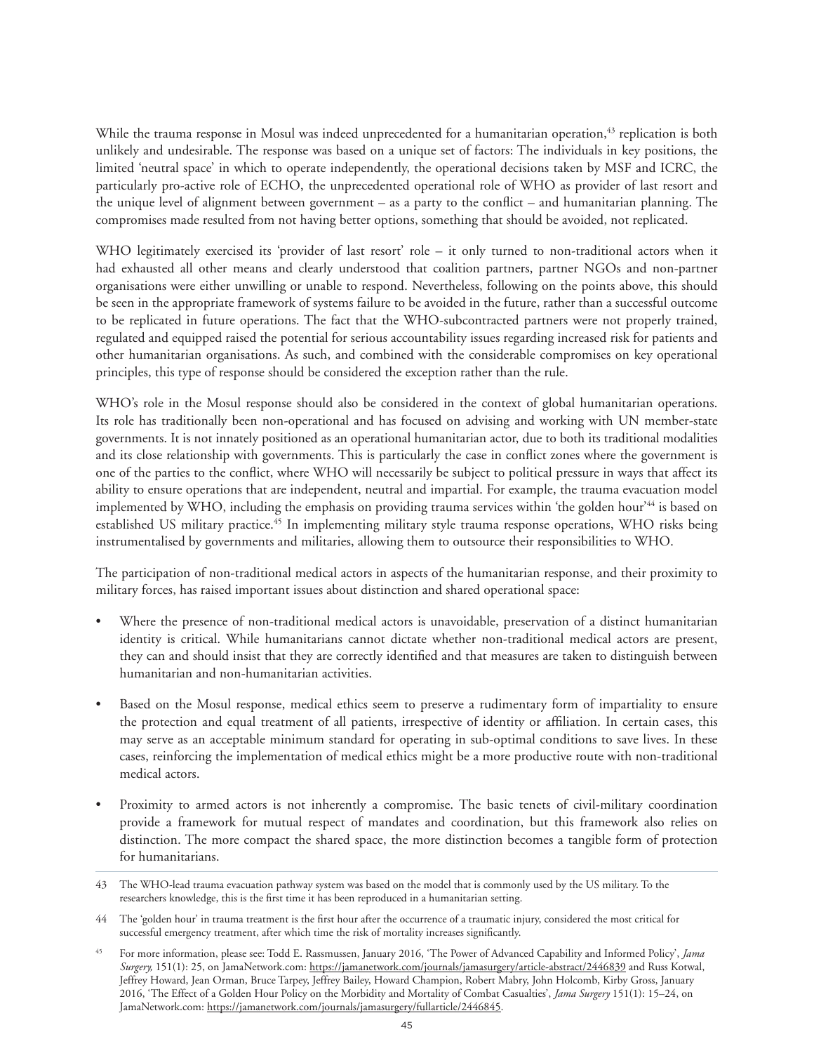While the trauma response in Mosul was indeed unprecedented for a humanitarian operation,[43] replication is both unlikely and undesirable. The response was based on a unique set of factors: The individuals in key positions, the limited 'neutral space' in which to operate independently, the operational decisions taken by MSF and ICRC, the particularly pro-active role of ECHO, the unprecedented operational role of WHO as provider of last resort and the unique level of alignment between government – as a party to the conflict – and humanitarian planning. The compromises made resulted from not having better options, something that should be avoided, not replicated.

WHO legitimately exercised its 'provider of last resort' role – it only turned to non-traditional actors when it had exhausted all other means and clearly understood that coalition partners, partner NGOs and non-partner organisations were either unwilling or unable to respond. Nevertheless, following on the points above, this should be seen in the appropriate framework of systems failure to be avoided in the future, rather than a successful outcome to be replicated in future operations. The fact that the WHO-subcontracted partners were not properly trained, regulated and equipped raised the potential for serious accountability issues regarding increased risk for patients and other humanitarian organisations. As such, and combined with the considerable compromises on key operational principles, this type of response should be considered the exception rather than the rule.

WHO's role in the Mosul response should also be considered in the context of global humanitarian operations. Its role has traditionally been non-operational and has focused on advising and working with UN member-state governments. It is not innately positioned as an operational humanitarian actor, due to both its traditional modalities and its close relationship with governments. This is particularly the case in conflict zones where the government is one of the parties to the conflict, where WHO will necessarily be subject to political pressure in ways that affect its ability to ensure operations that are independent, neutral and impartial. For example, the trauma evacuation model implemented by WHO, including the emphasis on providing trauma services within 'the golden hour'[44] is based on established US military practice.[45] In implementing military style trauma response operations, WHO risks being instrumentalised by governments and militaries, allowing them to outsource their responsibilities to WHO.

The participation of non-traditional medical actors in aspects of the humanitarian response, and their proximity to military forces, has raised important issues about distinction and shared operational space:

- Where the presence of non-traditional medical actors is unavoidable, preservation of a distinct humanitarian identity is critical. While humanitarians cannot dictate whether non-traditional medical actors are present, they can and should insist that they are correctly identified and that measures are taken to distinguish between humanitarian and non-humanitarian activities.
- Based on the Mosul response, medical ethics seem to preserve a rudimentary form of impartiality to ensure the protection and equal treatment of all patients, irrespective of identity or affiliation. In certain cases, this may serve as an acceptable minimum standard for operating in sub-optimal conditions to save lives. In these cases, reinforcing the implementation of medical ethics might be a more productive route with non-traditional medical actors.
- Proximity to armed actors is not inherently a compromise. The basic tenets of civil-military coordination provide a framework for mutual respect of mandates and coordination, but this framework also relies on distinction. The more compact the shared space, the more distinction becomes a tangible form of protection for humanitarians.

---

43 The WHO-lead trauma evacuation pathway system was based on the model that is commonly used by the US military. To the researchers knowledge, this is the first time it has been reproduced in a humanitarian setting.

44 The 'golden hour' in trauma treatment is the first hour after the occurrence of a traumatic injury, considered the most critical for successful emergency treatment, after which time the risk of mortality increases significantly.

45 For more information, please see: Todd E. Rassmussen, January 2016, 'The Power of Advanced Capability and Informed Policy', *Jama Surgery,* 151(1): 25, on JamaNetwork.com: https://jamanetwork.com/journals/jamasurgery/article-abstract/2446839 and Russ Kotwal, Jeffrey Howard, Jean Orman, Bruce Tarpey, Jeffrey Bailey, Howard Champion, Robert Mabry, John Holcomb, Kirby Gross, January 2016, 'The Effect of a Golden Hour Policy on the Morbidity and Mortality of Combat Casualties', *Jama Surgery* 151(1): 15–24, on JamaNetwork.com: https://jamanetwork.com/journals/jamasurgery/fullarticle/2446845.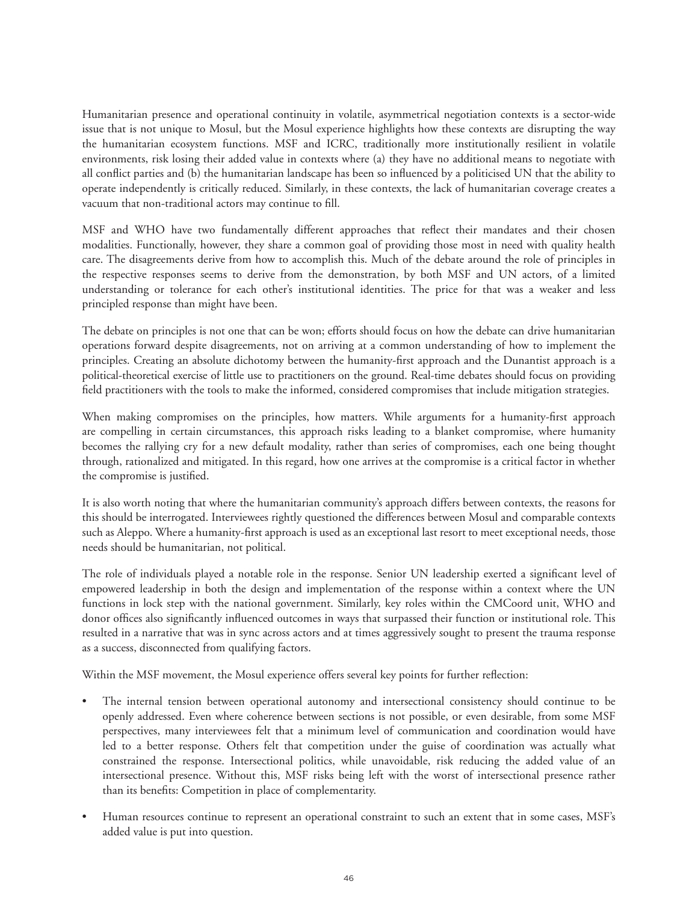Humanitarian presence and operational continuity in volatile, asymmetrical negotiation contexts is a sector-wide issue that is not unique to Mosul, but the Mosul experience highlights how these contexts are disrupting the way the humanitarian ecosystem functions. MSF and ICRC, traditionally more institutionally resilient in volatile environments, risk losing their added value in contexts where (a) they have no additional means to negotiate with all conflict parties and (b) the humanitarian landscape has been so influenced by a politicised UN that the ability to operate independently is critically reduced. Similarly, in these contexts, the lack of humanitarian coverage creates a vacuum that non-traditional actors may continue to fill.

MSF and WHO have two fundamentally different approaches that reflect their mandates and their chosen modalities. Functionally, however, they share a common goal of providing those most in need with quality health care. The disagreements derive from how to accomplish this. Much of the debate around the role of principles in the respective responses seems to derive from the demonstration, by both MSF and UN actors, of a limited understanding or tolerance for each other's institutional identities. The price for that was a weaker and less principled response than might have been.

The debate on principles is not one that can be won; efforts should focus on how the debate can drive humanitarian operations forward despite disagreements, not on arriving at a common understanding of how to implement the principles. Creating an absolute dichotomy between the humanity-first approach and the Dunantist approach is a political-theoretical exercise of little use to practitioners on the ground. Real-time debates should focus on providing field practitioners with the tools to make the informed, considered compromises that include mitigation strategies.

When making compromises on the principles, how matters. While arguments for a humanity-first approach are compelling in certain circumstances, this approach risks leading to a blanket compromise, where humanity becomes the rallying cry for a new default modality, rather than series of compromises, each one being thought through, rationalized and mitigated. In this regard, how one arrives at the compromise is a critical factor in whether the compromise is justified.

It is also worth noting that where the humanitarian community's approach differs between contexts, the reasons for this should be interrogated. Interviewees rightly questioned the differences between Mosul and comparable contexts such as Aleppo. Where a humanity-first approach is used as an exceptional last resort to meet exceptional needs, those needs should be humanitarian, not political.

The role of individuals played a notable role in the response. Senior UN leadership exerted a significant level of empowered leadership in both the design and implementation of the response within a context where the UN functions in lock step with the national government. Similarly, key roles within the CMCoord unit, WHO and donor offices also significantly influenced outcomes in ways that surpassed their function or institutional role. This resulted in a narrative that was in sync across actors and at times aggressively sought to present the trauma response as a success, disconnected from qualifying factors.

Within the MSF movement, the Mosul experience offers several key points for further reflection:

- The internal tension between operational autonomy and intersectional consistency should continue to be openly addressed. Even where coherence between sections is not possible, or even desirable, from some MSF perspectives, many interviewees felt that a minimum level of communication and coordination would have led to a better response. Others felt that competition under the guise of coordination was actually what constrained the response. Intersectional politics, while unavoidable, risk reducing the added value of an intersectional presence. Without this, MSF risks being left with the worst of intersectional presence rather than its benefits: Competition in place of complementarity.
- Human resources continue to represent an operational constraint to such an extent that in some cases, MSF's added value is put into question.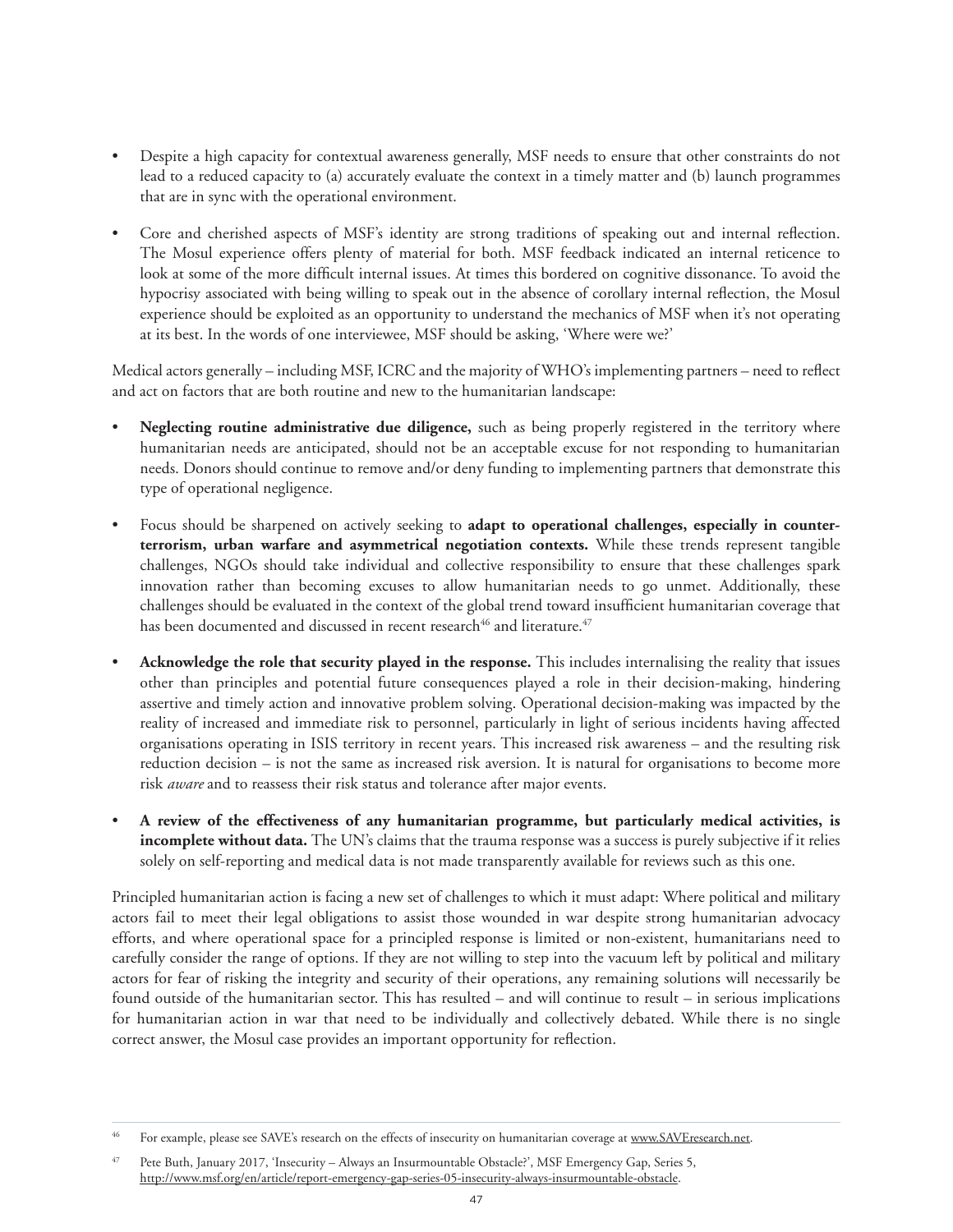- Despite a high capacity for contextual awareness generally, MSF needs to ensure that other constraints do not lead to a reduced capacity to (a) accurately evaluate the context in a timely matter and (b) launch programmes that are in sync with the operational environment.

- Core and cherished aspects of MSF's identity are strong traditions of speaking out and internal reflection. The Mosul experience offers plenty of material for both. MSF feedback indicated an internal reticence to look at some of the more difficult internal issues. At times this bordered on cognitive dissonance. To avoid the hypocrisy associated with being willing to speak out in the absence of corollary internal reflection, the Mosul experience should be exploited as an opportunity to understand the mechanics of MSF when it's not operating at its best. In the words of one interviewee, MSF should be asking, 'Where were we?'

Medical actors generally – including MSF, ICRC and the majority of WHO's implementing partners – need to reflect and act on factors that are both routine and new to the humanitarian landscape:

- **Neglecting routine administrative due diligence,** such as being properly registered in the territory where humanitarian needs are anticipated, should not be an acceptable excuse for not responding to humanitarian needs. Donors should continue to remove and/or deny funding to implementing partners that demonstrate this type of operational negligence.

- Focus should be sharpened on actively seeking to **adapt to operational challenges, especially in counter-terrorism, urban warfare and asymmetrical negotiation contexts.** While these trends represent tangible challenges, NGOs should take individual and collective responsibility to ensure that these challenges spark innovation rather than becoming excuses to allow humanitarian needs to go unmet. Additionally, these challenges should be evaluated in the context of the global trend toward insufficient humanitarian coverage that has been documented and discussed in recent research[46] and literature.[47]

- **Acknowledge the role that security played in the response.** This includes internalising the reality that issues other than principles and potential future consequences played a role in their decision-making, hindering assertive and timely action and innovative problem solving. Operational decision-making was impacted by the reality of increased and immediate risk to personnel, particularly in light of serious incidents having affected organisations operating in ISIS territory in recent years. This increased risk awareness – and the resulting risk reduction decision – is not the same as increased risk aversion. It is natural for organisations to become more risk *aware* and to reassess their risk status and tolerance after major events.

- **A review of the effectiveness of any humanitarian programme, but particularly medical activities, is incomplete without data.** The UN's claims that the trauma response was a success is purely subjective if it relies solely on self-reporting and medical data is not made transparently available for reviews such as this one.

Principled humanitarian action is facing a new set of challenges to which it must adapt: Where political and military actors fail to meet their legal obligations to assist those wounded in war despite strong humanitarian advocacy efforts, and where operational space for a principled response is limited or non-existent, humanitarians need to carefully consider the range of options. If they are not willing to step into the vacuum left by political and military actors for fear of risking the integrity and security of their operations, any remaining solutions will necessarily be found outside of the humanitarian sector. This has resulted – and will continue to result – in serious implications for humanitarian action in war that need to be individually and collectively debated. While there is no single correct answer, the Mosul case provides an important opportunity for reflection.

---

[46] For example, please see SAVE's research on the effects of insecurity on humanitarian coverage at www.SAVEresearch.net.

[47] Pete Buth, January 2017, 'Insecurity – Always an Insurmountable Obstacle?', MSF Emergency Gap, Series 5, http://www.msf.org/en/article/report-emergency-gap-series-05-insecurity-always-insurmountable-obstacle.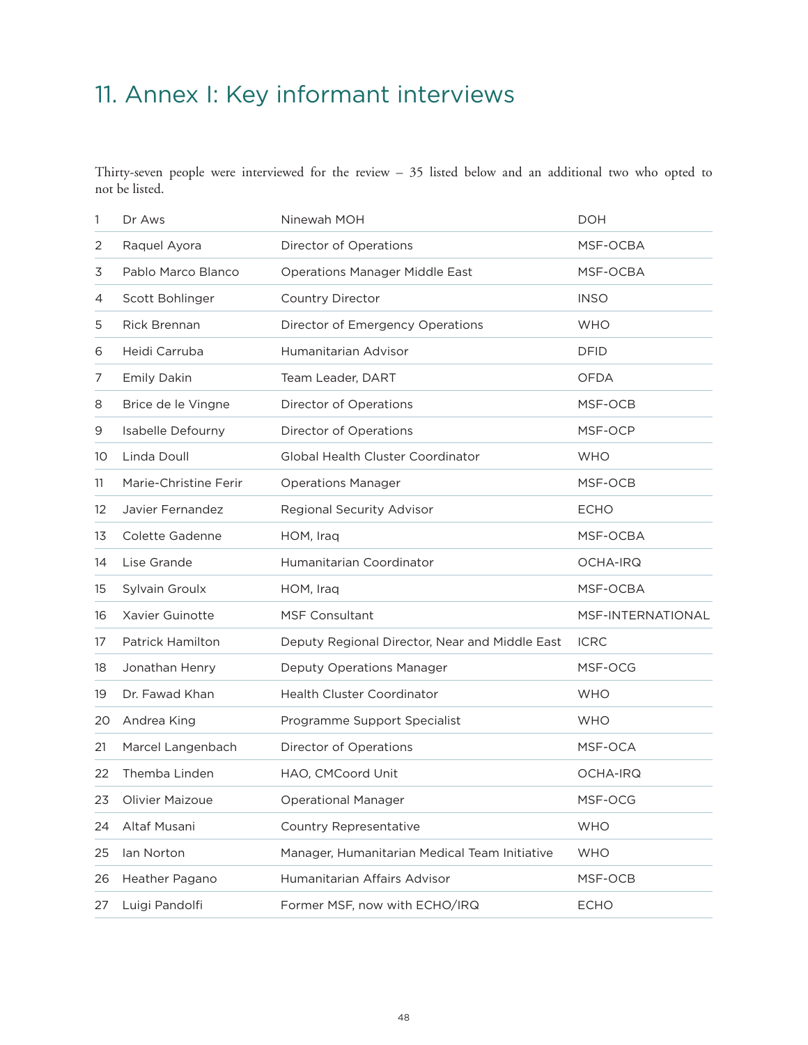# 11. Annex I: Key informant interviews

Thirty-seven people were interviewed for the review – 35 listed below and an additional two who opted to not be listed.

| | | | |
|---|---|---|---|
| 1 | Dr Aws | Ninewah MOH | DOH |
| 2 | Raquel Ayora | Director of Operations | MSF-OCBA |
| 3 | Pablo Marco Blanco | Operations Manager Middle East | MSF-OCBA |
| 4 | Scott Bohlinger | Country Director | INSO |
| 5 | Rick Brennan | Director of Emergency Operations | WHO |
| 6 | Heidi Carruba | Humanitarian Advisor | DFID |
| 7 | Emily Dakin | Team Leader, DART | OFDA |
| 8 | Brice de le Vingne | Director of Operations | MSF-OCB |
| 9 | Isabelle Defourny | Director of Operations | MSF-OCP |
| 10 | Linda Doull | Global Health Cluster Coordinator | WHO |
| 11 | Marie-Christine Ferir | Operations Manager | MSF-OCB |
| 12 | Javier Fernandez | Regional Security Advisor | ECHO |
| 13 | Colette Gadenne | HOM, Iraq | MSF-OCBA |
| 14 | Lise Grande | Humanitarian Coordinator | OCHA-IRQ |
| 15 | Sylvain Groulx | HOM, Iraq | MSF-OCBA |
| 16 | Xavier Guinotte | MSF Consultant | MSF-INTERNATIONAL |
| 17 | Patrick Hamilton | Deputy Regional Director, Near and Middle East | ICRC |
| 18 | Jonathan Henry | Deputy Operations Manager | MSF-OCG |
| 19 | Dr. Fawad Khan | Health Cluster Coordinator | WHO |
| 20 | Andrea King | Programme Support Specialist | WHO |
| 21 | Marcel Langenbach | Director of Operations | MSF-OCA |
| 22 | Themba Linden | HAO, CMCoord Unit | OCHA-IRQ |
| 23 | Olivier Maizoue | Operational Manager | MSF-OCG |
| 24 | Altaf Musani | Country Representative | WHO |
| 25 | Ian Norton | Manager, Humanitarian Medical Team Initiative | WHO |
| 26 | Heather Pagano | Humanitarian Affairs Advisor | MSF-OCB |
| 27 | Luigi Pandolfi | Former MSF, now with ECHO/IRQ | ECHO |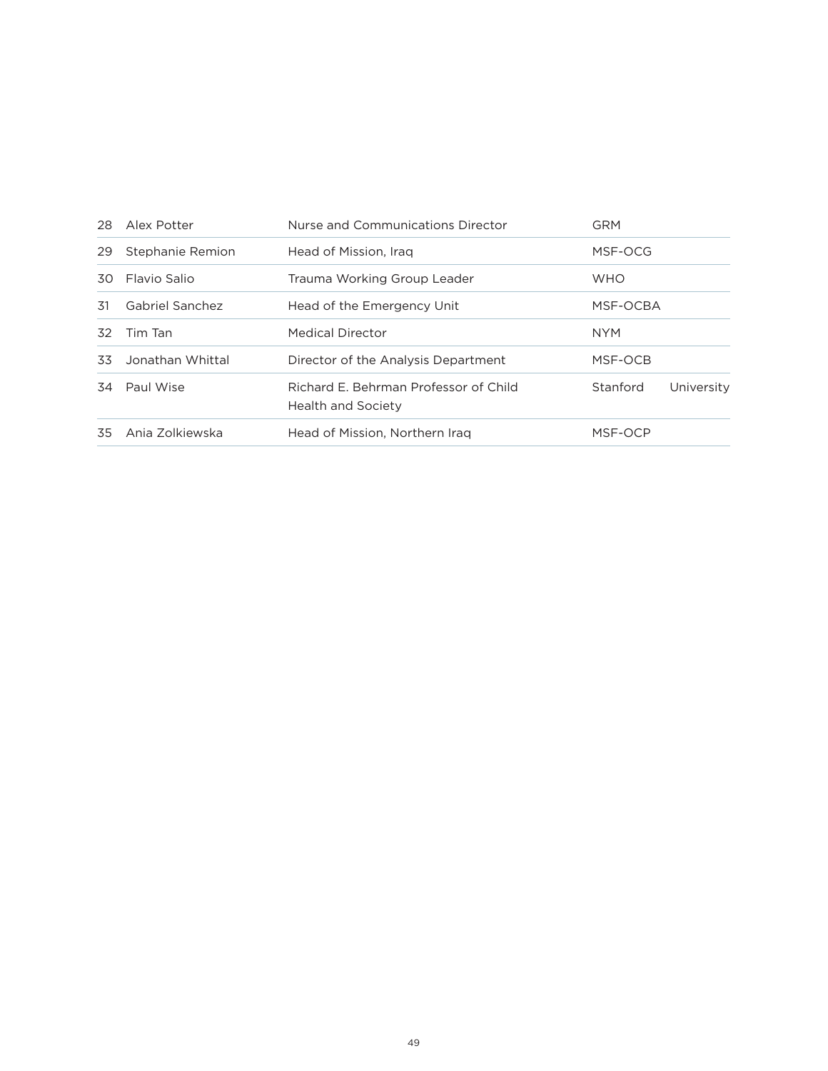| | | | |
|---|---|---|---|
| 28 | Alex Potter | Nurse and Communications Director | GRM |
| 29 | Stephanie Remion | Head of Mission, Iraq | MSF-OCG |
| 30 | Flavio Salio | Trauma Working Group Leader | WHO |
| 31 | Gabriel Sanchez | Head of the Emergency Unit | MSF-OCBA |
| 32 | Tim Tan | Medical Director | NYM |
| 33 | Jonathan Whittal | Director of the Analysis Department | MSF-OCB |
| 34 | Paul Wise | Richard E. Behrman Professor of Child Health and Society | Stanford University |
| 35 | Ania Zolkiewska | Head of Mission, Northern Iraq | MSF-OCP |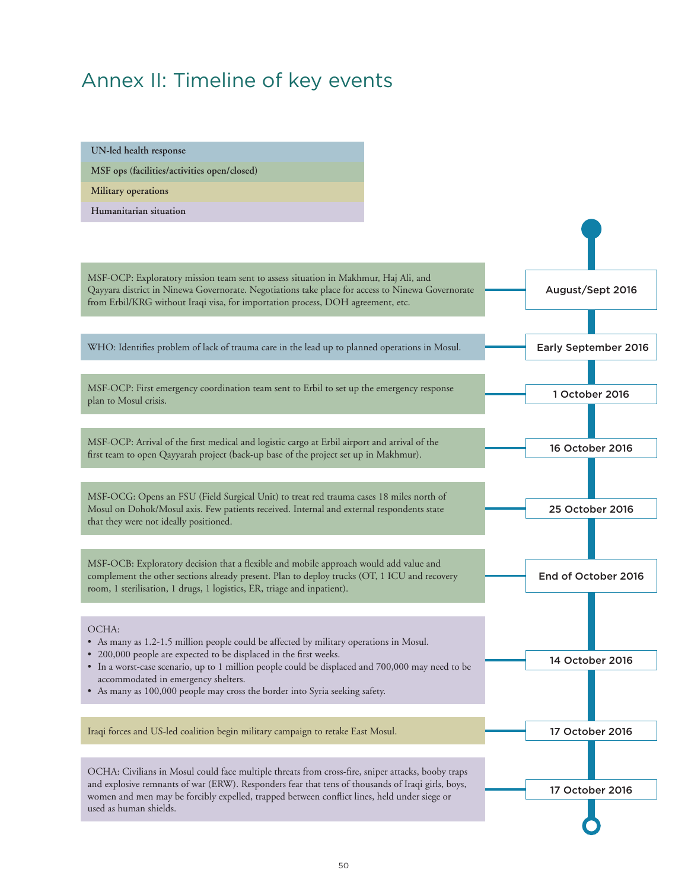# Annex II: Timeline of key events

| Legend |
|---|
| UN-led health response |
| MSF ops (facilities/activities open/closed) |
| Military operations |
| Humanitarian situation |

| Date | Event |
|---|---|
| August/Sept 2016 | MSF-OCP: Exploratory mission team sent to assess situation in Makhmur, Haj Ali, and Qayyara district in Ninewa Governorate. Negotiations take place for access to Ninewa Governorate from Erbil/KRG without Iraqi visa, for importation process, DOH agreement, etc. |
| Early September 2016 | WHO: Identifies problem of lack of trauma care in the lead up to planned operations in Mosul. |
| 1 October 2016 | MSF-OCP: First emergency coordination team sent to Erbil to set up the emergency response plan to Mosul crisis. |
| 16 October 2016 | MSF-OCP: Arrival of the first medical and logistic cargo at Erbil airport and arrival of the first team to open Qayyarah project (back-up base of the project set up in Makhmur). |
| 25 October 2016 | MSF-OCG: Opens an FSU (Field Surgical Unit) to treat red trauma cases 18 miles north of Mosul on Dohok/Mosul axis. Few patients received. Internal and external respondents state that they were not ideally positioned. |
| End of October 2016 | MSF-OCB: Exploratory decision that a flexible and mobile approach would add value and complement the other sections already present. Plan to deploy trucks (OT, 1 ICU and recovery room, 1 sterilisation, 1 drugs, 1 logistics, ER, triage and inpatient). |
| 14 October 2016 | OCHA:<br>• As many as 1.2-1.5 million people could be affected by military operations in Mosul.<br>• 200,000 people are expected to be displaced in the first weeks.<br>• In a worst-case scenario, up to 1 million people could be displaced and 700,000 may need to be accommodated in emergency shelters.<br>• As many as 100,000 people may cross the border into Syria seeking safety. |
| 17 October 2016 | Iraqi forces and US-led coalition begin military campaign to retake East Mosul. |
| 17 October 2016 | OCHA: Civilians in Mosul could face multiple threats from cross-fire, sniper attacks, booby traps and explosive remnants of war (ERW). Responders fear that tens of thousands of Iraqi girls, boys, women and men may be forcibly expelled, trapped between conflict lines, held under siege or used as human shields. |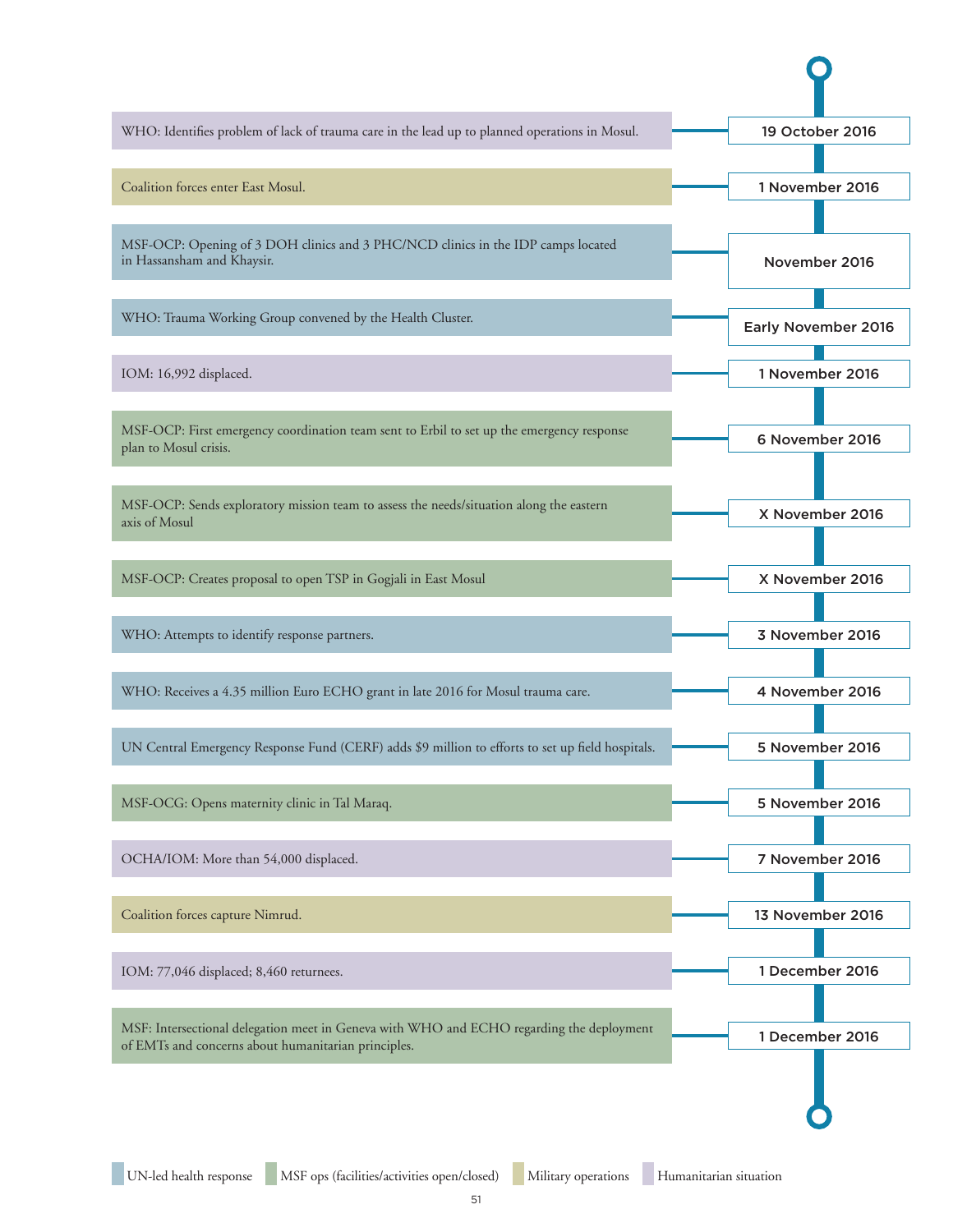| Date | Event |
|---|---|
| 19 October 2016 | WHO: Identifies problem of lack of trauma care in the lead up to planned operations in Mosul. |
| 1 November 2016 | Coalition forces enter East Mosul. |
| November 2016 | MSF-OCP: Opening of 3 DOH clinics and 3 PHC/NCD clinics in the IDP camps located in Hassansham and Khaysir. |
| Early November 2016 | WHO: Trauma Working Group convened by the Health Cluster. |
| 1 November 2016 | IOM: 16,992 displaced. |
| 6 November 2016 | MSF-OCP: First emergency coordination team sent to Erbil to set up the emergency response plan to Mosul crisis. |
| X November 2016 | MSF-OCP: Sends exploratory mission team to assess the needs/situation along the eastern axis of Mosul |
| X November 2016 | MSF-OCP: Creates proposal to open TSP in Gogjali in East Mosul |
| 3 November 2016 | WHO: Attempts to identify response partners. |
| 4 November 2016 | WHO: Receives a 4.35 million Euro ECHO grant in late 2016 for Mosul trauma care. |
| 5 November 2016 | UN Central Emergency Response Fund (CERF) adds $9 million to efforts to set up field hospitals. |
| 5 November 2016 | MSF-OCG: Opens maternity clinic in Tal Maraq. |
| 7 November 2016 | OCHA/IOM: More than 54,000 displaced. |
| 13 November 2016 | Coalition forces capture Nimrud. |
| 1 December 2016 | IOM: 77,046 displaced; 8,460 returnees. |
| 1 December 2016 | MSF: Intersectional delegation meet in Geneva with WHO and ECHO regarding the deployment of EMTs and concerns about humanitarian principles. |

UN-led health response | MSF ops (facilities/activities open/closed) | Military operations | Humanitarian situation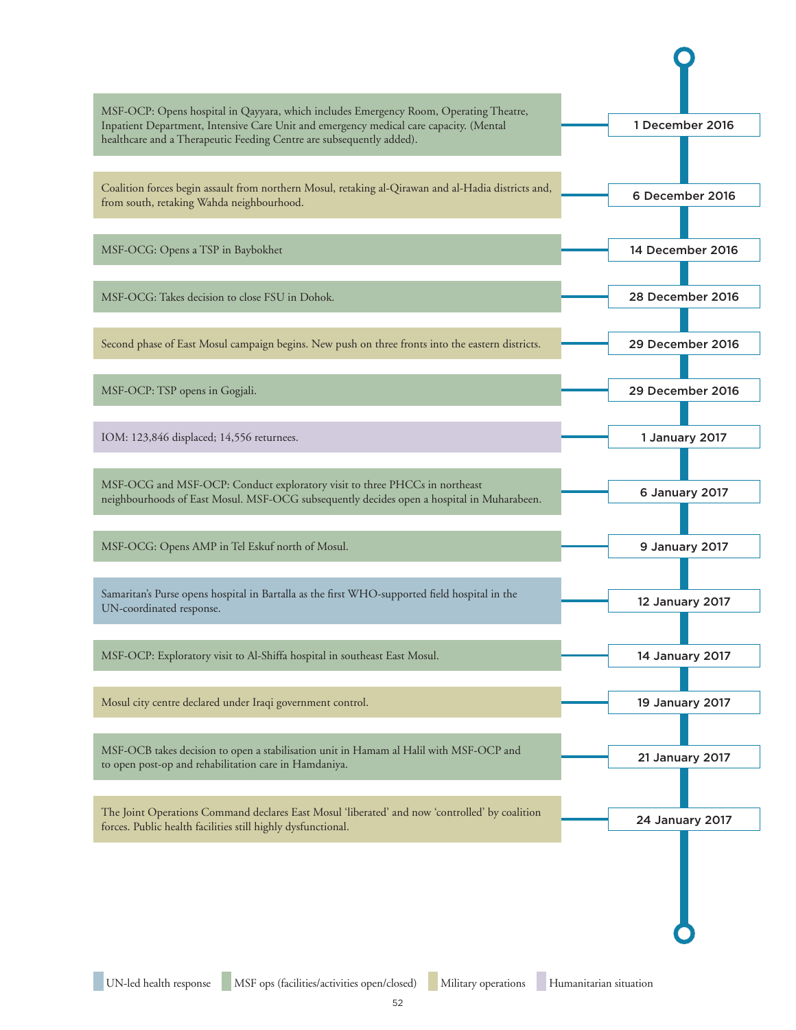| Date | Event |
|---|---|
| 1 December 2016 | MSF-OCP: Opens hospital in Qayyara, which includes Emergency Room, Operating Theatre, Inpatient Department, Intensive Care Unit and emergency medical care capacity. (Mental healthcare and a Therapeutic Feeding Centre are subsequently added). |
| 6 December 2016 | Coalition forces begin assault from northern Mosul, retaking al-Qirawan and al-Hadia districts and, from south, retaking Wahda neighbourhood. |
| 14 December 2016 | MSF-OCG: Opens a TSP in Baybokhet |
| 28 December 2016 | MSF-OCG: Takes decision to close FSU in Dohok. |
| 29 December 2016 | Second phase of East Mosul campaign begins. New push on three fronts into the eastern districts. |
| 29 December 2016 | MSF-OCP: TSP opens in Gogjali. |
| 1 January 2017 | IOM: 123,846 displaced; 14,556 returnees. |
| 6 January 2017 | MSF-OCG and MSF-OCP: Conduct exploratory visit to three PHCCs in northeast neighbourhoods of East Mosul. MSF-OCG subsequently decides open a hospital in Muharabeen. |
| 9 January 2017 | MSF-OCG: Opens AMP in Tel Eskuf north of Mosul. |
| 12 January 2017 | Samaritan's Purse opens hospital in Bartalla as the first WHO-supported field hospital in the UN-coordinated response. |
| 14 January 2017 | MSF-OCP: Exploratory visit to Al-Shiffa hospital in southeast East Mosul. |
| 19 January 2017 | Mosul city centre declared under Iraqi government control. |
| 21 January 2017 | MSF-OCB takes decision to open a stabilisation unit in Hamam al Halil with MSF-OCP and to open post-op and rehabilitation care in Hamdaniya. |
| 24 January 2017 | The Joint Operations Command declares East Mosul 'liberated' and now 'controlled' by coalition forces. Public health facilities still highly dysfunctional. |

Legend: UN-led health response · MSF ops (facilities/activities open/closed) · Military operations · Humanitarian situation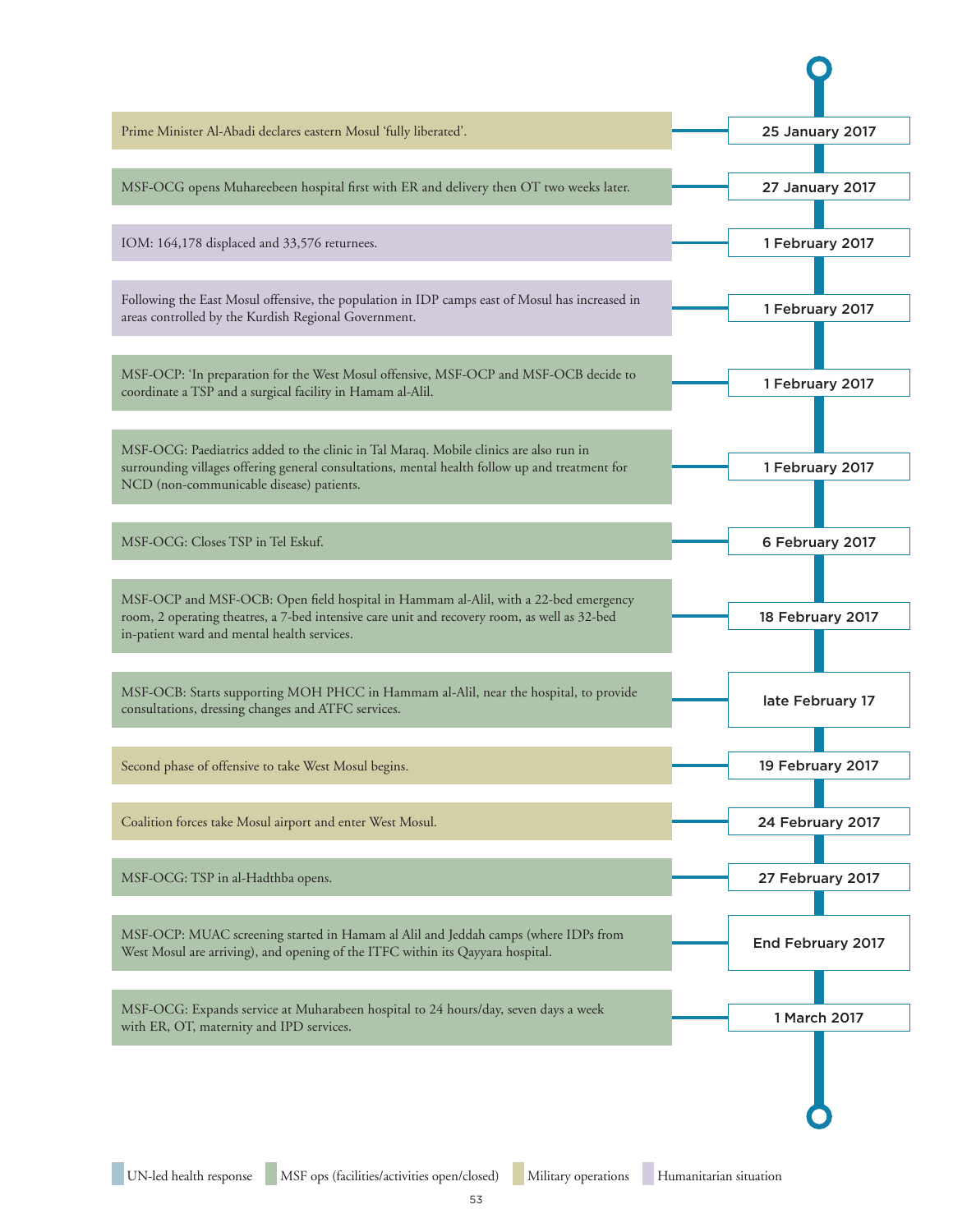| Date | Event |
|---|---|
| 25 January 2017 | Prime Minister Al-Abadi declares eastern Mosul 'fully liberated'. |
| 27 January 2017 | MSF-OCG opens Muhareebeen hospital first with ER and delivery then OT two weeks later. |
| 1 February 2017 | IOM: 164,178 displaced and 33,576 returnees. |
| 1 February 2017 | Following the East Mosul offensive, the population in IDP camps east of Mosul has increased in areas controlled by the Kurdish Regional Government. |
| 1 February 2017 | MSF-OCP: 'In preparation for the West Mosul offensive, MSF-OCP and MSF-OCB decide to coordinate a TSP and a surgical facility in Hamam al-Alil. |
| 1 February 2017 | MSF-OCG: Paediatrics added to the clinic in Tal Maraq. Mobile clinics are also run in surrounding villages offering general consultations, mental health follow up and treatment for NCD (non-communicable disease) patients. |
| 6 February 2017 | MSF-OCG: Closes TSP in Tel Eskuf. |
| 18 February 2017 | MSF-OCP and MSF-OCB: Open field hospital in Hammam al-Alil, with a 22-bed emergency room, 2 operating theatres, a 7-bed intensive care unit and recovery room, as well as 32-bed in-patient ward and mental health services. |
| late February 17 | MSF-OCB: Starts supporting MOH PHCC in Hammam al-Alil, near the hospital, to provide consultations, dressing changes and ATFC services. |
| 19 February 2017 | Second phase of offensive to take West Mosul begins. |
| 24 February 2017 | Coalition forces take Mosul airport and enter West Mosul. |
| 27 February 2017 | MSF-OCG: TSP in al-Hadthba opens. |
| End February 2017 | MSF-OCP: MUAC screening started in Hamam al Alil and Jeddah camps (where IDPs from West Mosul are arriving), and opening of the ITFC within its Qayyara hospital. |
| 1 March 2017 | MSF-OCG: Expands service at Muharabeen hospital to 24 hours/day, seven days a week with ER, OT, maternity and IPD services. |

UN-led health response | MSF ops (facilities/activities open/closed) | Military operations | Humanitarian situation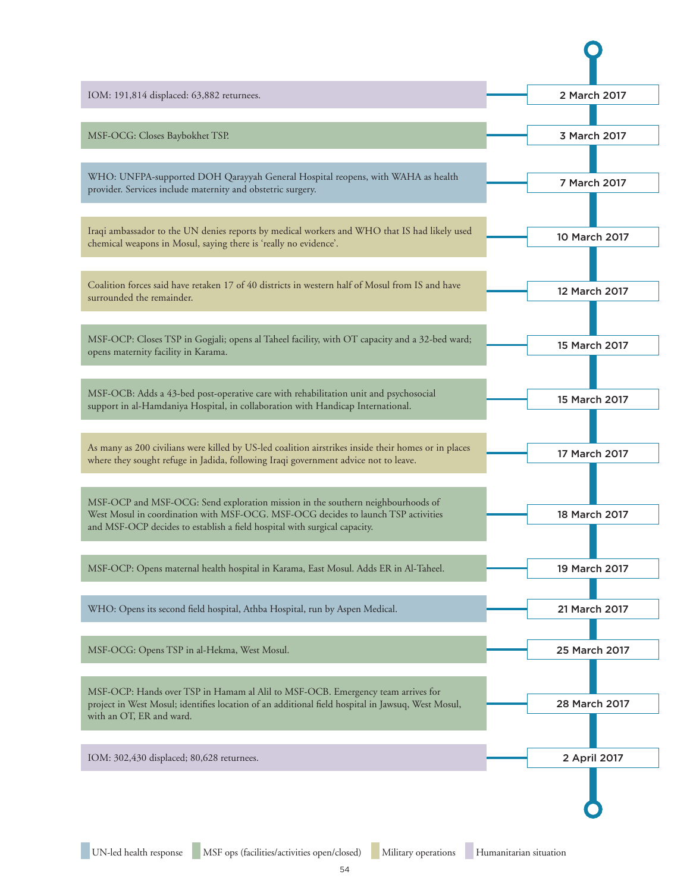| Date | Event |
| --- | --- |
| 2 March 2017 | IOM: 191,814 displaced: 63,882 returnees. |
| 3 March 2017 | MSF-OCG: Closes Baybokhet TSP. |
| 7 March 2017 | WHO: UNFPA-supported DOH Qarayyah General Hospital reopens, with WAHA as health provider. Services include maternity and obstetric surgery. |
| 10 March 2017 | Iraqi ambassador to the UN denies reports by medical workers and WHO that IS had likely used chemical weapons in Mosul, saying there is 'really no evidence'. |
| 12 March 2017 | Coalition forces said have retaken 17 of 40 districts in western half of Mosul from IS and have surrounded the remainder. |
| 15 March 2017 | MSF-OCP: Closes TSP in Gogjali; opens al Taheel facility, with OT capacity and a 32-bed ward; opens maternity facility in Karama. |
| 15 March 2017 | MSF-OCB: Adds a 43-bed post-operative care with rehabilitation unit and psychosocial support in al-Hamdaniya Hospital, in collaboration with Handicap International. |
| 17 March 2017 | As many as 200 civilians were killed by US-led coalition airstrikes inside their homes or in places where they sought refuge in Jadida, following Iraqi government advice not to leave. |
| 18 March 2017 | MSF-OCP and MSF-OCG: Send exploration mission in the southern neighbourhoods of West Mosul in coordination with MSF-OCG. MSF-OCG decides to launch TSP activities and MSF-OCP decides to establish a field hospital with surgical capacity. |
| 19 March 2017 | MSF-OCP: Opens maternal health hospital in Karama, East Mosul. Adds ER in Al-Taheel. |
| 21 March 2017 | WHO: Opens its second field hospital, Athba Hospital, run by Aspen Medical. |
| 25 March 2017 | MSF-OCG: Opens TSP in al-Hekma, West Mosul. |
| 28 March 2017 | MSF-OCP: Hands over TSP in Hamam al Alil to MSF-OCB. Emergency team arrives for project in West Mosul; identifies location of an additional field hospital in Jawsuq, West Mosul, with an OT, ER and ward. |
| 2 April 2017 | IOM: 302,430 displaced; 80,628 returnees. |

UN-led health response | MSF ops (facilities/activities open/closed) | Military operations | Humanitarian situation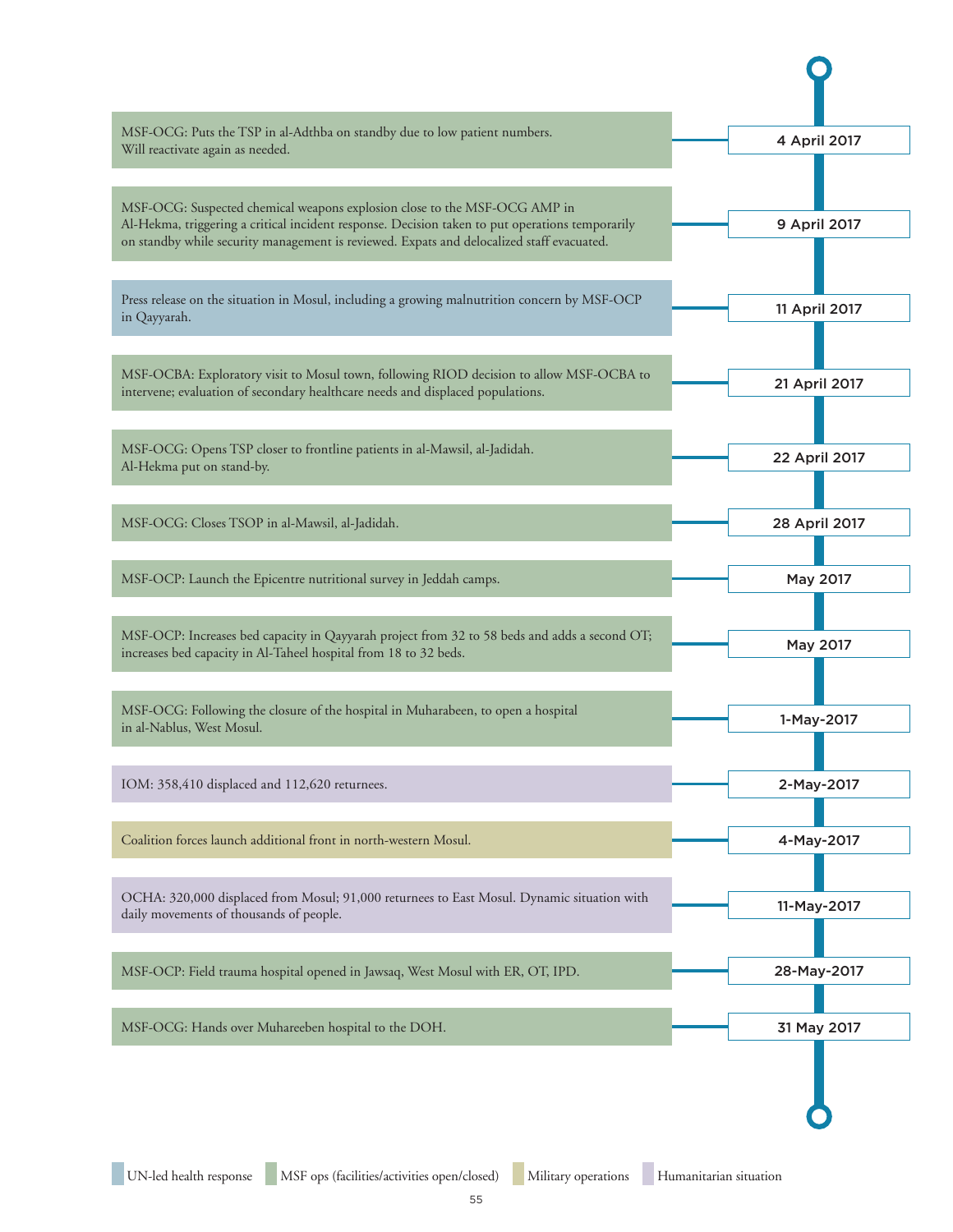| Date | Event |
| --- | --- |
| 4 April 2017 | MSF-OCG: Puts the TSP in al-Adthba on standby due to low patient numbers. Will reactivate again as needed. |
| 9 April 2017 | MSF-OCG: Suspected chemical weapons explosion close to the MSF-OCG AMP in Al-Hekma, triggering a critical incident response. Decision taken to put operations temporarily on standby while security management is reviewed. Expats and delocalized staff evacuated. |
| 11 April 2017 | Press release on the situation in Mosul, including a growing malnutrition concern by MSF-OCP in Qayyarah. |
| 21 April 2017 | MSF-OCBA: Exploratory visit to Mosul town, following RIOD decision to allow MSF-OCBA to intervene; evaluation of secondary healthcare needs and displaced populations. |
| 22 April 2017 | MSF-OCG: Opens TSP closer to frontline patients in al-Mawsil, al-Jadidah. Al-Hekma put on stand-by. |
| 28 April 2017 | MSF-OCG: Closes TSOP in al-Mawsil, al-Jadidah. |
| May 2017 | MSF-OCP: Launch the Epicentre nutritional survey in Jeddah camps. |
| May 2017 | MSF-OCP: Increases bed capacity in Qayyarah project from 32 to 58 beds and adds a second OT; increases bed capacity in Al-Taheel hospital from 18 to 32 beds. |
| 1-May-2017 | MSF-OCG: Following the closure of the hospital in Muharabeen, to open a hospital in al-Nablus, West Mosul. |
| 2-May-2017 | IOM: 358,410 displaced and 112,620 returnees. |
| 4-May-2017 | Coalition forces launch additional front in north-western Mosul. |
| 11-May-2017 | OCHA: 320,000 displaced from Mosul; 91,000 returnees to East Mosul. Dynamic situation with daily movements of thousands of people. |
| 28-May-2017 | MSF-OCP: Field trauma hospital opened in Jawsaq, West Mosul with ER, OT, IPD. |
| 31 May 2017 | MSF-OCG: Hands over Muhareeben hospital to the DOH. |

UN-led health response | MSF ops (facilities/activities open/closed) | Military operations | Humanitarian situation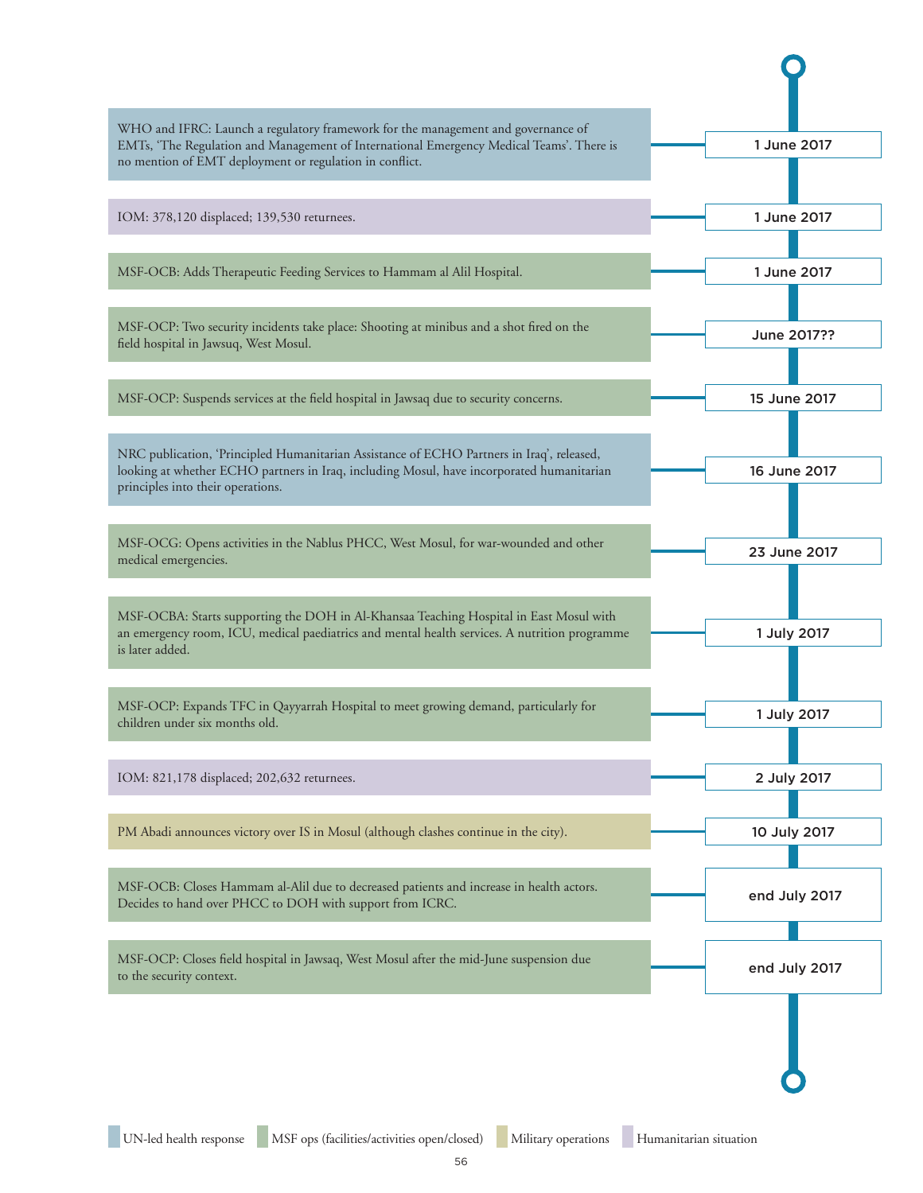| Date | Event |
| --- | --- |
| 1 June 2017 | WHO and IFRC: Launch a regulatory framework for the management and governance of EMTs, 'The Regulation and Management of International Emergency Medical Teams'. There is no mention of EMT deployment or regulation in conflict. |
| 1 June 2017 | IOM: 378,120 displaced; 139,530 returnees. |
| 1 June 2017 | MSF-OCB: Adds Therapeutic Feeding Services to Hammam al Alil Hospital. |
| June 2017?? | MSF-OCP: Two security incidents take place: Shooting at minibus and a shot fired on the field hospital in Jawsuq, West Mosul. |
| 15 June 2017 | MSF-OCP: Suspends services at the field hospital in Jawsaq due to security concerns. |
| 16 June 2017 | NRC publication, 'Principled Humanitarian Assistance of ECHO Partners in Iraq', released, looking at whether ECHO partners in Iraq, including Mosul, have incorporated humanitarian principles into their operations. |
| 23 June 2017 | MSF-OCG: Opens activities in the Nablus PHCC, West Mosul, for war-wounded and other medical emergencies. |
| 1 July 2017 | MSF-OCBA: Starts supporting the DOH in Al-Khansaa Teaching Hospital in East Mosul with an emergency room, ICU, medical paediatrics and mental health services. A nutrition programme is later added. |
| 1 July 2017 | MSF-OCP: Expands TFC in Qayyarrah Hospital to meet growing demand, particularly for children under six months old. |
| 2 July 2017 | IOM: 821,178 displaced; 202,632 returnees. |
| 10 July 2017 | PM Abadi announces victory over IS in Mosul (although clashes continue in the city). |
| end July 2017 | MSF-OCB: Closes Hammam al-Alil due to decreased patients and increase in health actors. Decides to hand over PHCC to DOH with support from ICRC. |
| end July 2017 | MSF-OCP: Closes field hospital in Jawsaq, West Mosul after the mid-June suspension due to the security context. |

UN-led health response | MSF ops (facilities/activities open/closed) | Military operations | Humanitarian situation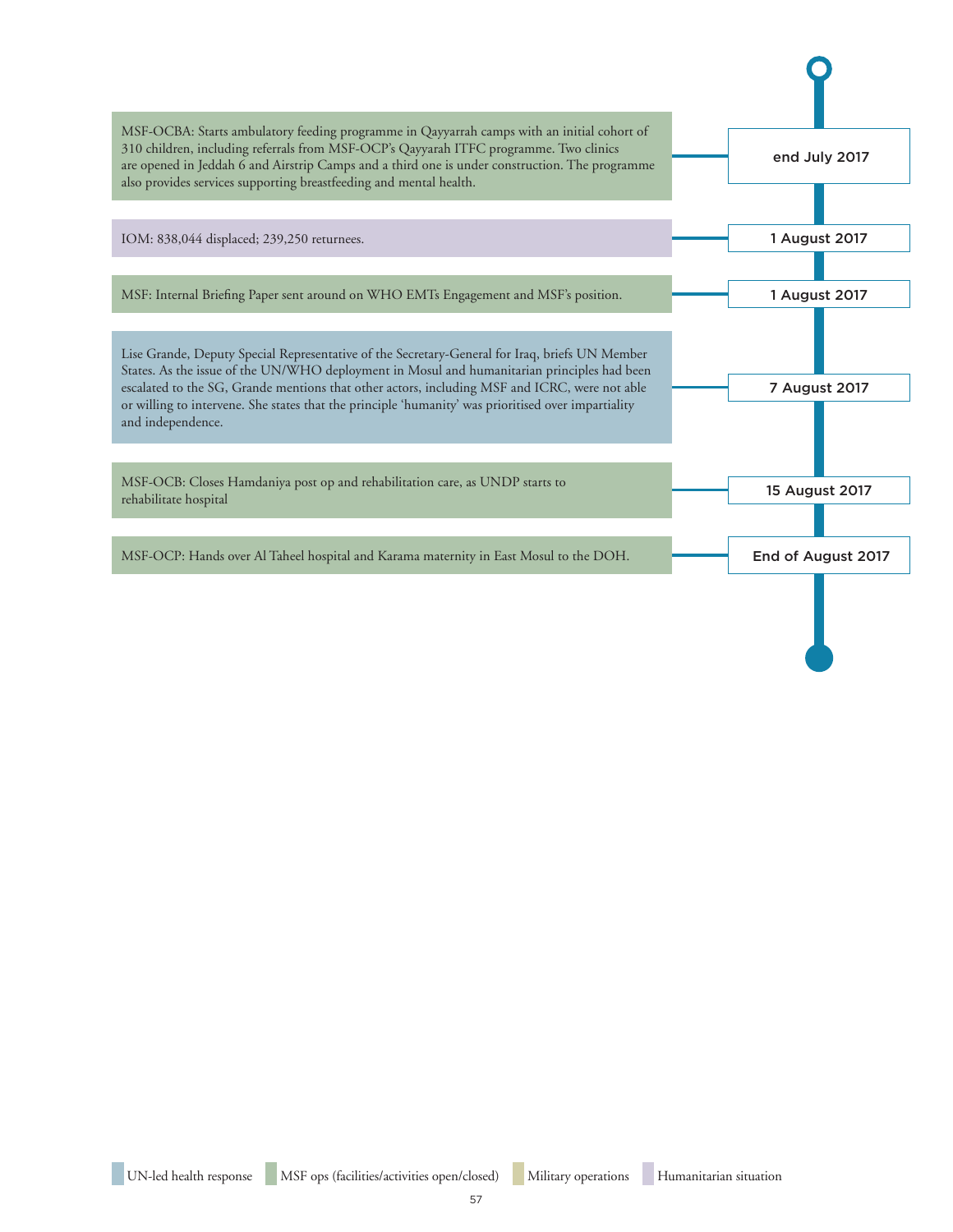**end July 2017**

MSF-OCBA: Starts ambulatory feeding programme in Qayyarrah camps with an initial cohort of 310 children, including referrals from MSF-OCP's Qayyarah ITFC programme. Two clinics are opened in Jeddah 6 and Airstrip Camps and a third one is under construction. The programme also provides services supporting breastfeeding and mental health.

**1 August 2017**

IOM: 838,044 displaced; 239,250 returnees.

**1 August 2017**

MSF: Internal Briefing Paper sent around on WHO EMTs Engagement and MSF's position.

**7 August 2017**

Lise Grande, Deputy Special Representative of the Secretary-General for Iraq, briefs UN Member States. As the issue of the UN/WHO deployment in Mosul and humanitarian principles had been escalated to the SG, Grande mentions that other actors, including MSF and ICRC, were not able or willing to intervene. She states that the principle 'humanity' was prioritised over impartiality and independence.

**15 August 2017**

MSF-OCB: Closes Hamdaniya post op and rehabilitation care, as UNDP starts to rehabilitate hospital

**End of August 2017**

MSF-OCP: Hands over Al Taheel hospital and Karama maternity in East Mosul to the DOH.

UN-led health response | MSF ops (facilities/activities open/closed) | Military operations | Humanitarian situation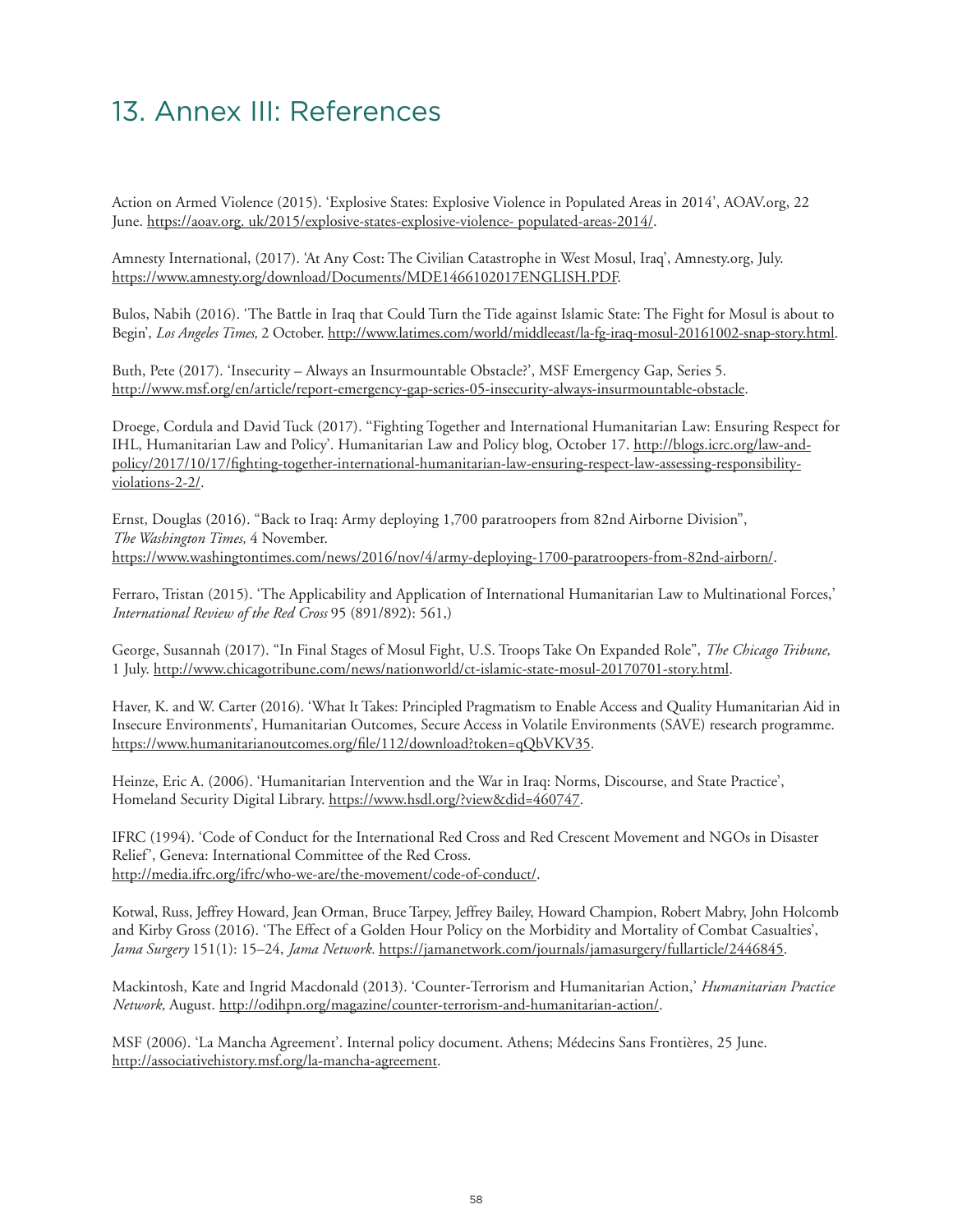# 13. Annex III: References

Action on Armed Violence (2015). 'Explosive States: Explosive Violence in Populated Areas in 2014', AOAV.org, 22 June. https://aoav.org. uk/2015/explosive-states-explosive-violence- populated-areas-2014/.

Amnesty International, (2017). 'At Any Cost: The Civilian Catastrophe in West Mosul, Iraq', Amnesty.org, July. https://www.amnesty.org/download/Documents/MDE1466102017ENGLISH.PDF.

Bulos, Nabih (2016). 'The Battle in Iraq that Could Turn the Tide against Islamic State: The Fight for Mosul is about to Begin', *Los Angeles Times,* 2 October. http://www.latimes.com/world/middleeast/la-fg-iraq-mosul-20161002-snap-story.html.

Buth, Pete (2017). 'Insecurity – Always an Insurmountable Obstacle?', MSF Emergency Gap, Series 5. http://www.msf.org/en/article/report-emergency-gap-series-05-insecurity-always-insurmountable-obstacle.

Droege, Cordula and David Tuck (2017). "Fighting Together and International Humanitarian Law: Ensuring Respect for IHL, Humanitarian Law and Policy'. Humanitarian Law and Policy blog, October 17. http://blogs.icrc.org/law-and-policy/2017/10/17/fighting-together-international-humanitarian-law-ensuring-respect-law-assessing-responsibility-violations-2-2/.

Ernst, Douglas (2016). "Back to Iraq: Army deploying 1,700 paratroopers from 82nd Airborne Division", *The Washington Times,* 4 November. https://www.washingtontimes.com/news/2016/nov/4/army-deploying-1700-paratroopers-from-82nd-airborn/.

Ferraro, Tristan (2015). 'The Applicability and Application of International Humanitarian Law to Multinational Forces,' *International Review of the Red Cross* 95 (891/892): 561,)

George, Susannah (2017). "In Final Stages of Mosul Fight, U.S. Troops Take On Expanded Role", *The Chicago Tribune,* 1 July. http://www.chicagotribune.com/news/nationworld/ct-islamic-state-mosul-20170701-story.html.

Haver, K. and W. Carter (2016). 'What It Takes: Principled Pragmatism to Enable Access and Quality Humanitarian Aid in Insecure Environments', Humanitarian Outcomes, Secure Access in Volatile Environments (SAVE) research programme. https://www.humanitarianoutcomes.org/file/112/download?token=qQbVKV35.

Heinze, Eric A. (2006). 'Humanitarian Intervention and the War in Iraq: Norms, Discourse, and State Practice', Homeland Security Digital Library. https://www.hsdl.org/?view&did=460747.

IFRC (1994). 'Code of Conduct for the International Red Cross and Red Crescent Movement and NGOs in Disaster Relief', Geneva: International Committee of the Red Cross. http://media.ifrc.org/ifrc/who-we-are/the-movement/code-of-conduct/.

Kotwal, Russ, Jeffrey Howard, Jean Orman, Bruce Tarpey, Jeffrey Bailey, Howard Champion, Robert Mabry, John Holcomb and Kirby Gross (2016). 'The Effect of a Golden Hour Policy on the Morbidity and Mortality of Combat Casualties', *Jama Surgery* 151(1): 15–24, *Jama Network.* https://jamanetwork.com/journals/jamasurgery/fullarticle/2446845.

Mackintosh, Kate and Ingrid Macdonald (2013). 'Counter-Terrorism and Humanitarian Action,' *Humanitarian Practice Network,* August. http://odihpn.org/magazine/counter-terrorism-and-humanitarian-action/.

MSF (2006). 'La Mancha Agreement'. Internal policy document. Athens; Médecins Sans Frontières, 25 June. http://associativehistory.msf.org/la-mancha-agreement.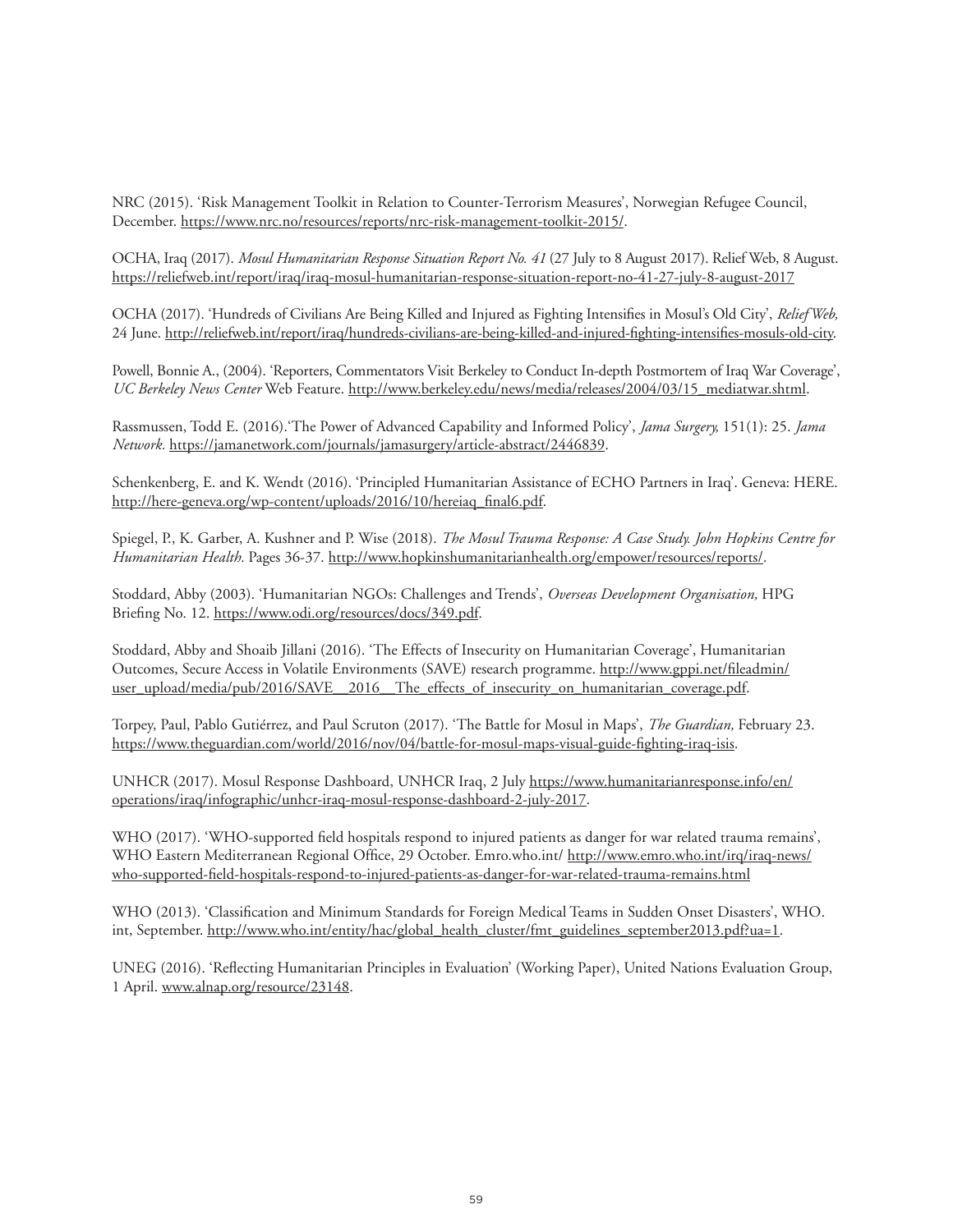NRC (2015). 'Risk Management Toolkit in Relation to Counter-Terrorism Measures', Norwegian Refugee Council, December. https://www.nrc.no/resources/reports/nrc-risk-management-toolkit-2015/.

OCHA, Iraq (2017). *Mosul Humanitarian Response Situation Report No. 41* (27 July to 8 August 2017). Relief Web, 8 August. https://reliefweb.int/report/iraq/iraq-mosul-humanitarian-response-situation-report-no-41-27-july-8-august-2017

OCHA (2017). 'Hundreds of Civilians Are Being Killed and Injured as Fighting Intensifies in Mosul's Old City', *Relief Web,* 24 June. http://reliefweb.int/report/iraq/hundreds-civilians-are-being-killed-and-injured-fighting-intensifies-mosuls-old-city.

Powell, Bonnie A., (2004). 'Reporters, Commentators Visit Berkeley to Conduct In-depth Postmortem of Iraq War Coverage', *UC Berkeley News Center* Web Feature. http://www.berkeley.edu/news/media/releases/2004/03/15_mediatwar.shtml.

Rassmussen, Todd E. (2016).'The Power of Advanced Capability and Informed Policy', *Jama Surgery,* 151(1): 25. *Jama Network.* https://jamanetwork.com/journals/jamasurgery/article-abstract/2446839.

Schenkenberg, E. and K. Wendt (2016). 'Principled Humanitarian Assistance of ECHO Partners in Iraq'. Geneva: HERE. http://here-geneva.org/wp-content/uploads/2016/10/hereiaq_final6.pdf.

Spiegel, P., K. Garber, A. Kushner and P. Wise (2018). *The Mosul Trauma Response: A Case Study. John Hopkins Centre for Humanitarian Health.* Pages 36-37. http://www.hopkinshumanitarianhealth.org/empower/resources/reports/.

Stoddard, Abby (2003). 'Humanitarian NGOs: Challenges and Trends', *Overseas Development Organisation,* HPG Briefing No. 12. https://www.odi.org/resources/docs/349.pdf.

Stoddard, Abby and Shoaib Jillani (2016). 'The Effects of Insecurity on Humanitarian Coverage', Humanitarian Outcomes, Secure Access in Volatile Environments (SAVE) research programme. http://www.gppi.net/fileadmin/user_upload/media/pub/2016/SAVE__2016__The_effects_of_insecurity_on_humanitarian_coverage.pdf.

Torpey, Paul, Pablo Gutiérrez, and Paul Scruton (2017). 'The Battle for Mosul in Maps', *The Guardian,* February 23. https://www.theguardian.com/world/2016/nov/04/battle-for-mosul-maps-visual-guide-fighting-iraq-isis.

UNHCR (2017). Mosul Response Dashboard, UNHCR Iraq, 2 July https://www.humanitarianresponse.info/en/operations/iraq/infographic/unhcr-iraq-mosul-response-dashboard-2-july-2017.

WHO (2017). 'WHO-supported field hospitals respond to injured patients as danger for war related trauma remains', WHO Eastern Mediterranean Regional Office, 29 October. Emro.who.int/ http://www.emro.who.int/irq/iraq-news/who-supported-field-hospitals-respond-to-injured-patients-as-danger-for-war-related-trauma-remains.html

WHO (2013). 'Classification and Minimum Standards for Foreign Medical Teams in Sudden Onset Disasters', WHO.int, September. http://www.who.int/entity/hac/global_health_cluster/fmt_guidelines_september2013.pdf?ua=1.

UNEG (2016). 'Reflecting Humanitarian Principles in Evaluation' (Working Paper), United Nations Evaluation Group, 1 April. www.alnap.org/resource/23148.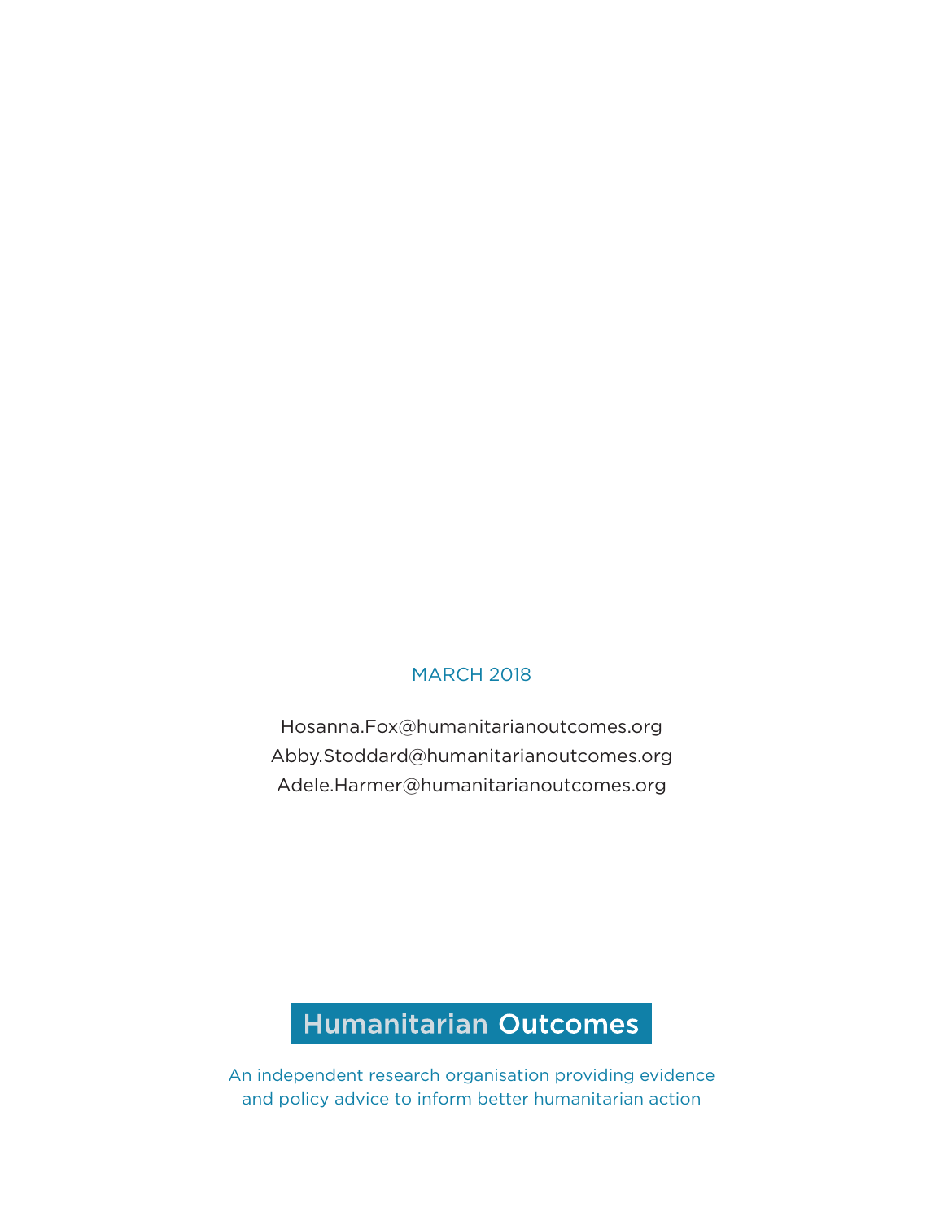MARCH 2018

Hosanna.Fox@humanitarianoutcomes.org
Abby.Stoddard@humanitarianoutcomes.org
Adele.Harmer@humanitarianoutcomes.org

Humanitarian Outcomes

An independent research organisation providing evidence and policy advice to inform better humanitarian action